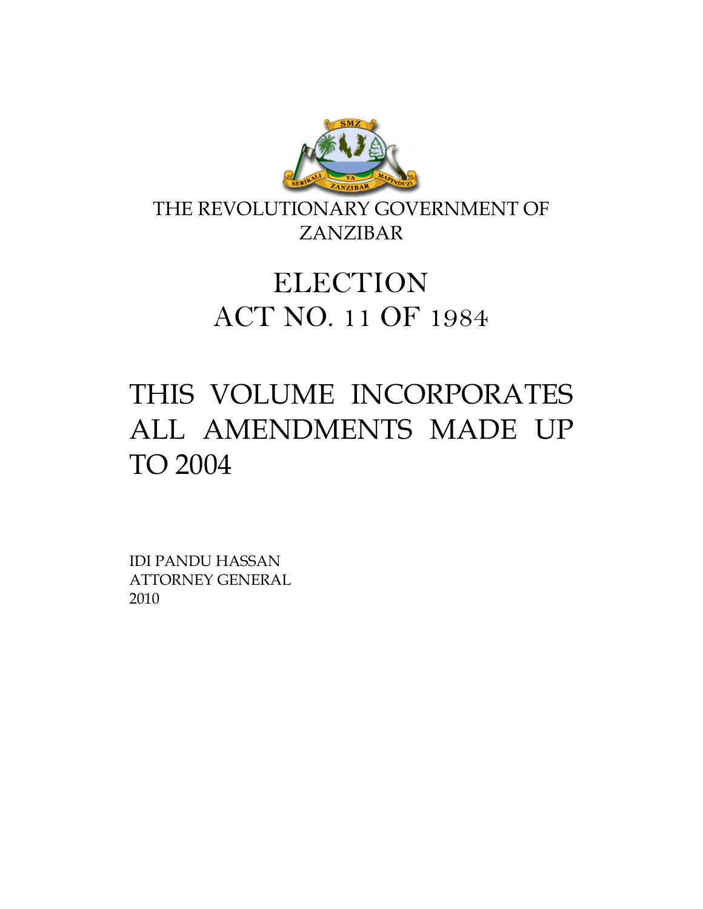THE REVOLUTIONARY GOVERNMENT OF ZANZIBAR

# ELECTION
# ACT NO. 11 OF 1984

## THIS VOLUME INCORPORATES ALL AMENDMENTS MADE UP TO 2004

IDI PANDU HASSAN
ATTORNEY GENERAL
2010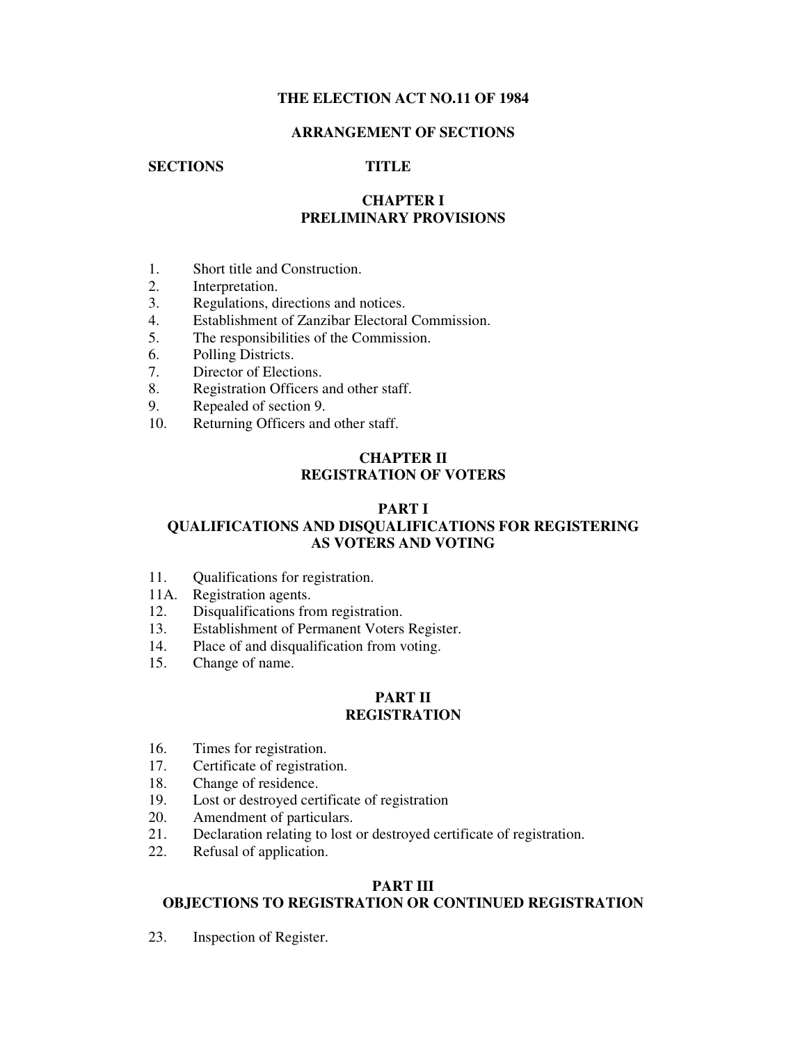# THE ELECTION ACT NO.11 OF 1984

## ARRANGEMENT OF SECTIONS

**SECTIONS** **TITLE**

## CHAPTER I
## PRELIMINARY PROVISIONS

1. Short title and Construction.
2. Interpretation.
3. Regulations, directions and notices.
4. Establishment of Zanzibar Electoral Commission.
5. The responsibilities of the Commission.
6. Polling Districts.
7. Director of Elections.
8. Registration Officers and other staff.
9. Repealed of section 9.
10. Returning Officers and other staff.

## CHAPTER II
## REGISTRATION OF VOTERS

### PART I
### QUALIFICATIONS AND DISQUALIFICATIONS FOR REGISTERING AS VOTERS AND VOTING

11. Qualifications for registration.

11A. Registration agents.

12. Disqualifications from registration.
13. Establishment of Permanent Voters Register.
14. Place of and disqualification from voting.
15. Change of name.

### PART II
### REGISTRATION

16. Times for registration.
17. Certificate of registration.
18. Change of residence.
19. Lost or destroyed certificate of registration
20. Amendment of particulars.
21. Declaration relating to lost or destroyed certificate of registration.
22. Refusal of application.

### PART III
### OBJECTIONS TO REGISTRATION OR CONTINUED REGISTRATION

23. Inspection of Register.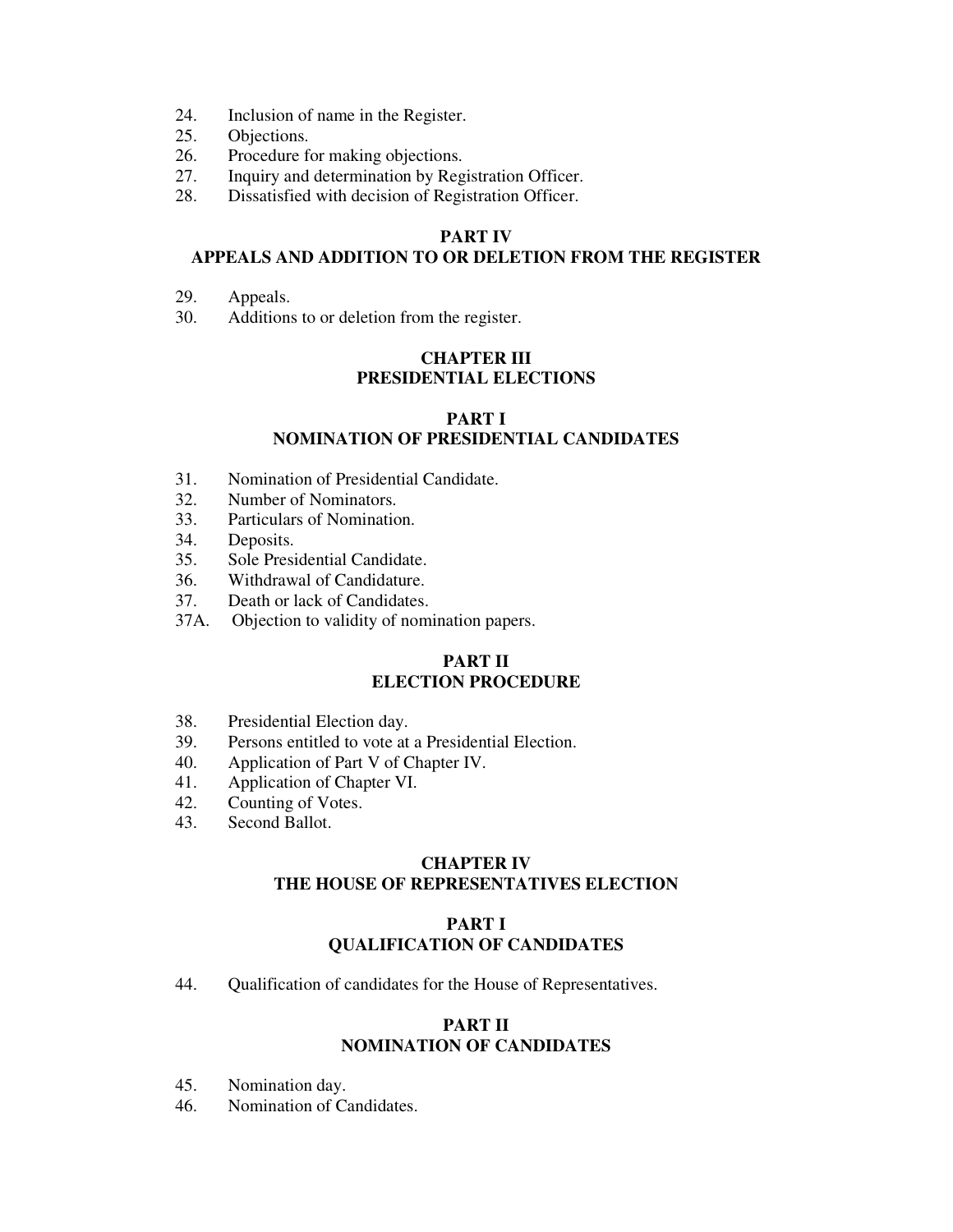24. Inclusion of name in the Register.
25. Objections.
26. Procedure for making objections.
27. Inquiry and determination by Registration Officer.
28. Dissatisfied with decision of Registration Officer.

**PART IV**
**APPEALS AND ADDITION TO OR DELETION FROM THE REGISTER**

29. Appeals.
30. Additions to or deletion from the register.

**CHAPTER III**
**PRESIDENTIAL ELECTIONS**

**PART I**
**NOMINATION OF PRESIDENTIAL CANDIDATES**

31. Nomination of Presidential Candidate.
32. Number of Nominators.
33. Particulars of Nomination.
34. Deposits.
35. Sole Presidential Candidate.
36. Withdrawal of Candidature.
37. Death or lack of Candidates.
37A. Objection to validity of nomination papers.

**PART II**
**ELECTION PROCEDURE**

38. Presidential Election day.
39. Persons entitled to vote at a Presidential Election.
40. Application of Part V of Chapter IV.
41. Application of Chapter VI.
42. Counting of Votes.
43. Second Ballot.

**CHAPTER IV**
**THE HOUSE OF REPRESENTATIVES ELECTION**

**PART I**
**QUALIFICATION OF CANDIDATES**

44. Qualification of candidates for the House of Representatives.

**PART II**
**NOMINATION OF CANDIDATES**

45. Nomination day.
46. Nomination of Candidates.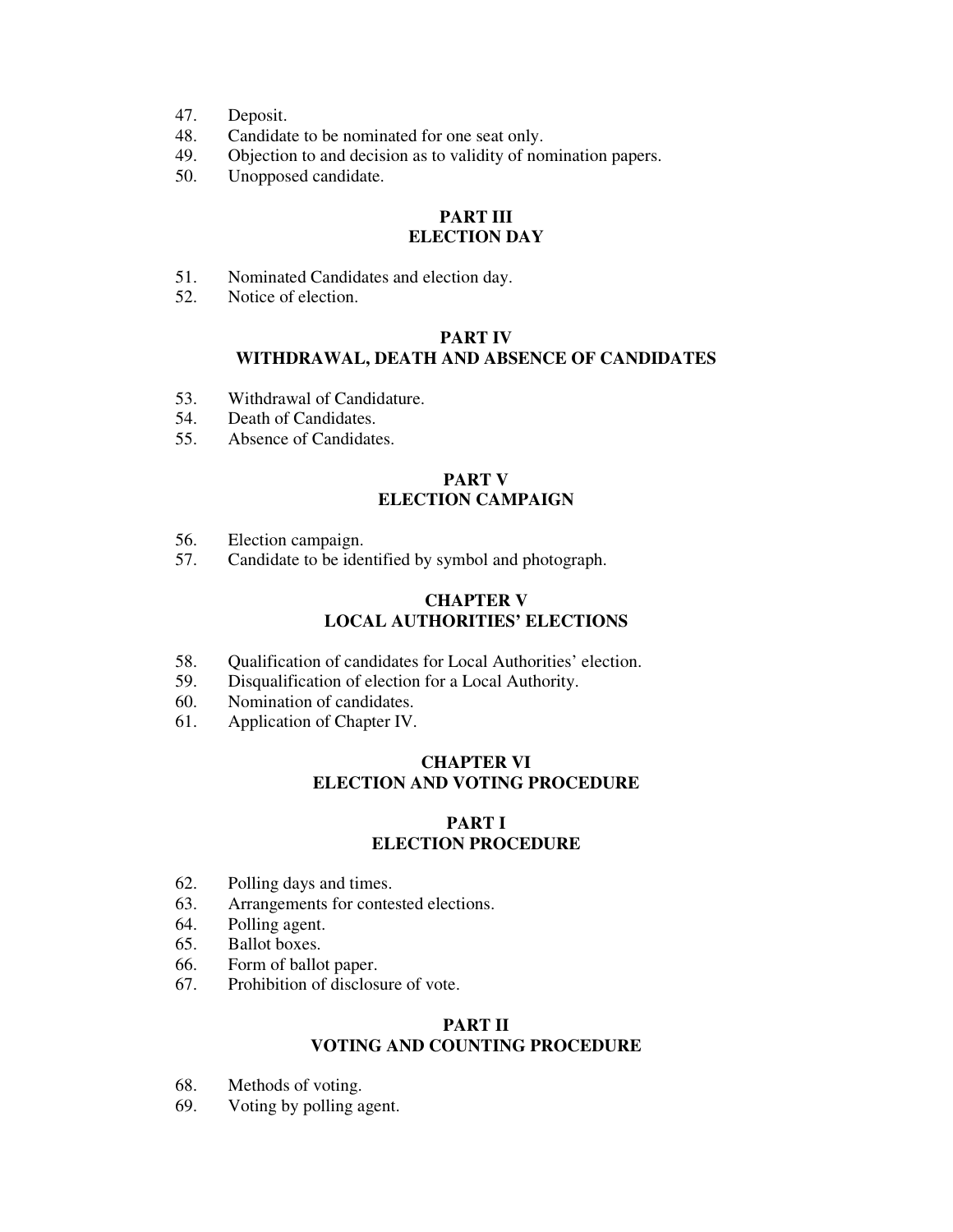47. Deposit.
48. Candidate to be nominated for one seat only.
49. Objection to and decision as to validity of nomination papers.
50. Unopposed candidate.

**PART III**
**ELECTION DAY**

51. Nominated Candidates and election day.
52. Notice of election.

**PART IV**
**WITHDRAWAL, DEATH AND ABSENCE OF CANDIDATES**

53. Withdrawal of Candidature.
54. Death of Candidates.
55. Absence of Candidates.

**PART V**
**ELECTION CAMPAIGN**

56. Election campaign.
57. Candidate to be identified by symbol and photograph.

**CHAPTER V**
**LOCAL AUTHORITIES' ELECTIONS**

58. Qualification of candidates for Local Authorities' election.
59. Disqualification of election for a Local Authority.
60. Nomination of candidates.
61. Application of Chapter IV.

**CHAPTER VI**
**ELECTION AND VOTING PROCEDURE**

**PART I**
**ELECTION PROCEDURE**

62. Polling days and times.
63. Arrangements for contested elections.
64. Polling agent.
65. Ballot boxes.
66. Form of ballot paper.
67. Prohibition of disclosure of vote.

**PART II**
**VOTING AND COUNTING PROCEDURE**

68. Methods of voting.
69. Voting by polling agent.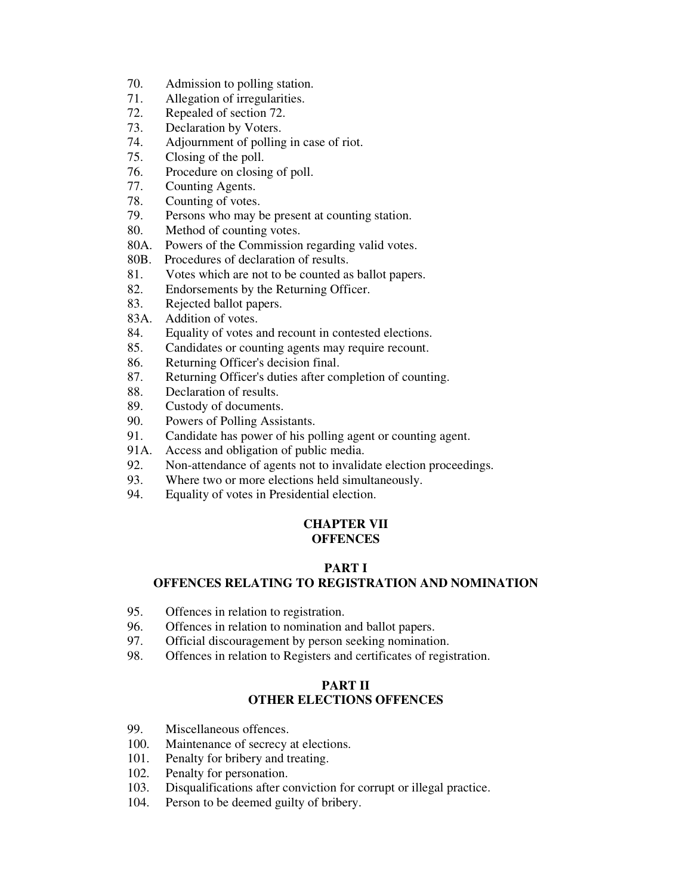70. Admission to polling station.
71. Allegation of irregularities.
72. Repealed of section 72.
73. Declaration by Voters.
74. Adjournment of polling in case of riot.
75. Closing of the poll.
76. Procedure on closing of poll.
77. Counting Agents.
78. Counting of votes.
79. Persons who may be present at counting station.
80. Method of counting votes.
80A. Powers of the Commission regarding valid votes.
80B. Procedures of declaration of results.
81. Votes which are not to be counted as ballot papers.
82. Endorsements by the Returning Officer.
83. Rejected ballot papers.
83A. Addition of votes.
84. Equality of votes and recount in contested elections.
85. Candidates or counting agents may require recount.
86. Returning Officer's decision final.
87. Returning Officer's duties after completion of counting.
88. Declaration of results.
89. Custody of documents.
90. Powers of Polling Assistants.
91. Candidate has power of his polling agent or counting agent.
91A. Access and obligation of public media.
92. Non-attendance of agents not to invalidate election proceedings.
93. Where two or more elections held simultaneously.
94. Equality of votes in Presidential election.

## CHAPTER VII
## OFFENCES

### PART I
### OFFENCES RELATING TO REGISTRATION AND NOMINATION

95. Offences in relation to registration.
96. Offences in relation to nomination and ballot papers.
97. Official discouragement by person seeking nomination.
98. Offences in relation to Registers and certificates of registration.

### PART II
### OTHER ELECTIONS OFFENCES

99. Miscellaneous offences.
100. Maintenance of secrecy at elections.
101. Penalty for bribery and treating.
102. Penalty for personation.
103. Disqualifications after conviction for corrupt or illegal practice.
104. Person to be deemed guilty of bribery.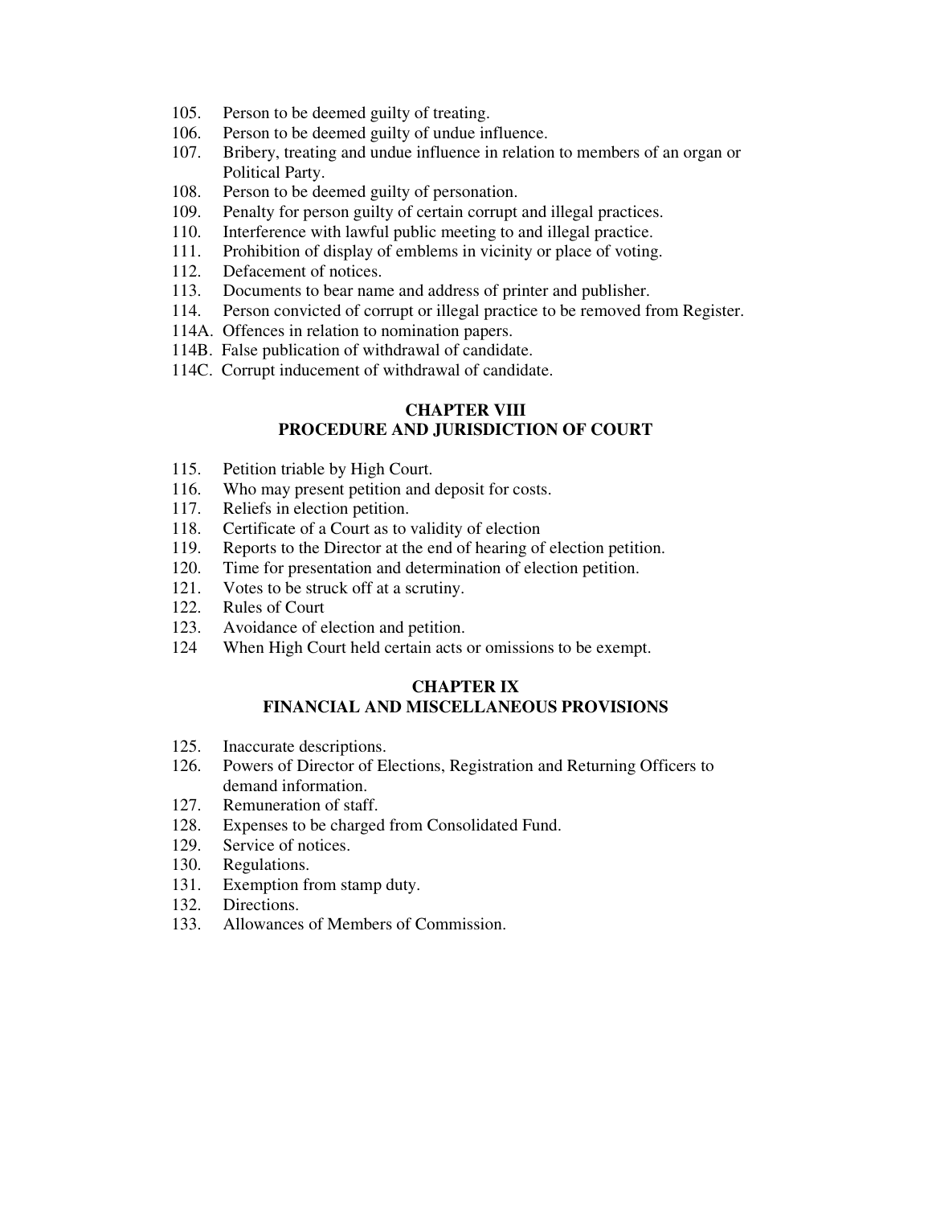105. Person to be deemed guilty of treating.
106. Person to be deemed guilty of undue influence.
107. Bribery, treating and undue influence in relation to members of an organ or Political Party.
108. Person to be deemed guilty of personation.
109. Penalty for person guilty of certain corrupt and illegal practices.
110. Interference with lawful public meeting to and illegal practice.
111. Prohibition of display of emblems in vicinity or place of voting.
112. Defacement of notices.
113. Documents to bear name and address of printer and publisher.
114. Person convicted of corrupt or illegal practice to be removed from Register.
114A. Offences in relation to nomination papers.
114B. False publication of withdrawal of candidate.
114C. Corrupt inducement of withdrawal of candidate.

## CHAPTER VIII
## PROCEDURE AND JURISDICTION OF COURT

115. Petition triable by High Court.
116. Who may present petition and deposit for costs.
117. Reliefs in election petition.
118. Certificate of a Court as to validity of election
119. Reports to the Director at the end of hearing of election petition.
120. Time for presentation and determination of election petition.
121. Votes to be struck off at a scrutiny.
122. Rules of Court
123. Avoidance of election and petition.
124 When High Court held certain acts or omissions to be exempt.

## CHAPTER IX
## FINANCIAL AND MISCELLANEOUS PROVISIONS

125. Inaccurate descriptions.
126. Powers of Director of Elections, Registration and Returning Officers to demand information.
127. Remuneration of staff.
128. Expenses to be charged from Consolidated Fund.
129. Service of notices.
130. Regulations.
131. Exemption from stamp duty.
132. Directions.
133. Allowances of Members of Commission.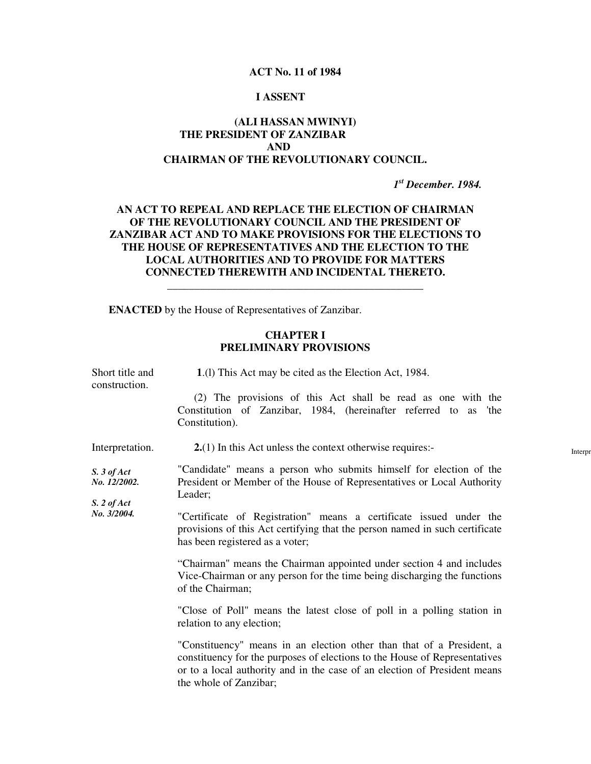**ACT No. 11 of 1984**

**I ASSENT**

**(ALI HASSAN MWINYI)**
**THE PRESIDENT OF ZANZIBAR**
**AND**
**CHAIRMAN OF THE REVOLUTIONARY COUNCIL.**

***1st December. 1984.***

**AN ACT TO REPEAL AND REPLACE THE ELECTION OF CHAIRMAN OF THE REVOLUTIONARY COUNCIL AND THE PRESIDENT OF ZANZIBAR ACT AND TO MAKE PROVISIONS FOR THE ELECTIONS TO THE HOUSE OF REPRESENTATIVES AND THE ELECTION TO THE LOCAL AUTHORITIES AND TO PROVIDE FOR MATTERS CONNECTED THEREWITH AND INCIDENTAL THERETO.**

---

**ENACTED** by the House of Representatives of Zanzibar.

## CHAPTER I
## PRELIMINARY PROVISIONS

Short title and construction.

**1**.(l) This Act may be cited as the Election Act, 1984.

(2) The provisions of this Act shall be read as one with the Constitution of Zanzibar, 1984, (hereinafter referred to as 'the Constitution).

Interpretation.

**2.**(1) In this Act unless the context otherwise requires:-

*S. 3 of Act No. 12/2002.*

*S. 2 of Act No. 3/2004.*

"Candidate" means a person who submits himself for election of the President or Member of the House of Representatives or Local Authority Leader;

"Certificate of Registration" means a certificate issued under the provisions of this Act certifying that the person named in such certificate has been registered as a voter;

"Chairman" means the Chairman appointed under section 4 and includes Vice-Chairman or any person for the time being discharging the functions of the Chairman;

"Close of Poll" means the latest close of poll in a polling station in relation to any election;

"Constituency" means in an election other than that of a President, a constituency for the purposes of elections to the House of Representatives or to a local authority and in the case of an election of President means the whole of Zanzibar;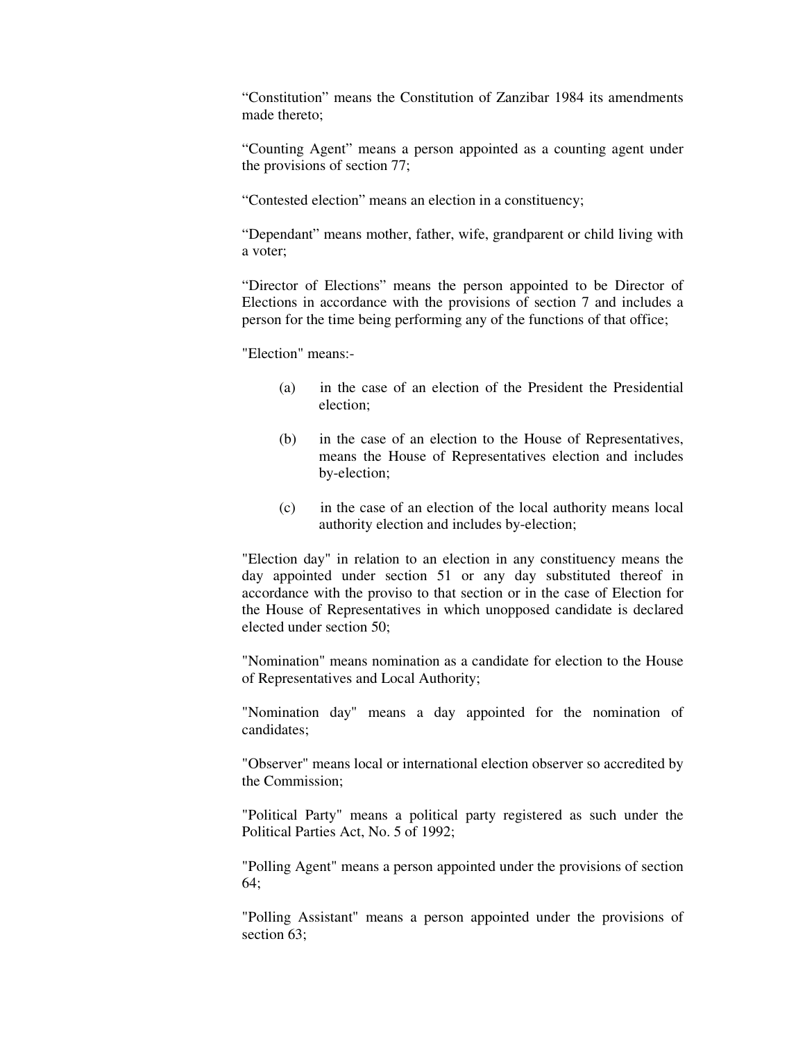"Constitution" means the Constitution of Zanzibar 1984 its amendments made thereto;

"Counting Agent" means a person appointed as a counting agent under the provisions of section 77;

"Contested election" means an election in a constituency;

"Dependant" means mother, father, wife, grandparent or child living with a voter;

"Director of Elections" means the person appointed to be Director of Elections in accordance with the provisions of section 7 and includes a person for the time being performing any of the functions of that office;

"Election" means:-

(a) in the case of an election of the President the Presidential election;

(b) in the case of an election to the House of Representatives, means the House of Representatives election and includes by-election;

(c) in the case of an election of the local authority means local authority election and includes by-election;

"Election day" in relation to an election in any constituency means the day appointed under section 51 or any day substituted thereof in accordance with the proviso to that section or in the case of Election for the House of Representatives in which unopposed candidate is declared elected under section 50;

"Nomination" means nomination as a candidate for election to the House of Representatives and Local Authority;

"Nomination day" means a day appointed for the nomination of candidates;

"Observer" means local or international election observer so accredited by the Commission;

"Political Party" means a political party registered as such under the Political Parties Act, No. 5 of 1992;

"Polling Agent" means a person appointed under the provisions of section 64;

"Polling Assistant" means a person appointed under the provisions of section 63;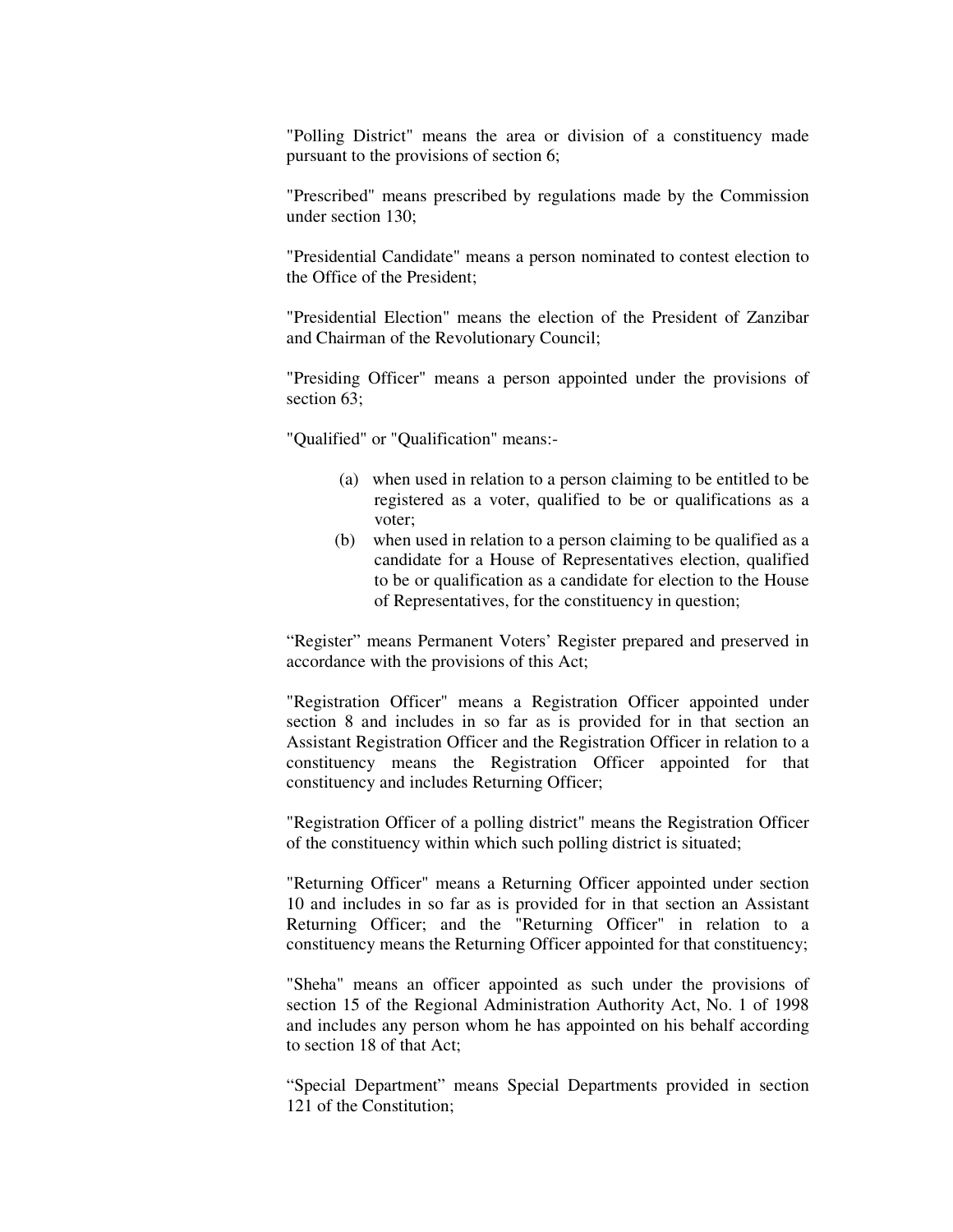"Polling District" means the area or division of a constituency made pursuant to the provisions of section 6;

"Prescribed" means prescribed by regulations made by the Commission under section 130;

"Presidential Candidate" means a person nominated to contest election to the Office of the President;

"Presidential Election" means the election of the President of Zanzibar and Chairman of the Revolutionary Council;

"Presiding Officer" means a person appointed under the provisions of section 63;

"Qualified" or "Qualification" means:-

(a) when used in relation to a person claiming to be entitled to be registered as a voter, qualified to be or qualifications as a voter;

(b) when used in relation to a person claiming to be qualified as a candidate for a House of Representatives election, qualified to be or qualification as a candidate for election to the House of Representatives, for the constituency in question;

"Register" means Permanent Voters' Register prepared and preserved in accordance with the provisions of this Act;

"Registration Officer" means a Registration Officer appointed under section 8 and includes in so far as is provided for in that section an Assistant Registration Officer and the Registration Officer in relation to a constituency means the Registration Officer appointed for that constituency and includes Returning Officer;

"Registration Officer of a polling district" means the Registration Officer of the constituency within which such polling district is situated;

"Returning Officer" means a Returning Officer appointed under section 10 and includes in so far as is provided for in that section an Assistant Returning Officer; and the "Returning Officer" in relation to a constituency means the Returning Officer appointed for that constituency;

"Sheha" means an officer appointed as such under the provisions of section 15 of the Regional Administration Authority Act, No. 1 of 1998 and includes any person whom he has appointed on his behalf according to section 18 of that Act;

"Special Department" means Special Departments provided in section 121 of the Constitution;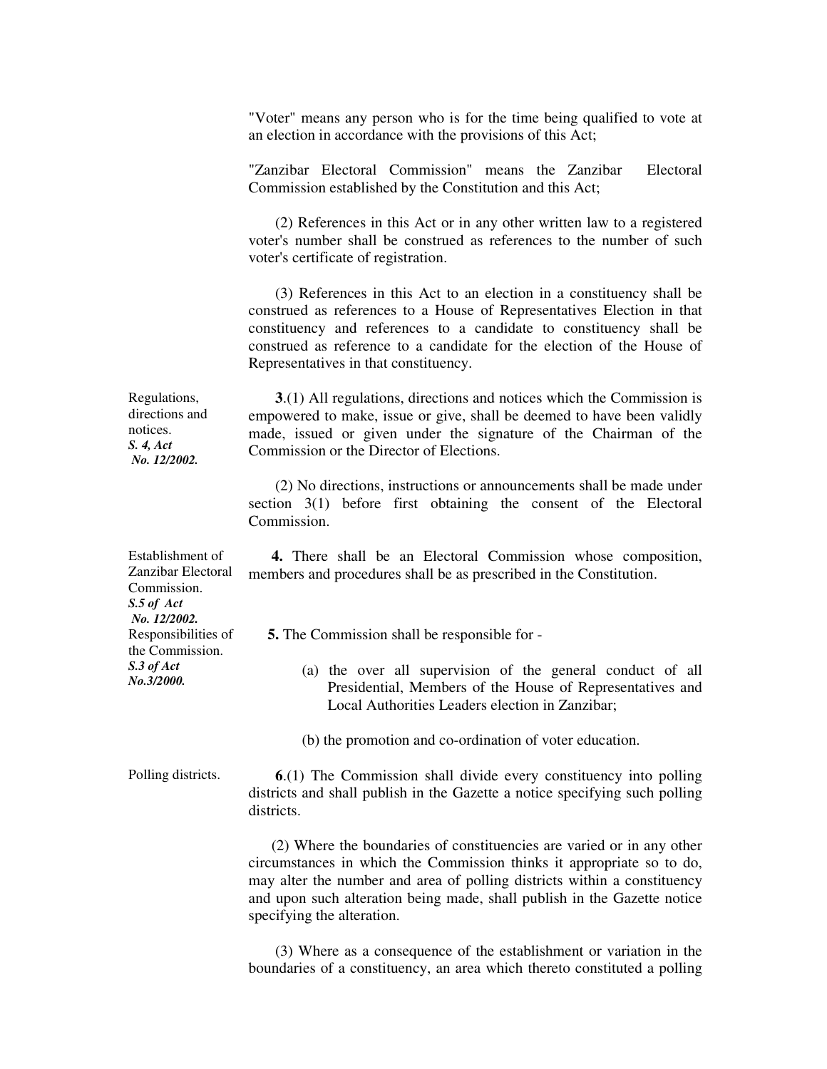"Voter" means any person who is for the time being qualified to vote at an election in accordance with the provisions of this Act;

"Zanzibar Electoral Commission" means the Zanzibar Electoral Commission established by the Constitution and this Act;

(2) References in this Act or in any other written law to a registered voter's number shall be construed as references to the number of such voter's certificate of registration.

(3) References in this Act to an election in a constituency shall be construed as references to a House of Representatives Election in that constituency and references to a candidate to constituency shall be construed as reference to a candidate for the election of the House of Representatives in that constituency.

Regulations, directions and notices.
***S. 4, Act No. 12/2002.***

**3**.(1) All regulations, directions and notices which the Commission is empowered to make, issue or give, shall be deemed to have been validly made, issued or given under the signature of the Chairman of the Commission or the Director of Elections.

(2) No directions, instructions or announcements shall be made under section 3(1) before first obtaining the consent of the Electoral Commission.

Establishment of Zanzibar Electoral Commission.
***S.5 of Act No. 12/2002.***

**4.** There shall be an Electoral Commission whose composition, members and procedures shall be as prescribed in the Constitution.

Responsibilities of the Commission.
***S.3 of Act No.3/2000.***

**5.** The Commission shall be responsible for -

(a) the over all supervision of the general conduct of all Presidential, Members of the House of Representatives and Local Authorities Leaders election in Zanzibar;

(b) the promotion and co-ordination of voter education.

Polling districts.

**6**.(1) The Commission shall divide every constituency into polling districts and shall publish in the Gazette a notice specifying such polling districts.

(2) Where the boundaries of constituencies are varied or in any other circumstances in which the Commission thinks it appropriate so to do, may alter the number and area of polling districts within a constituency and upon such alteration being made, shall publish in the Gazette notice specifying the alteration.

(3) Where as a consequence of the establishment or variation in the boundaries of a constituency, an area which thereto constituted a polling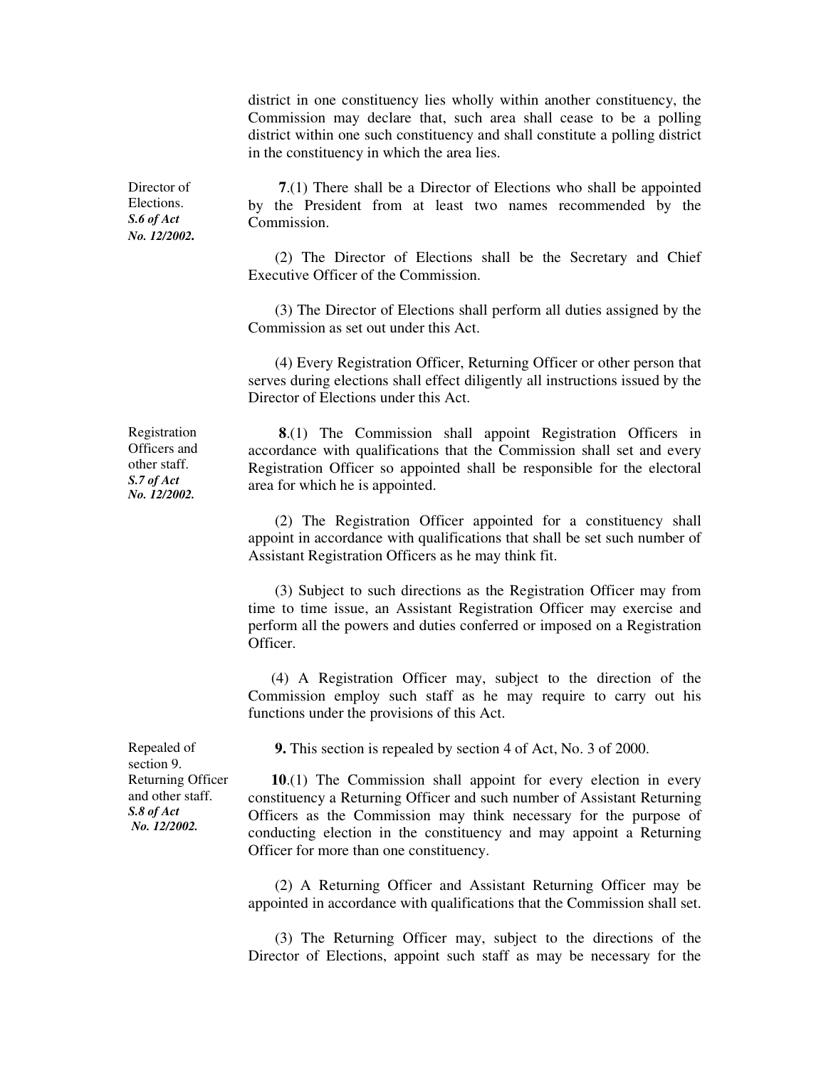district in one constituency lies wholly within another constituency, the Commission may declare that, such area shall cease to be a polling district within one such constituency and shall constitute a polling district in the constituency in which the area lies.

Director of Elections.
***S.6 of Act No. 12/2002.***

**7**.(1) There shall be a Director of Elections who shall be appointed by the President from at least two names recommended by the Commission.

(2) The Director of Elections shall be the Secretary and Chief Executive Officer of the Commission.

(3) The Director of Elections shall perform all duties assigned by the Commission as set out under this Act.

(4) Every Registration Officer, Returning Officer or other person that serves during elections shall effect diligently all instructions issued by the Director of Elections under this Act.

Registration Officers and other staff.
***S.7 of Act No. 12/2002.***

**8**.(1) The Commission shall appoint Registration Officers in accordance with qualifications that the Commission shall set and every Registration Officer so appointed shall be responsible for the electoral area for which he is appointed.

(2) The Registration Officer appointed for a constituency shall appoint in accordance with qualifications that shall be set such number of Assistant Registration Officers as he may think fit.

(3) Subject to such directions as the Registration Officer may from time to time issue, an Assistant Registration Officer may exercise and perform all the powers and duties conferred or imposed on a Registration Officer.

(4) A Registration Officer may, subject to the direction of the Commission employ such staff as he may require to carry out his functions under the provisions of this Act.

Repealed of section 9.

**9.** This section is repealed by section 4 of Act, No. 3 of 2000.

Returning Officer and other staff.
***S.8 of Act No. 12/2002.***

**10**.(1) The Commission shall appoint for every election in every constituency a Returning Officer and such number of Assistant Returning Officers as the Commission may think necessary for the purpose of conducting election in the constituency and may appoint a Returning Officer for more than one constituency.

(2) A Returning Officer and Assistant Returning Officer may be appointed in accordance with qualifications that the Commission shall set.

(3) The Returning Officer may, subject to the directions of the Director of Elections, appoint such staff as may be necessary for the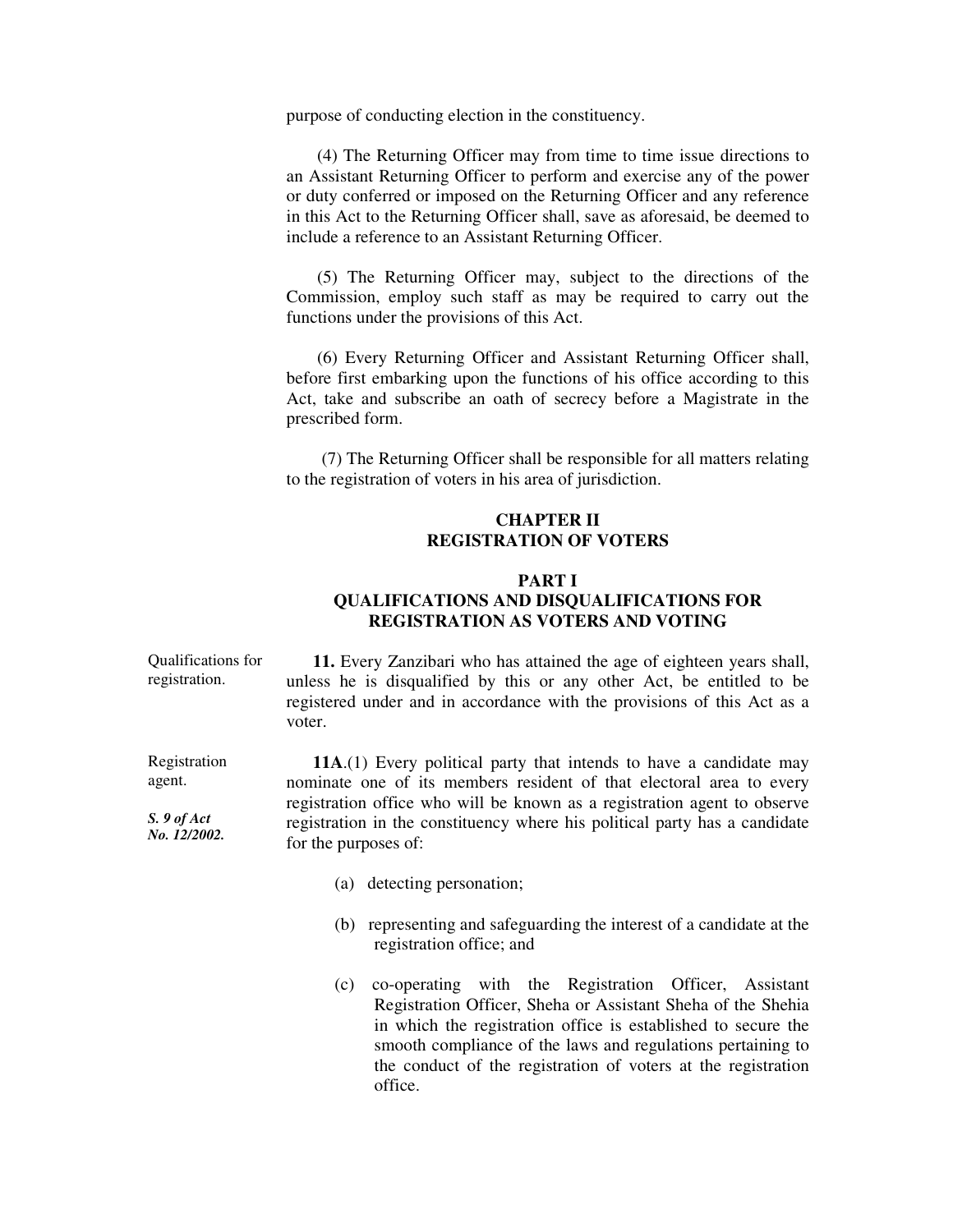purpose of conducting election in the constituency.

(4) The Returning Officer may from time to time issue directions to an Assistant Returning Officer to perform and exercise any of the power or duty conferred or imposed on the Returning Officer and any reference in this Act to the Returning Officer shall, save as aforesaid, be deemed to include a reference to an Assistant Returning Officer.

(5) The Returning Officer may, subject to the directions of the Commission, employ such staff as may be required to carry out the functions under the provisions of this Act.

(6) Every Returning Officer and Assistant Returning Officer shall, before first embarking upon the functions of his office according to this Act, take and subscribe an oath of secrecy before a Magistrate in the prescribed form.

(7) The Returning Officer shall be responsible for all matters relating to the registration of voters in his area of jurisdiction.

## CHAPTER II
## REGISTRATION OF VOTERS

### PART I
### QUALIFICATIONS AND DISQUALIFICATIONS FOR REGISTRATION AS VOTERS AND VOTING

Qualifications for registration.

**11.** Every Zanzibari who has attained the age of eighteen years shall, unless he is disqualified by this or any other Act, be entitled to be registered under and in accordance with the provisions of this Act as a voter.

Registration agent.

***S. 9 of Act No. 12/2002.***

**11A**.(1) Every political party that intends to have a candidate may nominate one of its members resident of that electoral area to every registration office who will be known as a registration agent to observe registration in the constituency where his political party has a candidate for the purposes of:

(a) detecting personation;

(b) representing and safeguarding the interest of a candidate at the registration office; and

(c) co-operating with the Registration Officer, Assistant Registration Officer, Sheha or Assistant Sheha of the Shehia in which the registration office is established to secure the smooth compliance of the laws and regulations pertaining to the conduct of the registration of voters at the registration office.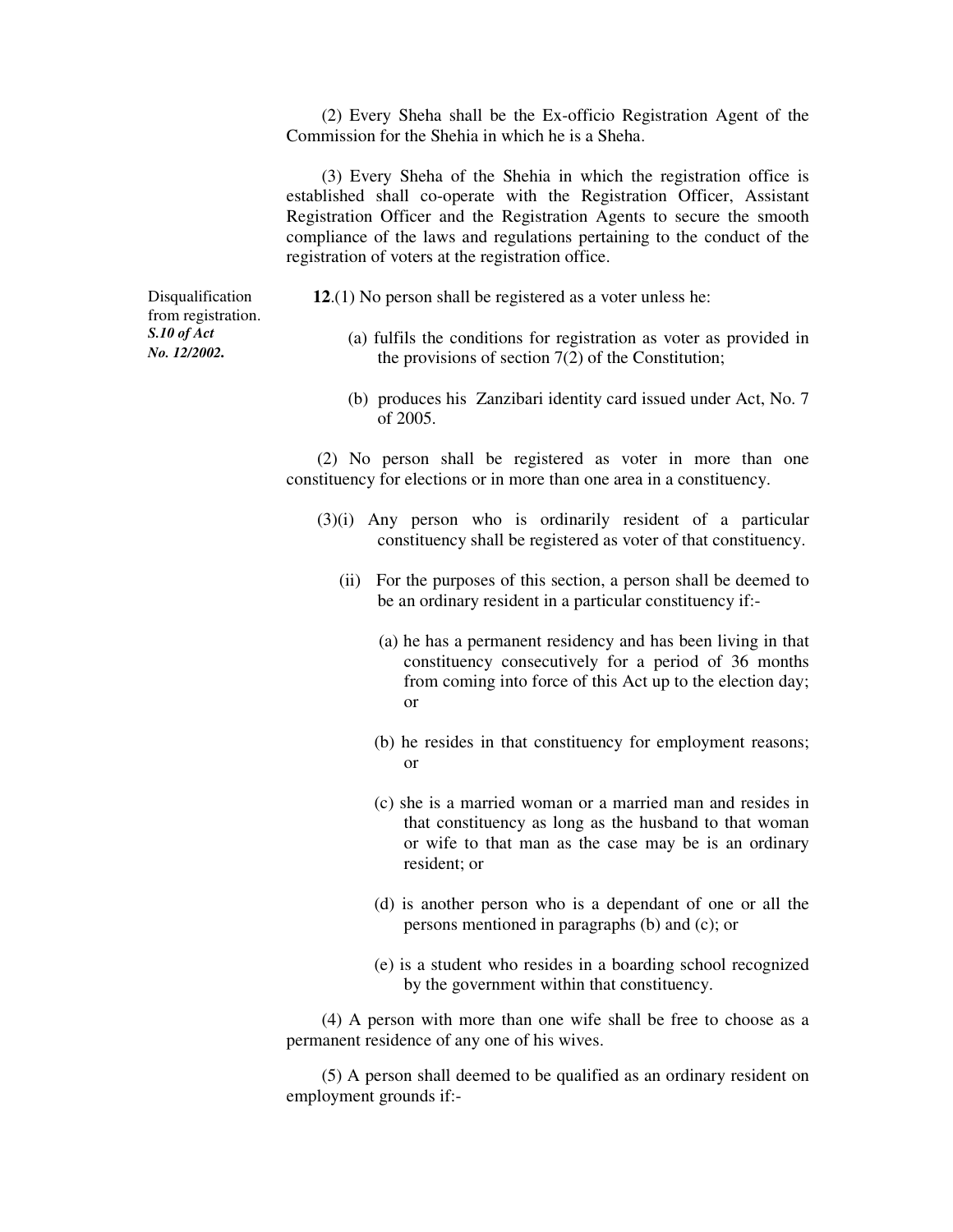(2) Every Sheha shall be the Ex-officio Registration Agent of the Commission for the Shehia in which he is a Sheha.

(3) Every Sheha of the Shehia in which the registration office is established shall co-operate with the Registration Officer, Assistant Registration Officer and the Registration Agents to secure the smooth compliance of the laws and regulations pertaining to the conduct of the registration of voters at the registration office.

Disqualification from registration.
***S.10 of Act No. 12/2002.***

**12**.(1) No person shall be registered as a voter unless he:

(a) fulfils the conditions for registration as voter as provided in the provisions of section 7(2) of the Constitution;

(b) produces his Zanzibari identity card issued under Act, No. 7 of 2005.

(2) No person shall be registered as voter in more than one constituency for elections or in more than one area in a constituency.

(3)(i) Any person who is ordinarily resident of a particular constituency shall be registered as voter of that constituency.

(ii) For the purposes of this section, a person shall be deemed to be an ordinary resident in a particular constituency if:-

(a) he has a permanent residency and has been living in that constituency consecutively for a period of 36 months from coming into force of this Act up to the election day; or

(b) he resides in that constituency for employment reasons; or

(c) she is a married woman or a married man and resides in that constituency as long as the husband to that woman or wife to that man as the case may be is an ordinary resident; or

(d) is another person who is a dependant of one or all the persons mentioned in paragraphs (b) and (c); or

(e) is a student who resides in a boarding school recognized by the government within that constituency.

(4) A person with more than one wife shall be free to choose as a permanent residence of any one of his wives.

(5) A person shall deemed to be qualified as an ordinary resident on employment grounds if:-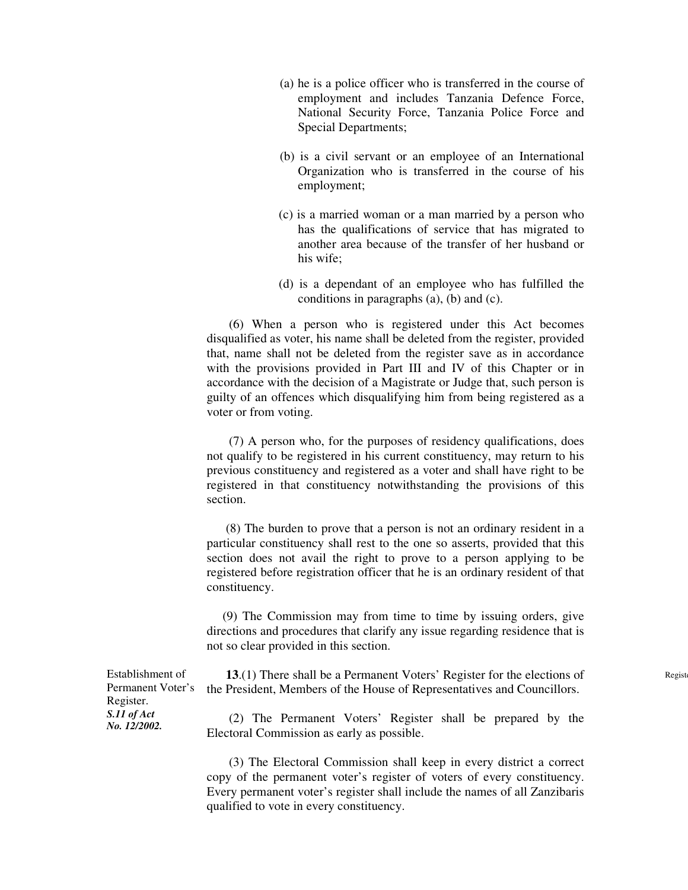(a) he is a police officer who is transferred in the course of employment and includes Tanzania Defence Force, National Security Force, Tanzania Police Force and Special Departments;

(b) is a civil servant or an employee of an International Organization who is transferred in the course of his employment;

(c) is a married woman or a man married by a person who has the qualifications of service that has migrated to another area because of the transfer of her husband or his wife;

(d) is a dependant of an employee who has fulfilled the conditions in paragraphs (a), (b) and (c).

(6) When a person who is registered under this Act becomes disqualified as voter, his name shall be deleted from the register, provided that, name shall not be deleted from the register save as in accordance with the provisions provided in Part III and IV of this Chapter or in accordance with the decision of a Magistrate or Judge that, such person is guilty of an offences which disqualifying him from being registered as a voter or from voting.

(7) A person who, for the purposes of residency qualifications, does not qualify to be registered in his current constituency, may return to his previous constituency and registered as a voter and shall have right to be registered in that constituency notwithstanding the provisions of this section.

(8) The burden to prove that a person is not an ordinary resident in a particular constituency shall rest to the one so asserts, provided that this section does not avail the right to prove to a person applying to be registered before registration officer that he is an ordinary resident of that constituency.

(9) The Commission may from time to time by issuing orders, give directions and procedures that clarify any issue regarding residence that is not so clear provided in this section.

Establishment of Permanent Voter's Register.
***S.11 of Act No. 12/2002.***

**13**.(1) There shall be a Permanent Voters' Register for the elections of the President, Members of the House of Representatives and Councillors.

(2) The Permanent Voters' Register shall be prepared by the Electoral Commission as early as possible.

(3) The Electoral Commission shall keep in every district a correct copy of the permanent voter's register of voters of every constituency. Every permanent voter's register shall include the names of all Zanzibaris qualified to vote in every constituency.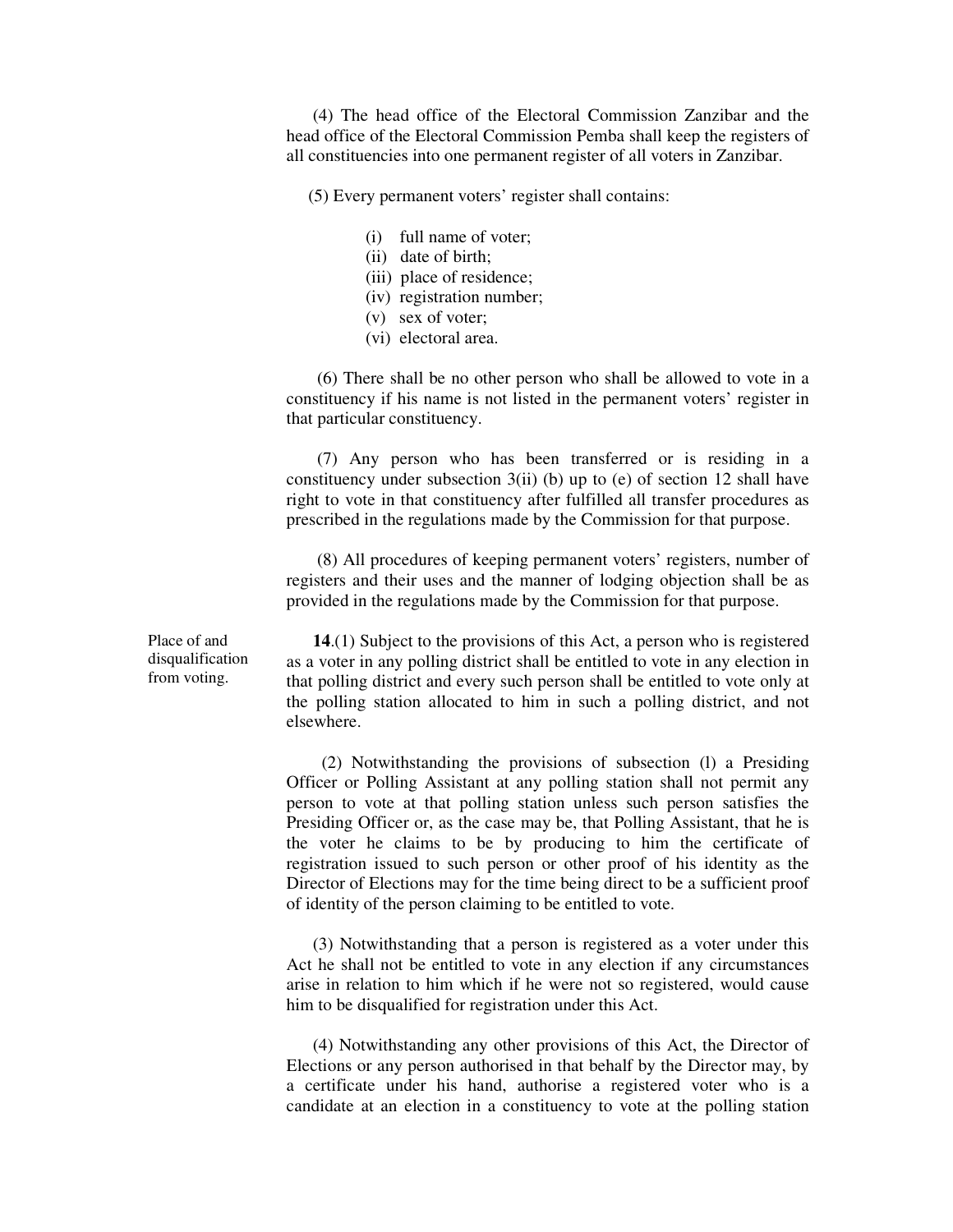(4) The head office of the Electoral Commission Zanzibar and the head office of the Electoral Commission Pemba shall keep the registers of all constituencies into one permanent register of all voters in Zanzibar.

(5) Every permanent voters' register shall contains:

- (i) full name of voter;
- (ii) date of birth;
- (iii) place of residence;
- (iv) registration number;
- (v) sex of voter;
- (vi) electoral area.

(6) There shall be no other person who shall be allowed to vote in a constituency if his name is not listed in the permanent voters' register in that particular constituency.

(7) Any person who has been transferred or is residing in a constituency under subsection 3(ii) (b) up to (e) of section 12 shall have right to vote in that constituency after fulfilled all transfer procedures as prescribed in the regulations made by the Commission for that purpose.

(8) All procedures of keeping permanent voters' registers, number of registers and their uses and the manner of lodging objection shall be as provided in the regulations made by the Commission for that purpose.

Place of and disqualification from voting.

**14**.(1) Subject to the provisions of this Act, a person who is registered as a voter in any polling district shall be entitled to vote in any election in that polling district and every such person shall be entitled to vote only at the polling station allocated to him in such a polling district, and not elsewhere.

(2) Notwithstanding the provisions of subsection (l) a Presiding Officer or Polling Assistant at any polling station shall not permit any person to vote at that polling station unless such person satisfies the Presiding Officer or, as the case may be, that Polling Assistant, that he is the voter he claims to be by producing to him the certificate of registration issued to such person or other proof of his identity as the Director of Elections may for the time being direct to be a sufficient proof of identity of the person claiming to be entitled to vote.

(3) Notwithstanding that a person is registered as a voter under this Act he shall not be entitled to vote in any election if any circumstances arise in relation to him which if he were not so registered, would cause him to be disqualified for registration under this Act.

(4) Notwithstanding any other provisions of this Act, the Director of Elections or any person authorised in that behalf by the Director may, by a certificate under his hand, authorise a registered voter who is a candidate at an election in a constituency to vote at the polling station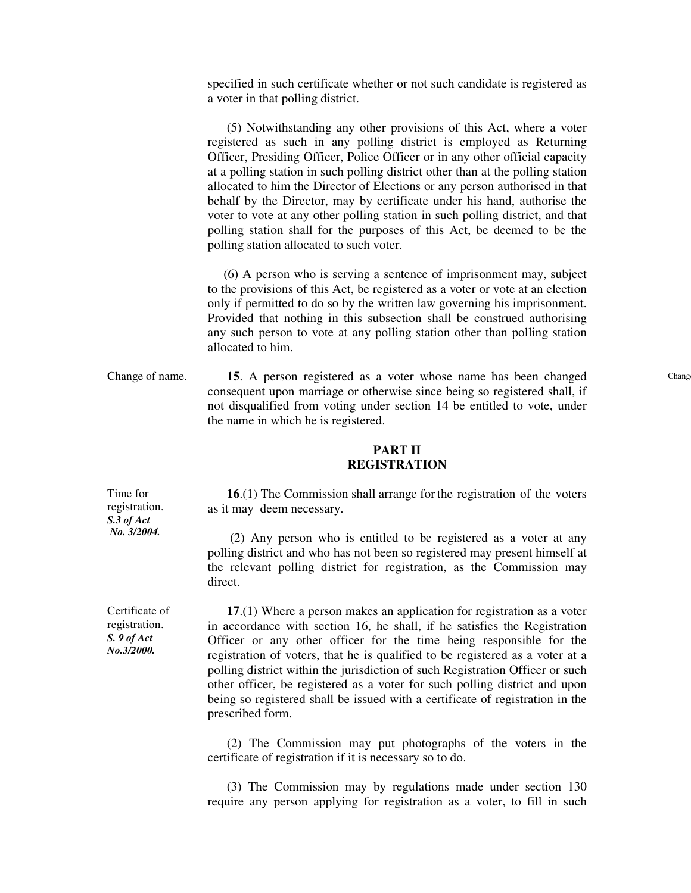specified in such certificate whether or not such candidate is registered as a voter in that polling district.

(5) Notwithstanding any other provisions of this Act, where a voter registered as such in any polling district is employed as Returning Officer, Presiding Officer, Police Officer or in any other official capacity at a polling station in such polling district other than at the polling station allocated to him the Director of Elections or any person authorised in that behalf by the Director, may by certificate under his hand, authorise the voter to vote at any other polling station in such polling district, and that polling station shall for the purposes of this Act, be deemed to be the polling station allocated to such voter.

(6) A person who is serving a sentence of imprisonment may, subject to the provisions of this Act, be registered as a voter or vote at an election only if permitted to do so by the written law governing his imprisonment. Provided that nothing in this subsection shall be construed authorising any such person to vote at any polling station other than polling station allocated to him.

Change of name.

**15**. A person registered as a voter whose name has been changed consequent upon marriage or otherwise since being so registered shall, if not disqualified from voting under section 14 be entitled to vote, under the name in which he is registered.

## PART II
## REGISTRATION

Time for registration. ***S.3 of Act No. 3/2004.***

**16**.(1) The Commission shall arrange for the registration of the voters as it may deem necessary.

(2) Any person who is entitled to be registered as a voter at any polling district and who has not been so registered may present himself at the relevant polling district for registration, as the Commission may direct.

Certificate of registration. ***S. 9 of Act No.3/2000.***

**17**.(1) Where a person makes an application for registration as a voter in accordance with section 16, he shall, if he satisfies the Registration Officer or any other officer for the time being responsible for the registration of voters, that he is qualified to be registered as a voter at a polling district within the jurisdiction of such Registration Officer or such other officer, be registered as a voter for such polling district and upon being so registered shall be issued with a certificate of registration in the prescribed form.

(2) The Commission may put photographs of the voters in the certificate of registration if it is necessary so to do.

(3) The Commission may by regulations made under section 130 require any person applying for registration as a voter, to fill in such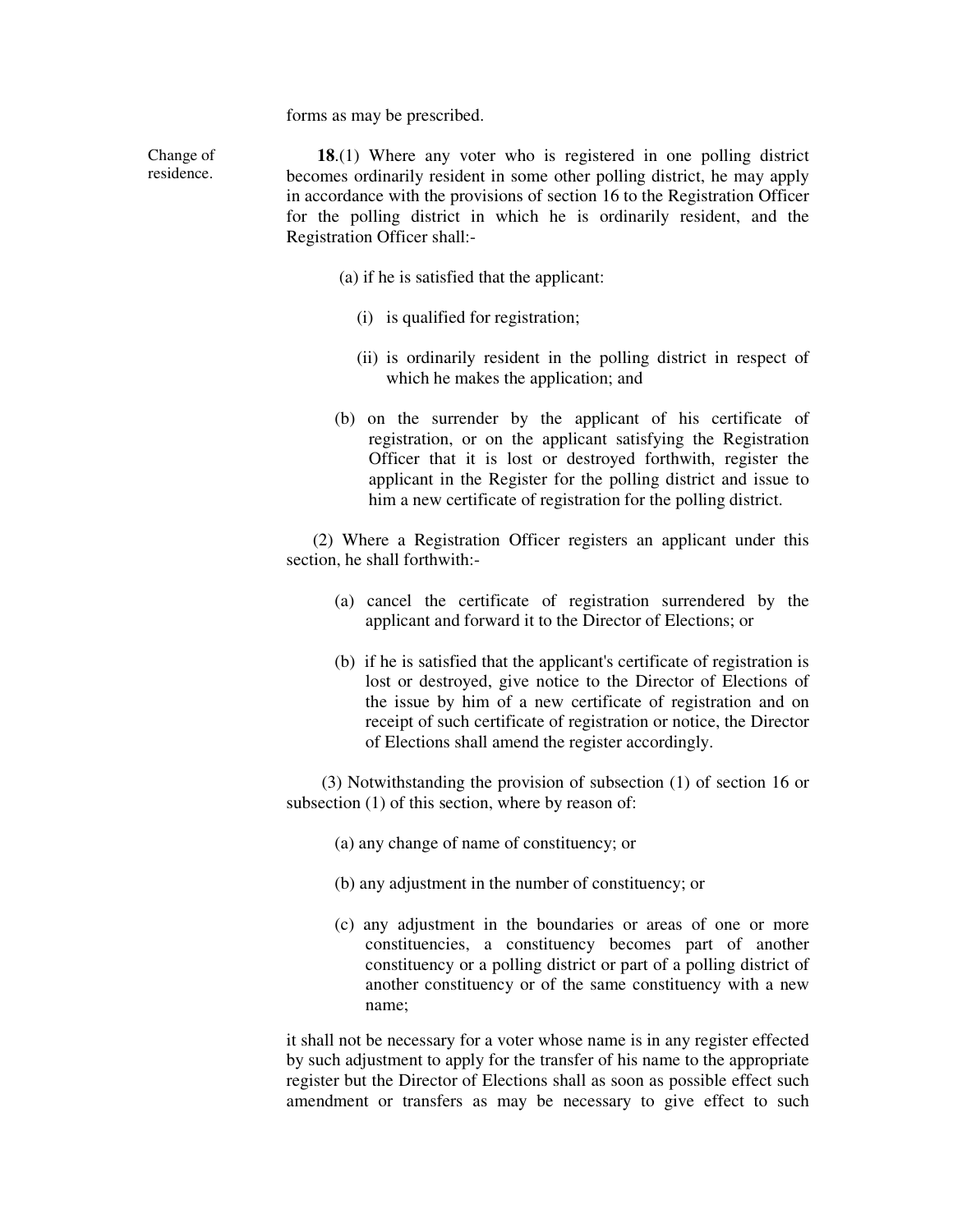forms as may be prescribed.

Change of residence.

**18**.(1) Where any voter who is registered in one polling district becomes ordinarily resident in some other polling district, he may apply in accordance with the provisions of section 16 to the Registration Officer for the polling district in which he is ordinarily resident, and the Registration Officer shall:-

(a) if he is satisfied that the applicant:

(i) is qualified for registration;

(ii) is ordinarily resident in the polling district in respect of which he makes the application; and

(b) on the surrender by the applicant of his certificate of registration, or on the applicant satisfying the Registration Officer that it is lost or destroyed forthwith, register the applicant in the Register for the polling district and issue to him a new certificate of registration for the polling district.

(2) Where a Registration Officer registers an applicant under this section, he shall forthwith:-

(a) cancel the certificate of registration surrendered by the applicant and forward it to the Director of Elections; or

(b) if he is satisfied that the applicant's certificate of registration is lost or destroyed, give notice to the Director of Elections of the issue by him of a new certificate of registration and on receipt of such certificate of registration or notice, the Director of Elections shall amend the register accordingly.

(3) Notwithstanding the provision of subsection (1) of section 16 or subsection (1) of this section, where by reason of:

(a) any change of name of constituency; or

(b) any adjustment in the number of constituency; or

(c) any adjustment in the boundaries or areas of one or more constituencies, a constituency becomes part of another constituency or a polling district or part of a polling district of another constituency or of the same constituency with a new name;

it shall not be necessary for a voter whose name is in any register effected by such adjustment to apply for the transfer of his name to the appropriate register but the Director of Elections shall as soon as possible effect such amendment or transfers as may be necessary to give effect to such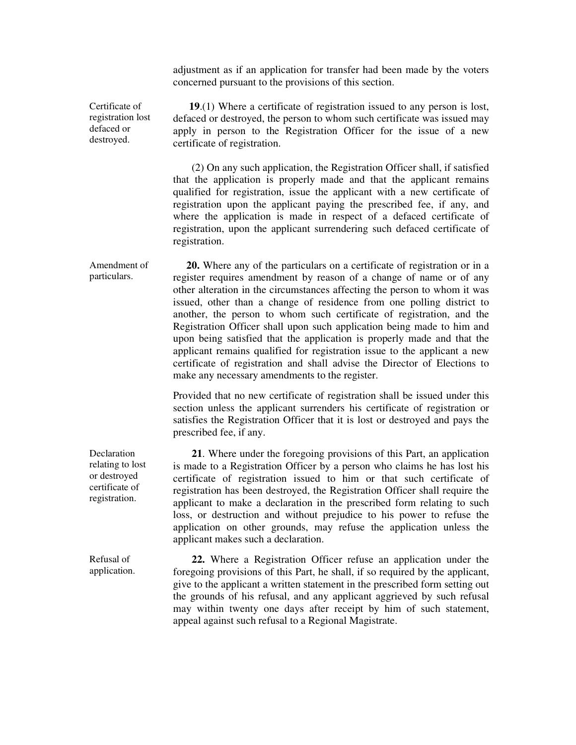adjustment as if an application for transfer had been made by the voters concerned pursuant to the provisions of this section.

Certificate of registration lost defaced or destroyed.

**19**.(1) Where a certificate of registration issued to any person is lost, defaced or destroyed, the person to whom such certificate was issued may apply in person to the Registration Officer for the issue of a new certificate of registration.

(2) On any such application, the Registration Officer shall, if satisfied that the application is properly made and that the applicant remains qualified for registration, issue the applicant with a new certificate of registration upon the applicant paying the prescribed fee, if any, and where the application is made in respect of a defaced certificate of registration, upon the applicant surrendering such defaced certificate of registration.

Amendment of particulars.

**20.** Where any of the particulars on a certificate of registration or in a register requires amendment by reason of a change of name or of any other alteration in the circumstances affecting the person to whom it was issued, other than a change of residence from one polling district to another, the person to whom such certificate of registration, and the Registration Officer shall upon such application being made to him and upon being satisfied that the application is properly made and that the applicant remains qualified for registration issue to the applicant a new certificate of registration and shall advise the Director of Elections to make any necessary amendments to the register.

Provided that no new certificate of registration shall be issued under this section unless the applicant surrenders his certificate of registration or satisfies the Registration Officer that it is lost or destroyed and pays the prescribed fee, if any.

Declaration relating to lost or destroyed certificate of registration.

**21**. Where under the foregoing provisions of this Part, an application is made to a Registration Officer by a person who claims he has lost his certificate of registration issued to him or that such certificate of registration has been destroyed, the Registration Officer shall require the applicant to make a declaration in the prescribed form relating to such loss, or destruction and without prejudice to his power to refuse the application on other grounds, may refuse the application unless the applicant makes such a declaration.

Refusal of application.

**22.** Where a Registration Officer refuse an application under the foregoing provisions of this Part, he shall, if so required by the applicant, give to the applicant a written statement in the prescribed form setting out the grounds of his refusal, and any applicant aggrieved by such refusal may within twenty one days after receipt by him of such statement, appeal against such refusal to a Regional Magistrate.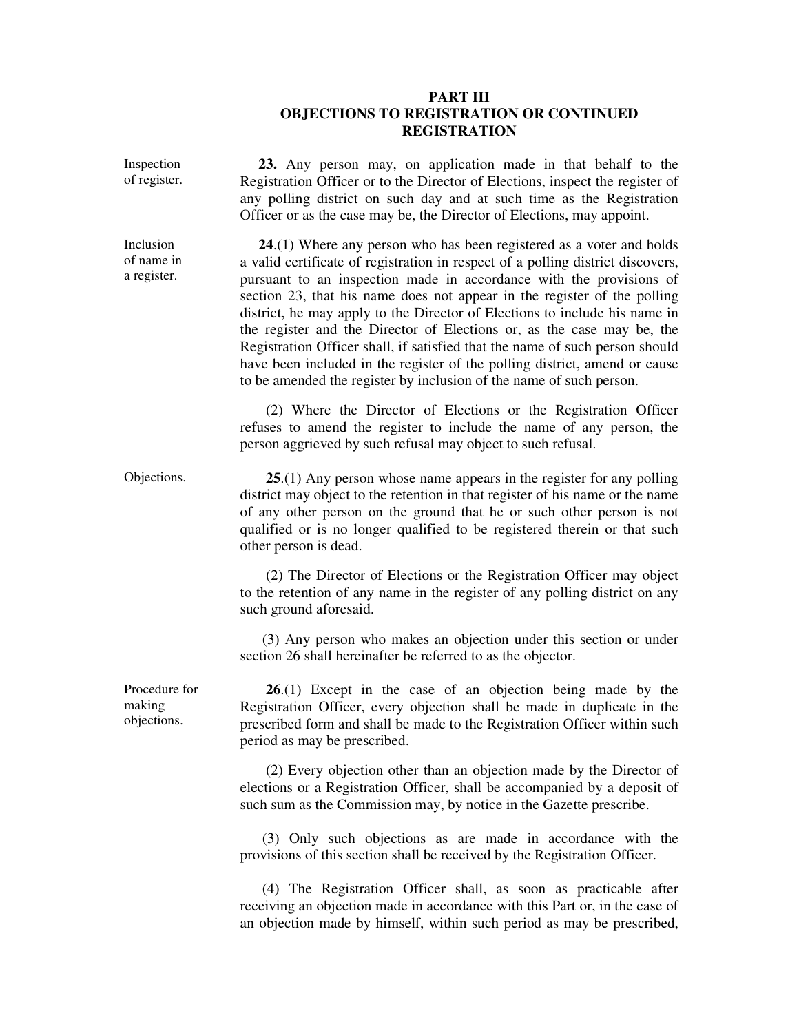## PART III
## OBJECTIONS TO REGISTRATION OR CONTINUED REGISTRATION

Inspection of register.

**23.** Any person may, on application made in that behalf to the Registration Officer or to the Director of Elections, inspect the register of any polling district on such day and at such time as the Registration Officer or as the case may be, the Director of Elections, may appoint.

Inclusion of name in a register.

**24**.(1) Where any person who has been registered as a voter and holds a valid certificate of registration in respect of a polling district discovers, pursuant to an inspection made in accordance with the provisions of section 23, that his name does not appear in the register of the polling district, he may apply to the Director of Elections to include his name in the register and the Director of Elections or, as the case may be, the Registration Officer shall, if satisfied that the name of such person should have been included in the register of the polling district, amend or cause to be amended the register by inclusion of the name of such person.

(2) Where the Director of Elections or the Registration Officer refuses to amend the register to include the name of any person, the person aggrieved by such refusal may object to such refusal.

Objections.

**25**.(1) Any person whose name appears in the register for any polling district may object to the retention in that register of his name or the name of any other person on the ground that he or such other person is not qualified or is no longer qualified to be registered therein or that such other person is dead.

(2) The Director of Elections or the Registration Officer may object to the retention of any name in the register of any polling district on any such ground aforesaid.

(3) Any person who makes an objection under this section or under section 26 shall hereinafter be referred to as the objector.

Procedure for making objections.

**26**.(1) Except in the case of an objection being made by the Registration Officer, every objection shall be made in duplicate in the prescribed form and shall be made to the Registration Officer within such period as may be prescribed.

(2) Every objection other than an objection made by the Director of elections or a Registration Officer, shall be accompanied by a deposit of such sum as the Commission may, by notice in the Gazette prescribe.

(3) Only such objections as are made in accordance with the provisions of this section shall be received by the Registration Officer.

(4) The Registration Officer shall, as soon as practicable after receiving an objection made in accordance with this Part or, in the case of an objection made by himself, within such period as may be prescribed,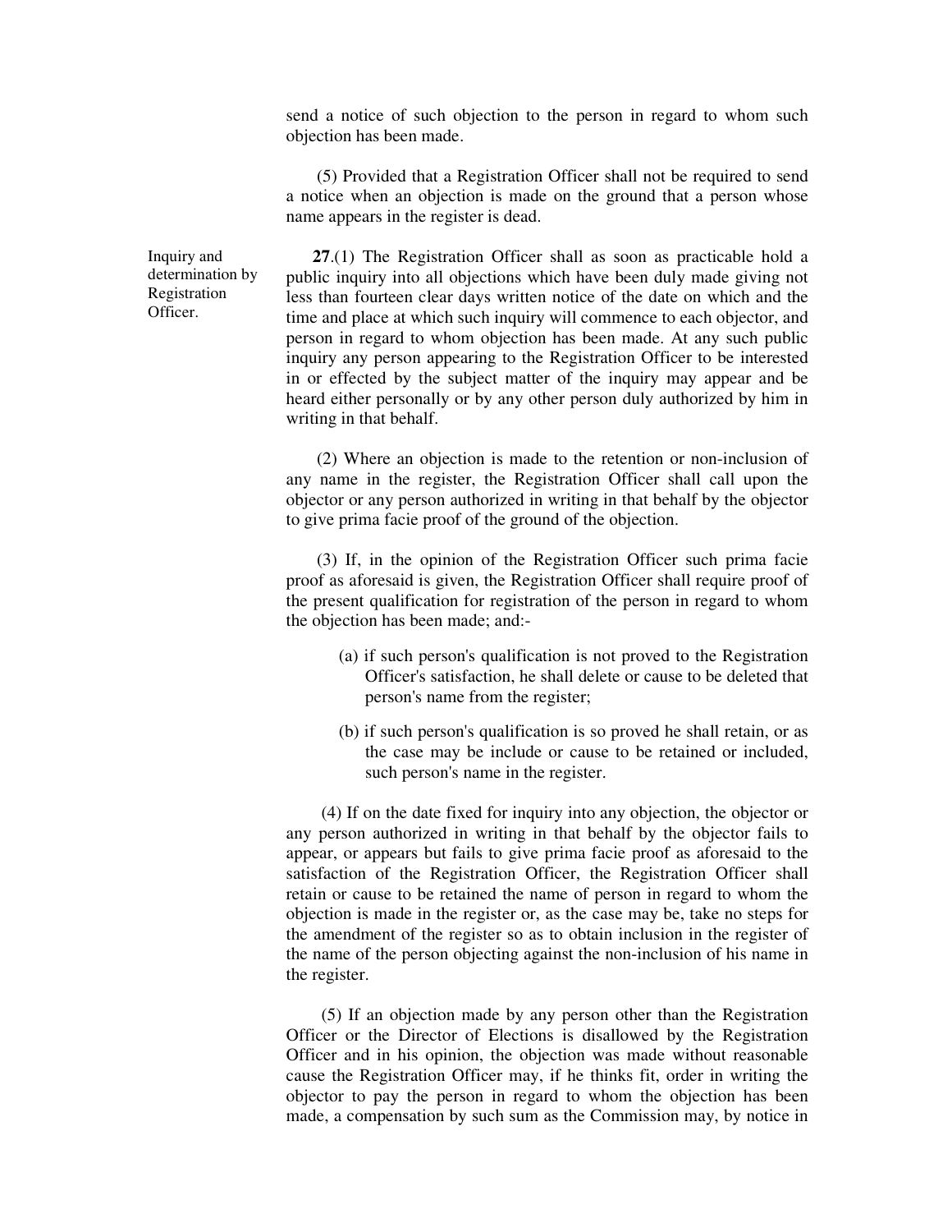send a notice of such objection to the person in regard to whom such objection has been made.

(5) Provided that a Registration Officer shall not be required to send a notice when an objection is made on the ground that a person whose name appears in the register is dead.

Inquiry and determination by Registration Officer.

**27**.(1) The Registration Officer shall as soon as practicable hold a public inquiry into all objections which have been duly made giving not less than fourteen clear days written notice of the date on which and the time and place at which such inquiry will commence to each objector, and person in regard to whom objection has been made. At any such public inquiry any person appearing to the Registration Officer to be interested in or effected by the subject matter of the inquiry may appear and be heard either personally or by any other person duly authorized by him in writing in that behalf.

(2) Where an objection is made to the retention or non-inclusion of any name in the register, the Registration Officer shall call upon the objector or any person authorized in writing in that behalf by the objector to give prima facie proof of the ground of the objection.

(3) If, in the opinion of the Registration Officer such prima facie proof as aforesaid is given, the Registration Officer shall require proof of the present qualification for registration of the person in regard to whom the objection has been made; and:-

(a) if such person's qualification is not proved to the Registration Officer's satisfaction, he shall delete or cause to be deleted that person's name from the register;

(b) if such person's qualification is so proved he shall retain, or as the case may be include or cause to be retained or included, such person's name in the register.

(4) If on the date fixed for inquiry into any objection, the objector or any person authorized in writing in that behalf by the objector fails to appear, or appears but fails to give prima facie proof as aforesaid to the satisfaction of the Registration Officer, the Registration Officer shall retain or cause to be retained the name of person in regard to whom the objection is made in the register or, as the case may be, take no steps for the amendment of the register so as to obtain inclusion in the register of the name of the person objecting against the non-inclusion of his name in the register.

(5) If an objection made by any person other than the Registration Officer or the Director of Elections is disallowed by the Registration Officer and in his opinion, the objection was made without reasonable cause the Registration Officer may, if he thinks fit, order in writing the objector to pay the person in regard to whom the objection has been made, a compensation by such sum as the Commission may, by notice in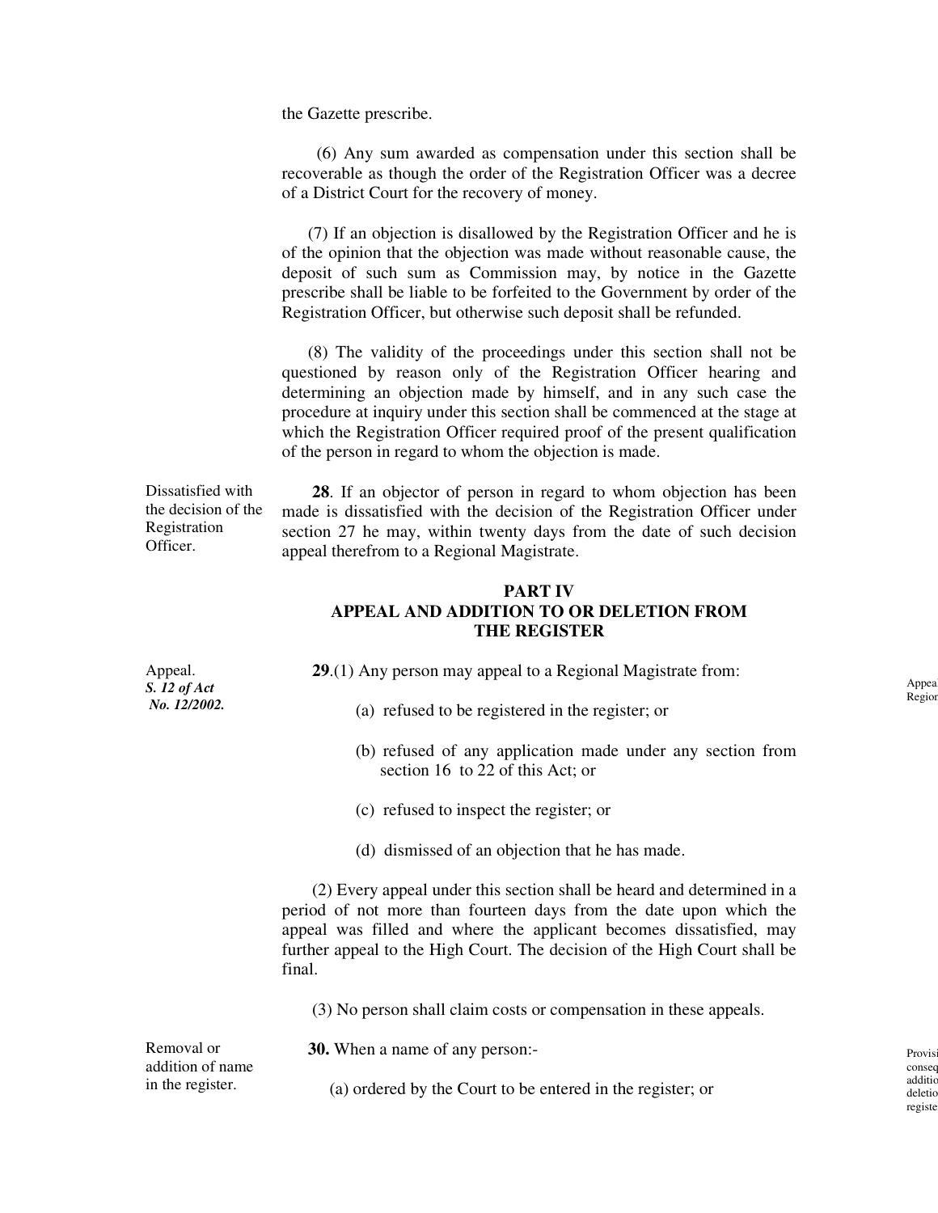the Gazette prescribe.

(6) Any sum awarded as compensation under this section shall be recoverable as though the order of the Registration Officer was a decree of a District Court for the recovery of money.

(7) If an objection is disallowed by the Registration Officer and he is of the opinion that the objection was made without reasonable cause, the deposit of such sum as Commission may, by notice in the Gazette prescribe shall be liable to be forfeited to the Government by order of the Registration Officer, but otherwise such deposit shall be refunded.

(8) The validity of the proceedings under this section shall not be questioned by reason only of the Registration Officer hearing and determining an objection made by himself, and in any such case the procedure at inquiry under this section shall be commenced at the stage at which the Registration Officer required proof of the present qualification of the person in regard to whom the objection is made.

Dissatisfied with the decision of the Registration Officer.

**28**. If an objector of person in regard to whom objection has been made is dissatisfied with the decision of the Registration Officer under section 27 he may, within twenty days from the date of such decision appeal therefrom to a Regional Magistrate.

## PART IV
## APPEAL AND ADDITION TO OR DELETION FROM THE REGISTER

Appeal.
***S. 12 of Act No. 12/2002.***

**29**.(1) Any person may appeal to a Regional Magistrate from:

(a) refused to be registered in the register; or

(b) refused of any application made under any section from section 16 to 22 of this Act; or

(c) refused to inspect the register; or

(d) dismissed of an objection that he has made.

(2) Every appeal under this section shall be heard and determined in a period of not more than fourteen days from the date upon which the appeal was filled and where the applicant becomes dissatisfied, may further appeal to the High Court. The decision of the High Court shall be final.

(3) No person shall claim costs or compensation in these appeals.

Removal or addition of name in the register.

**30.** When a name of any person:-

(a) ordered by the Court to be entered in the register; or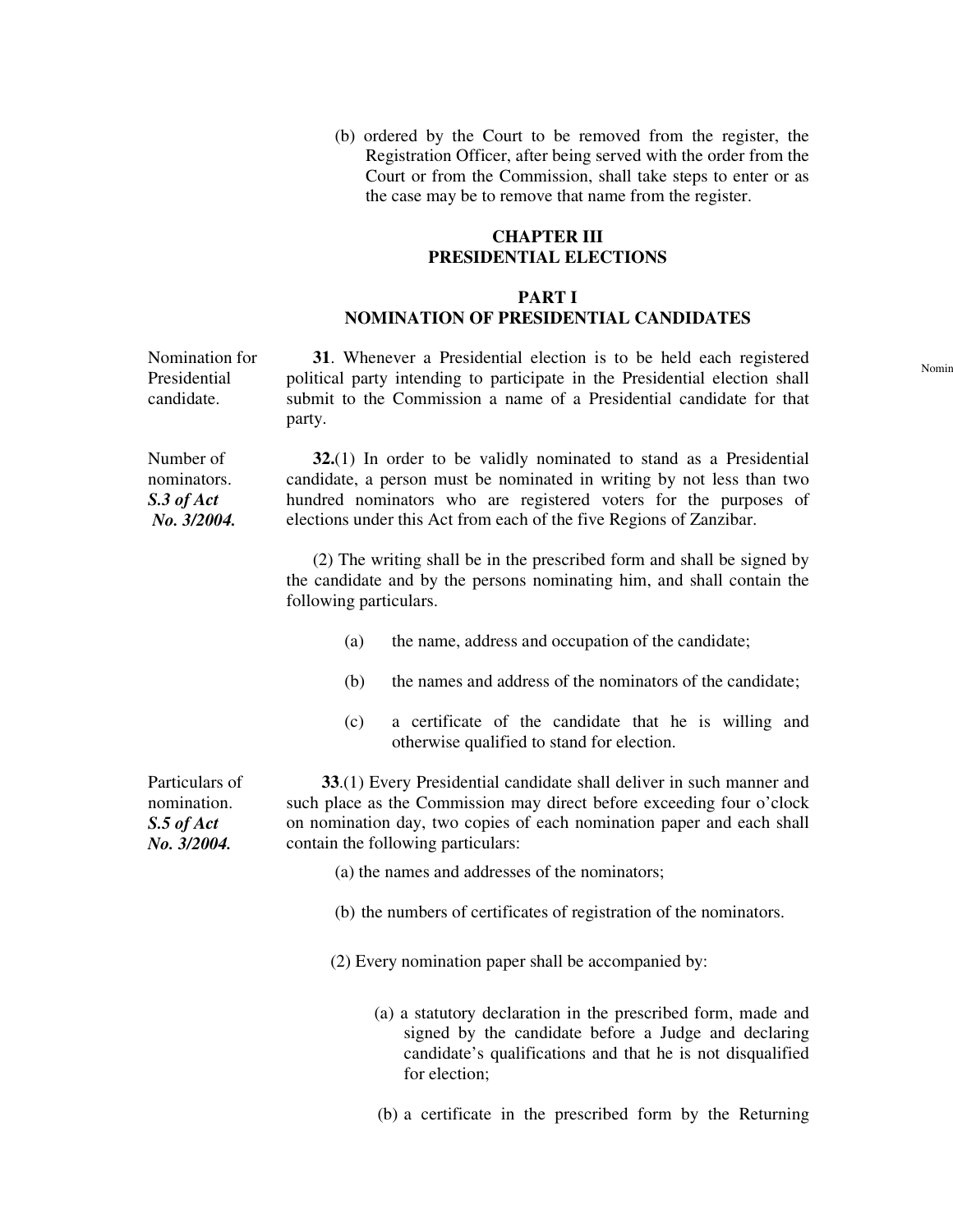(b) ordered by the Court to be removed from the register, the Registration Officer, after being served with the order from the Court or from the Commission, shall take steps to enter or as the case may be to remove that name from the register.

## CHAPTER III
## PRESIDENTIAL ELECTIONS

### PART I
### NOMINATION OF PRESIDENTIAL CANDIDATES

Nomination for Presidential candidate.

**31**. Whenever a Presidential election is to be held each registered political party intending to participate in the Presidential election shall submit to the Commission a name of a Presidential candidate for that party.

Number of nominators.
***S.3 of Act No. 3/2004.***

**32.**(1) In order to be validly nominated to stand as a Presidential candidate, a person must be nominated in writing by not less than two hundred nominators who are registered voters for the purposes of elections under this Act from each of the five Regions of Zanzibar.

(2) The writing shall be in the prescribed form and shall be signed by the candidate and by the persons nominating him, and shall contain the following particulars.

(a) the name, address and occupation of the candidate;

(b) the names and address of the nominators of the candidate;

(c) a certificate of the candidate that he is willing and otherwise qualified to stand for election.

Particulars of nomination.
***S.5 of Act No. 3/2004.***

**33**.(1) Every Presidential candidate shall deliver in such manner and such place as the Commission may direct before exceeding four o'clock on nomination day, two copies of each nomination paper and each shall contain the following particulars:

(a) the names and addresses of the nominators;

(b) the numbers of certificates of registration of the nominators.

(2) Every nomination paper shall be accompanied by:

(a) a statutory declaration in the prescribed form, made and signed by the candidate before a Judge and declaring candidate's qualifications and that he is not disqualified for election;

(b) a certificate in the prescribed form by the Returning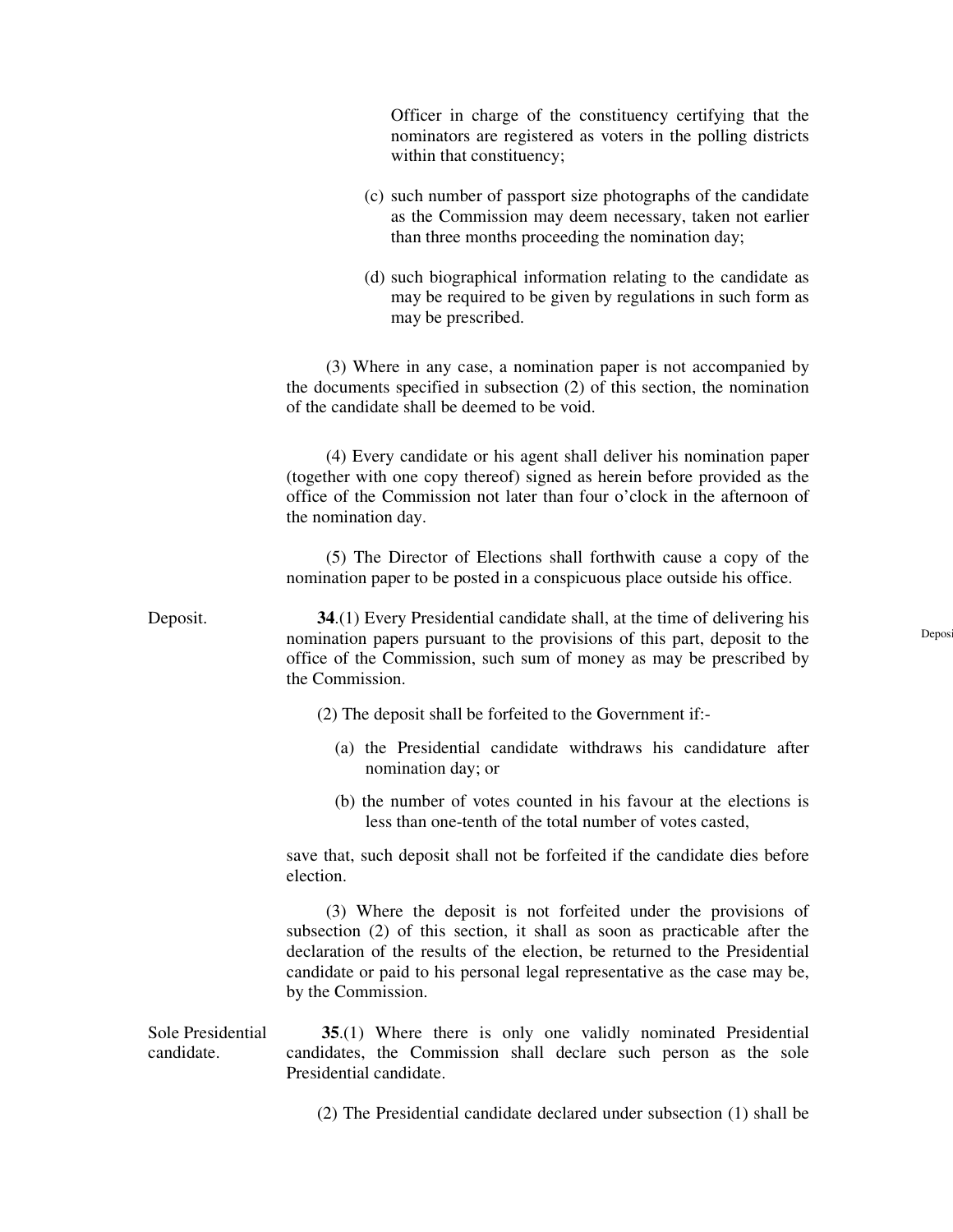Officer in charge of the constituency certifying that the nominators are registered as voters in the polling districts within that constituency;

(c) such number of passport size photographs of the candidate as the Commission may deem necessary, taken not earlier than three months proceeding the nomination day;

(d) such biographical information relating to the candidate as may be required to be given by regulations in such form as may be prescribed.

(3) Where in any case, a nomination paper is not accompanied by the documents specified in subsection (2) of this section, the nomination of the candidate shall be deemed to be void.

(4) Every candidate or his agent shall deliver his nomination paper (together with one copy thereof) signed as herein before provided as the office of the Commission not later than four o'clock in the afternoon of the nomination day.

(5) The Director of Elections shall forthwith cause a copy of the nomination paper to be posted in a conspicuous place outside his office.

Deposit.

**34**.(1) Every Presidential candidate shall, at the time of delivering his nomination papers pursuant to the provisions of this part, deposit to the office of the Commission, such sum of money as may be prescribed by the Commission.

(2) The deposit shall be forfeited to the Government if:-

(a) the Presidential candidate withdraws his candidature after nomination day; or

(b) the number of votes counted in his favour at the elections is less than one-tenth of the total number of votes casted,

save that, such deposit shall not be forfeited if the candidate dies before election.

(3) Where the deposit is not forfeited under the provisions of subsection (2) of this section, it shall as soon as practicable after the declaration of the results of the election, be returned to the Presidential candidate or paid to his personal legal representative as the case may be, by the Commission.

Sole Presidential candidate.

**35**.(1) Where there is only one validly nominated Presidential candidates, the Commission shall declare such person as the sole Presidential candidate.

(2) The Presidential candidate declared under subsection (1) shall be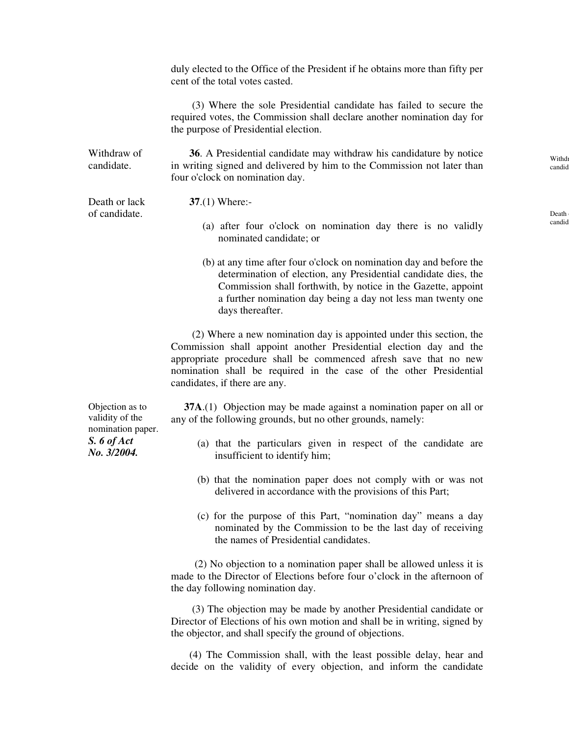duly elected to the Office of the President if he obtains more than fifty per cent of the total votes casted.

(3) Where the sole Presidential candidate has failed to secure the required votes, the Commission shall declare another nomination day for the purpose of Presidential election.

Withdraw of candidate.

**36**. A Presidential candidate may withdraw his candidature by notice in writing signed and delivered by him to the Commission not later than four o'clock on nomination day.

Death or lack of candidate.

**37**.(1) Where:-

(a) after four o'clock on nomination day there is no validly nominated candidate; or

(b) at any time after four o'clock on nomination day and before the determination of election, any Presidential candidate dies, the Commission shall forthwith, by notice in the Gazette, appoint a further nomination day being a day not less man twenty one days thereafter.

(2) Where a new nomination day is appointed under this section, the Commission shall appoint another Presidential election day and the appropriate procedure shall be commenced afresh save that no new nomination shall be required in the case of the other Presidential candidates, if there are any.

Objection as to validity of the nomination paper.
***S. 6 of Act No. 3/2004.***

**37A**.(1) Objection may be made against a nomination paper on all or any of the following grounds, but no other grounds, namely:

(a) that the particulars given in respect of the candidate are insufficient to identify him;

(b) that the nomination paper does not comply with or was not delivered in accordance with the provisions of this Part;

(c) for the purpose of this Part, “nomination day” means a day nominated by the Commission to be the last day of receiving the names of Presidential candidates.

(2) No objection to a nomination paper shall be allowed unless it is made to the Director of Elections before four o’clock in the afternoon of the day following nomination day.

(3) The objection may be made by another Presidential candidate or Director of Elections of his own motion and shall be in writing, signed by the objector, and shall specify the ground of objections.

(4) The Commission shall, with the least possible delay, hear and decide on the validity of every objection, and inform the candidate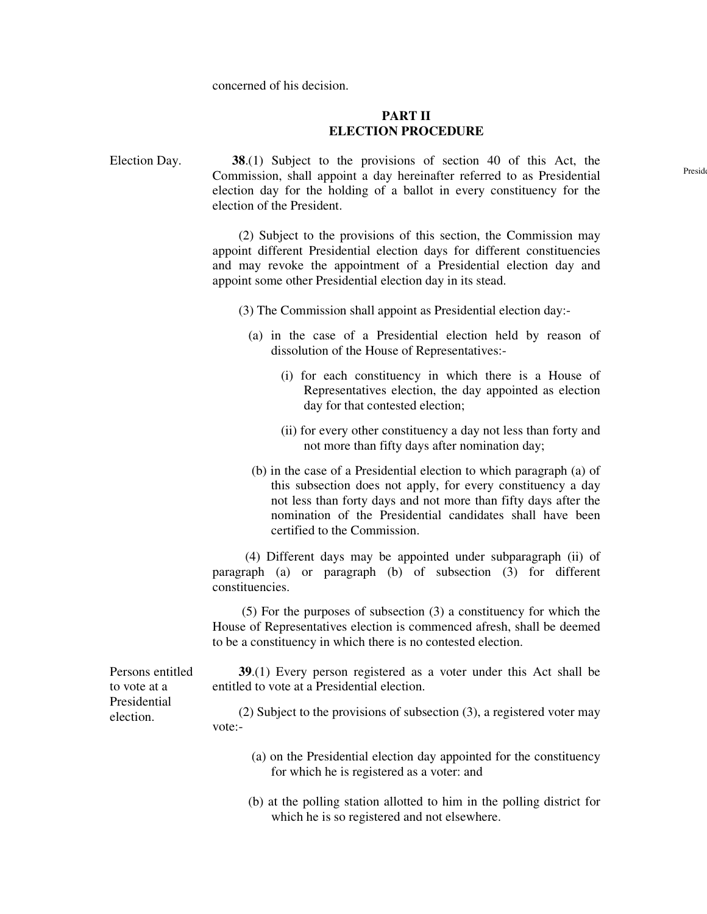concerned of his decision.

## PART II
## ELECTION PROCEDURE

Election Day.

**38**.(1) Subject to the provisions of section 40 of this Act, the Commission, shall appoint a day hereinafter referred to as Presidential election day for the holding of a ballot in every constituency for the election of the President.

(2) Subject to the provisions of this section, the Commission may appoint different Presidential election days for different constituencies and may revoke the appointment of a Presidential election day and appoint some other Presidential election day in its stead.

(3) The Commission shall appoint as Presidential election day:-

(a) in the case of a Presidential election held by reason of dissolution of the House of Representatives:-

(i) for each constituency in which there is a House of Representatives election, the day appointed as election day for that contested election;

(ii) for every other constituency a day not less than forty and not more than fifty days after nomination day;

(b) in the case of a Presidential election to which paragraph (a) of this subsection does not apply, for every constituency a day not less than forty days and not more than fifty days after the nomination of the Presidential candidates shall have been certified to the Commission.

(4) Different days may be appointed under subparagraph (ii) of paragraph (a) or paragraph (b) of subsection (3) for different constituencies.

(5) For the purposes of subsection (3) a constituency for which the House of Representatives election is commenced afresh, shall be deemed to be a constituency in which there is no contested election.

Persons entitled to vote at a Presidential election.

**39**.(1) Every person registered as a voter under this Act shall be entitled to vote at a Presidential election.

(2) Subject to the provisions of subsection (3), a registered voter may vote:-

(a) on the Presidential election day appointed for the constituency for which he is registered as a voter: and

(b) at the polling station allotted to him in the polling district for which he is so registered and not elsewhere.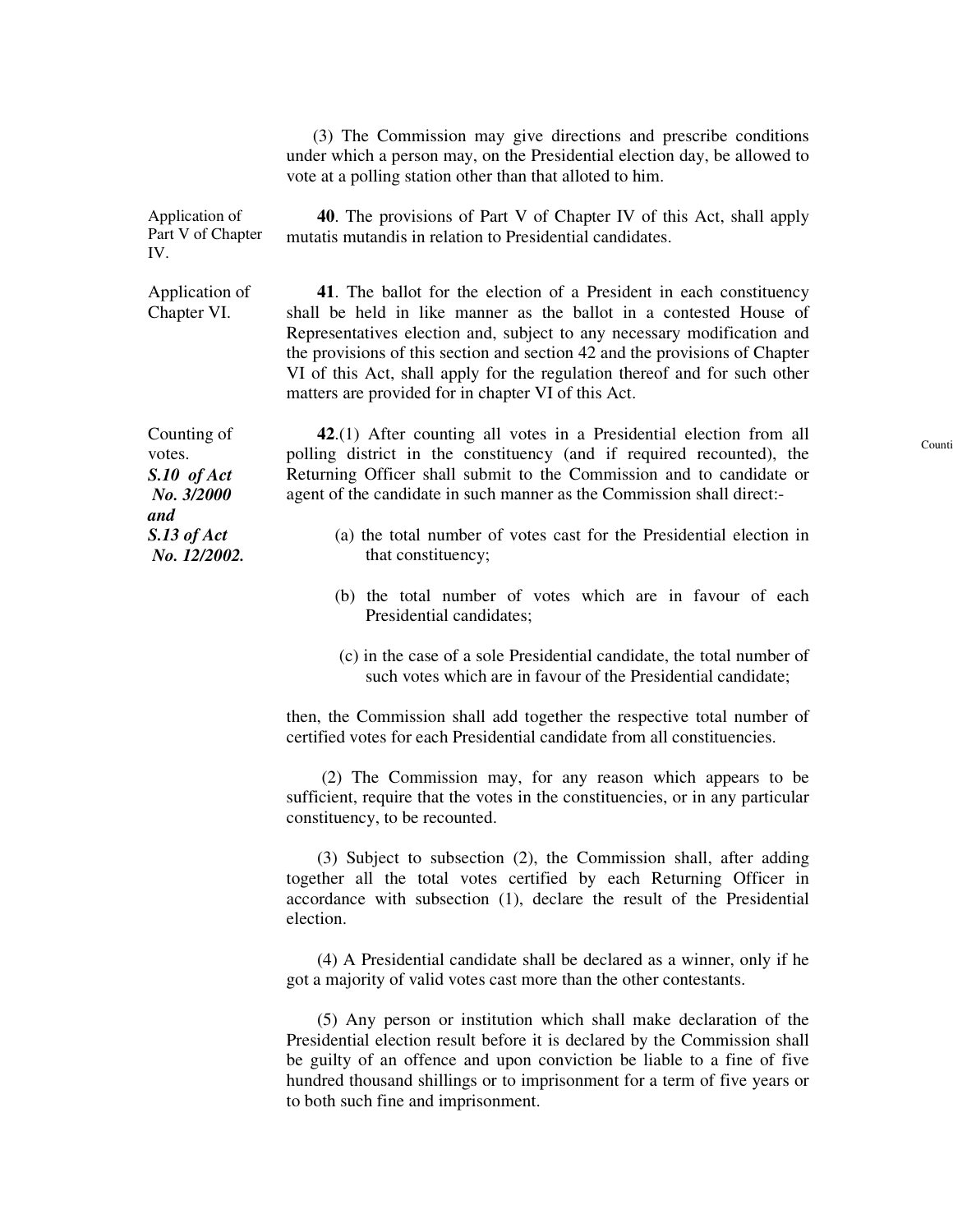(3) The Commission may give directions and prescribe conditions under which a person may, on the Presidential election day, be allowed to vote at a polling station other than that alloted to him.

Application of Part V of Chapter IV.

**40**. The provisions of Part V of Chapter IV of this Act, shall apply mutatis mutandis in relation to Presidential candidates.

Application of Chapter VI.

**41**. The ballot for the election of a President in each constituency shall be held in like manner as the ballot in a contested House of Representatives election and, subject to any necessary modification and the provisions of this section and section 42 and the provisions of Chapter VI of this Act, shall apply for the regulation thereof and for such other matters are provided for in chapter VI of this Act.

Counting of votes.
***S.10 of Act No. 3/2000 and S.13 of Act No. 12/2002.***

**42**.(1) After counting all votes in a Presidential election from all polling district in the constituency (and if required recounted), the Returning Officer shall submit to the Commission and to candidate or agent of the candidate in such manner as the Commission shall direct:-

(a) the total number of votes cast for the Presidential election in that constituency;

(b) the total number of votes which are in favour of each Presidential candidates;

(c) in the case of a sole Presidential candidate, the total number of such votes which are in favour of the Presidential candidate;

then, the Commission shall add together the respective total number of certified votes for each Presidential candidate from all constituencies.

(2) The Commission may, for any reason which appears to be sufficient, require that the votes in the constituencies, or in any particular constituency, to be recounted.

(3) Subject to subsection (2), the Commission shall, after adding together all the total votes certified by each Returning Officer in accordance with subsection (1), declare the result of the Presidential election.

(4) A Presidential candidate shall be declared as a winner, only if he got a majority of valid votes cast more than the other contestants.

(5) Any person or institution which shall make declaration of the Presidential election result before it is declared by the Commission shall be guilty of an offence and upon conviction be liable to a fine of five hundred thousand shillings or to imprisonment for a term of five years or to both such fine and imprisonment.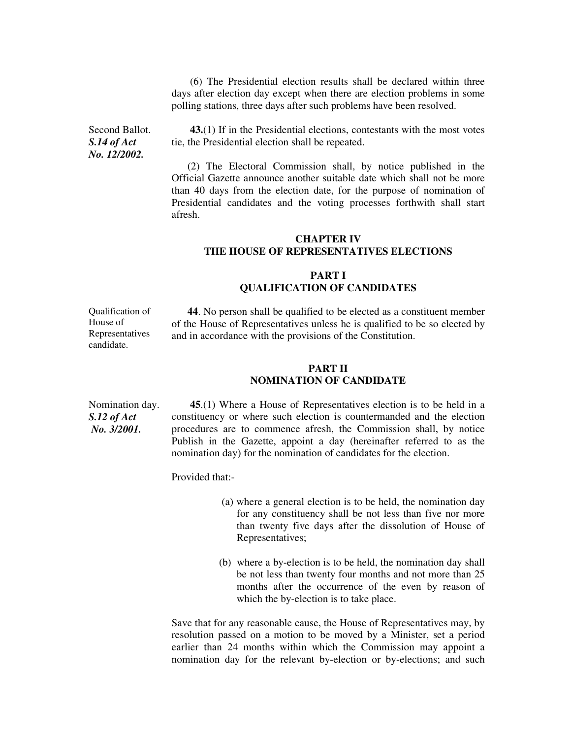(6) The Presidential election results shall be declared within three days after election day except when there are election problems in some polling stations, three days after such problems have been resolved.

Second Ballot.
***S.14 of Act No. 12/2002.***

**43.**(1) If in the Presidential elections, contestants with the most votes tie, the Presidential election shall be repeated.

(2) The Electoral Commission shall, by notice published in the Official Gazette announce another suitable date which shall not be more than 40 days from the election date, for the purpose of nomination of Presidential candidates and the voting processes forthwith shall start afresh.

## CHAPTER IV
## THE HOUSE OF REPRESENTATIVES ELECTIONS

### PART I
### QUALIFICATION OF CANDIDATES

Qualification of House of Representatives candidate.

**44**. No person shall be qualified to be elected as a constituent member of the House of Representatives unless he is qualified to be so elected by and in accordance with the provisions of the Constitution.

### PART II
### NOMINATION OF CANDIDATE

Nomination day.
***S.12 of Act No. 3/2001.***

**45**.(1) Where a House of Representatives election is to be held in a constituency or where such election is countermanded and the election procedures are to commence afresh, the Commission shall, by notice Publish in the Gazette, appoint a day (hereinafter referred to as the nomination day) for the nomination of candidates for the election.

Provided that:-

(a) where a general election is to be held, the nomination day for any constituency shall be not less than five nor more than twenty five days after the dissolution of House of Representatives;

(b) where a by-election is to be held, the nomination day shall be not less than twenty four months and not more than 25 months after the occurrence of the even by reason of which the by-election is to take place.

Save that for any reasonable cause, the House of Representatives may, by resolution passed on a motion to be moved by a Minister, set a period earlier than 24 months within which the Commission may appoint a nomination day for the relevant by-election or by-elections; and such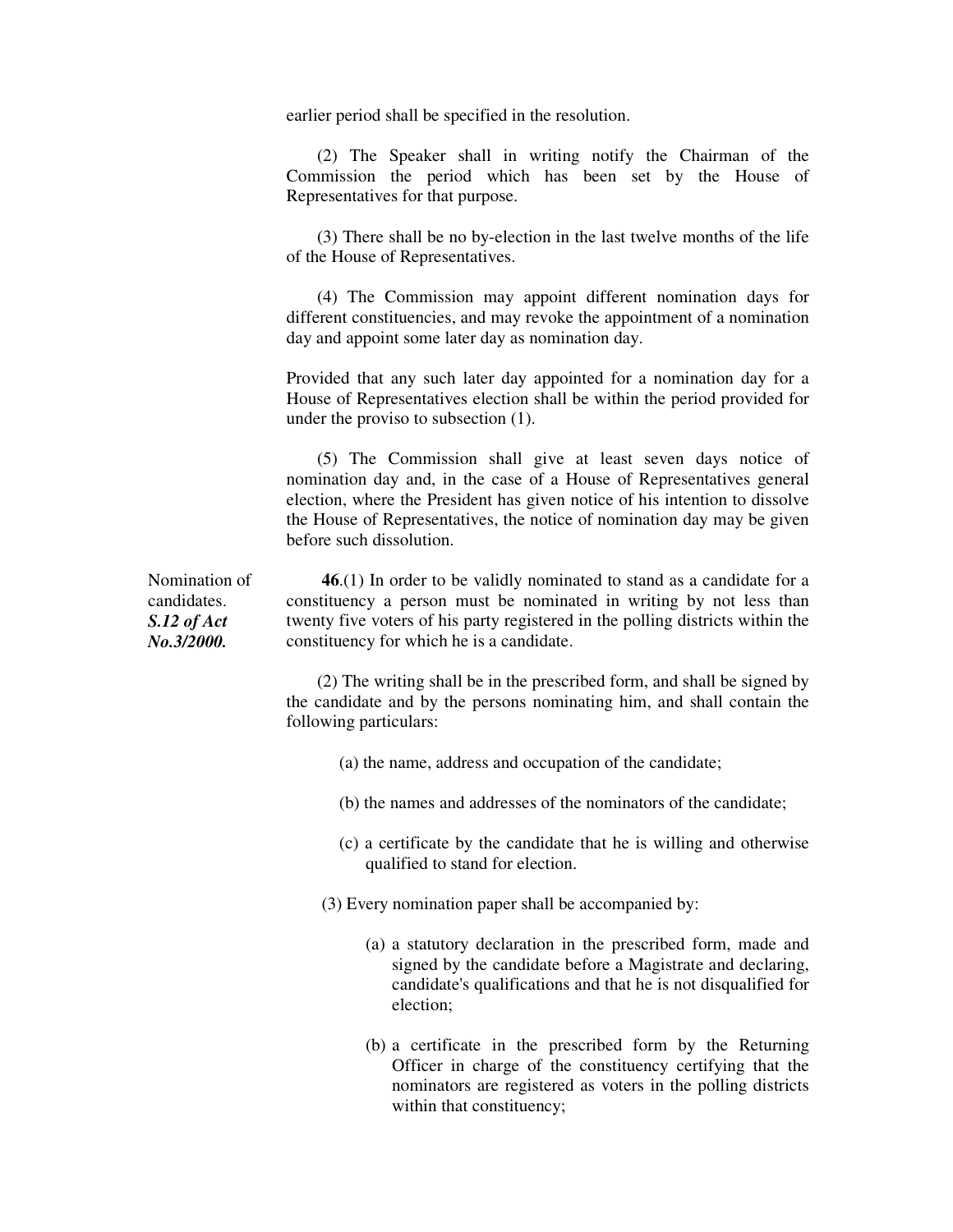earlier period shall be specified in the resolution.

(2) The Speaker shall in writing notify the Chairman of the Commission the period which has been set by the House of Representatives for that purpose.

(3) There shall be no by-election in the last twelve months of the life of the House of Representatives.

(4) The Commission may appoint different nomination days for different constituencies, and may revoke the appointment of a nomination day and appoint some later day as nomination day.

Provided that any such later day appointed for a nomination day for a House of Representatives election shall be within the period provided for under the proviso to subsection (1).

(5) The Commission shall give at least seven days notice of nomination day and, in the case of a House of Representatives general election, where the President has given notice of his intention to dissolve the House of Representatives, the notice of nomination day may be given before such dissolution.

Nomination of candidates.
***S.12 of Act No.3/2000.***

**46**.(1) In order to be validly nominated to stand as a candidate for a constituency a person must be nominated in writing by not less than twenty five voters of his party registered in the polling districts within the constituency for which he is a candidate.

(2) The writing shall be in the prescribed form, and shall be signed by the candidate and by the persons nominating him, and shall contain the following particulars:

(a) the name, address and occupation of the candidate;

(b) the names and addresses of the nominators of the candidate;

(c) a certificate by the candidate that he is willing and otherwise qualified to stand for election.

(3) Every nomination paper shall be accompanied by:

(a) a statutory declaration in the prescribed form, made and signed by the candidate before a Magistrate and declaring, candidate's qualifications and that he is not disqualified for election;

(b) a certificate in the prescribed form by the Returning Officer in charge of the constituency certifying that the nominators are registered as voters in the polling districts within that constituency;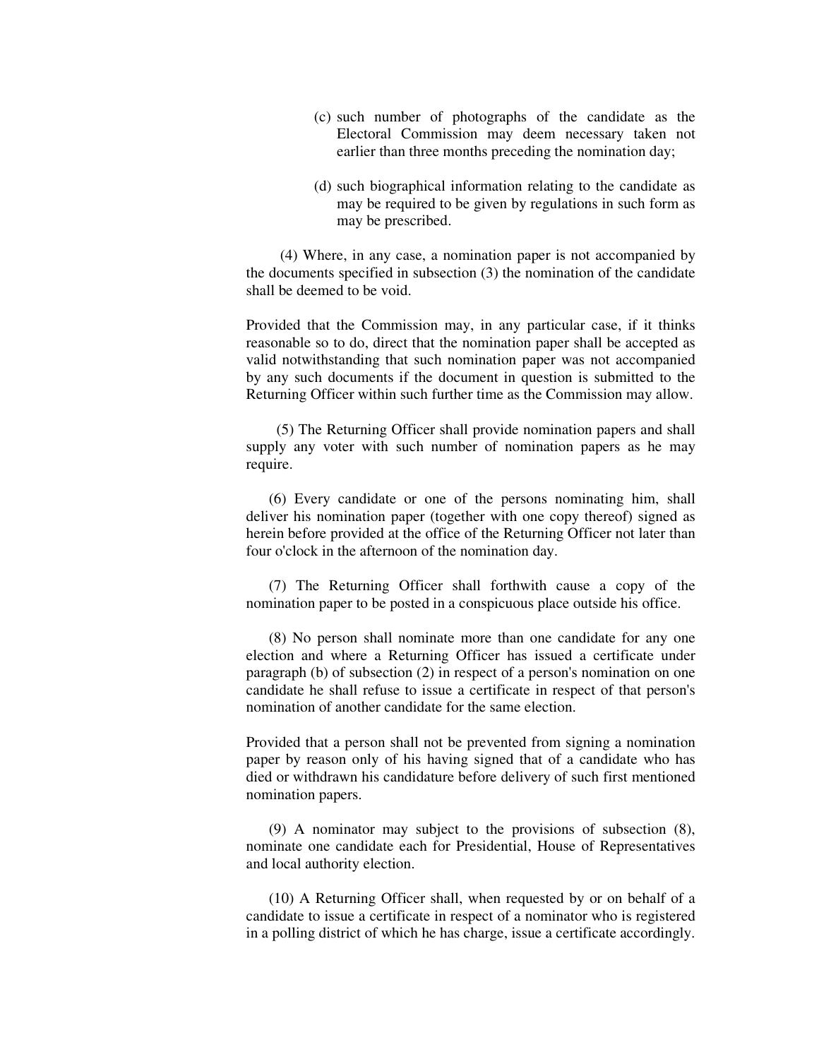(c) such number of photographs of the candidate as the Electoral Commission may deem necessary taken not earlier than three months preceding the nomination day;

(d) such biographical information relating to the candidate as may be required to be given by regulations in such form as may be prescribed.

(4) Where, in any case, a nomination paper is not accompanied by the documents specified in subsection (3) the nomination of the candidate shall be deemed to be void.

Provided that the Commission may, in any particular case, if it thinks reasonable so to do, direct that the nomination paper shall be accepted as valid notwithstanding that such nomination paper was not accompanied by any such documents if the document in question is submitted to the Returning Officer within such further time as the Commission may allow.

(5) The Returning Officer shall provide nomination papers and shall supply any voter with such number of nomination papers as he may require.

(6) Every candidate or one of the persons nominating him, shall deliver his nomination paper (together with one copy thereof) signed as herein before provided at the office of the Returning Officer not later than four o'clock in the afternoon of the nomination day.

(7) The Returning Officer shall forthwith cause a copy of the nomination paper to be posted in a conspicuous place outside his office.

(8) No person shall nominate more than one candidate for any one election and where a Returning Officer has issued a certificate under paragraph (b) of subsection (2) in respect of a person's nomination on one candidate he shall refuse to issue a certificate in respect of that person's nomination of another candidate for the same election.

Provided that a person shall not be prevented from signing a nomination paper by reason only of his having signed that of a candidate who has died or withdrawn his candidature before delivery of such first mentioned nomination papers.

(9) A nominator may subject to the provisions of subsection (8), nominate one candidate each for Presidential, House of Representatives and local authority election.

(10) A Returning Officer shall, when requested by or on behalf of a candidate to issue a certificate in respect of a nominator who is registered in a polling district of which he has charge, issue a certificate accordingly.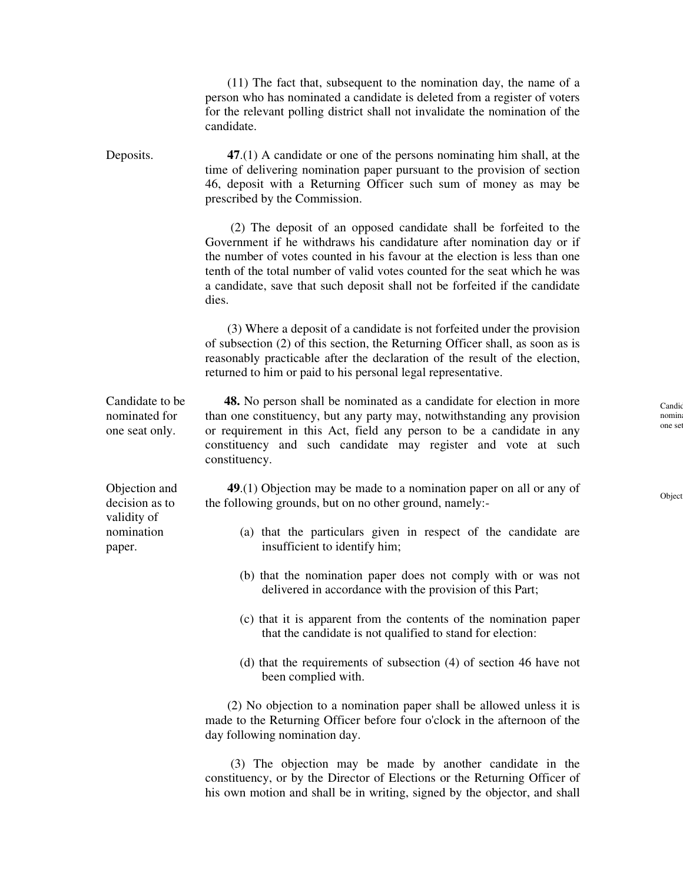(11) The fact that, subsequent to the nomination day, the name of a person who has nominated a candidate is deleted from a register of voters for the relevant polling district shall not invalidate the nomination of the candidate.

**Deposits.**

**47**.(1) A candidate or one of the persons nominating him shall, at the time of delivering nomination paper pursuant to the provision of section 46, deposit with a Returning Officer such sum of money as may be prescribed by the Commission.

(2) The deposit of an opposed candidate shall be forfeited to the Government if he withdraws his candidature after nomination day or if the number of votes counted in his favour at the election is less than one tenth of the total number of valid votes counted for the seat which he was a candidate, save that such deposit shall not be forfeited if the candidate dies.

(3) Where a deposit of a candidate is not forfeited under the provision of subsection (2) of this section, the Returning Officer shall, as soon as is reasonably practicable after the declaration of the result of the election, returned to him or paid to his personal legal representative.

**Candidate to be nominated for one seat only.**

**48.** No person shall be nominated as a candidate for election in more than one constituency, but any party may, notwithstanding any provision or requirement in this Act, field any person to be a candidate in any constituency and such candidate may register and vote at such constituency.

**Objection and decision as to validity of nomination paper.**

**49**.(1) Objection may be made to a nomination paper on all or any of the following grounds, but on no other ground, namely:-

(a) that the particulars given in respect of the candidate are insufficient to identify him;

(b) that the nomination paper does not comply with or was not delivered in accordance with the provision of this Part;

(c) that it is apparent from the contents of the nomination paper that the candidate is not qualified to stand for election:

(d) that the requirements of subsection (4) of section 46 have not been complied with.

(2) No objection to a nomination paper shall be allowed unless it is made to the Returning Officer before four o'clock in the afternoon of the day following nomination day.

(3) The objection may be made by another candidate in the constituency, or by the Director of Elections or the Returning Officer of his own motion and shall be in writing, signed by the objector, and shall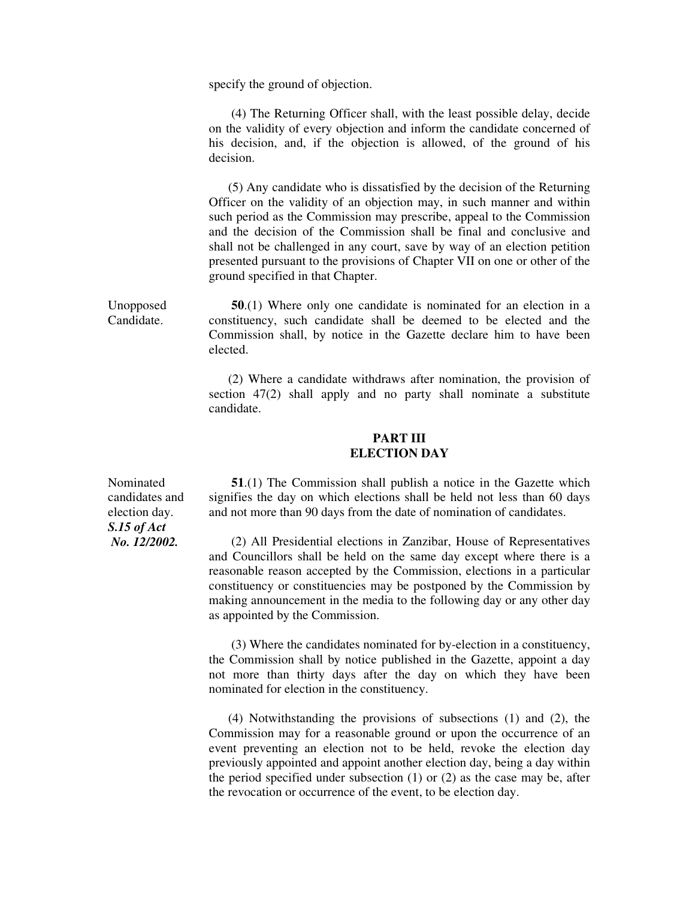specify the ground of objection.

(4) The Returning Officer shall, with the least possible delay, decide on the validity of every objection and inform the candidate concerned of his decision, and, if the objection is allowed, of the ground of his decision.

(5) Any candidate who is dissatisfied by the decision of the Returning Officer on the validity of an objection may, in such manner and within such period as the Commission may prescribe, appeal to the Commission and the decision of the Commission shall be final and conclusive and shall not be challenged in any court, save by way of an election petition presented pursuant to the provisions of Chapter VII on one or other of the ground specified in that Chapter.

Unopposed Candidate.

**50**.(1) Where only one candidate is nominated for an election in a constituency, such candidate shall be deemed to be elected and the Commission shall, by notice in the Gazette declare him to have been elected.

(2) Where a candidate withdraws after nomination, the provision of section 47(2) shall apply and no party shall nominate a substitute candidate.

## PART III
## ELECTION DAY

Nominated candidates and election day.
***S.15 of Act No. 12/2002.***

**51**.(1) The Commission shall publish a notice in the Gazette which signifies the day on which elections shall be held not less than 60 days and not more than 90 days from the date of nomination of candidates.

(2) All Presidential elections in Zanzibar, House of Representatives and Councillors shall be held on the same day except where there is a reasonable reason accepted by the Commission, elections in a particular constituency or constituencies may be postponed by the Commission by making announcement in the media to the following day or any other day as appointed by the Commission.

(3) Where the candidates nominated for by-election in a constituency, the Commission shall by notice published in the Gazette, appoint a day not more than thirty days after the day on which they have been nominated for election in the constituency.

(4) Notwithstanding the provisions of subsections (1) and (2), the Commission may for a reasonable ground or upon the occurrence of an event preventing an election not to be held, revoke the election day previously appointed and appoint another election day, being a day within the period specified under subsection (1) or (2) as the case may be, after the revocation or occurrence of the event, to be election day.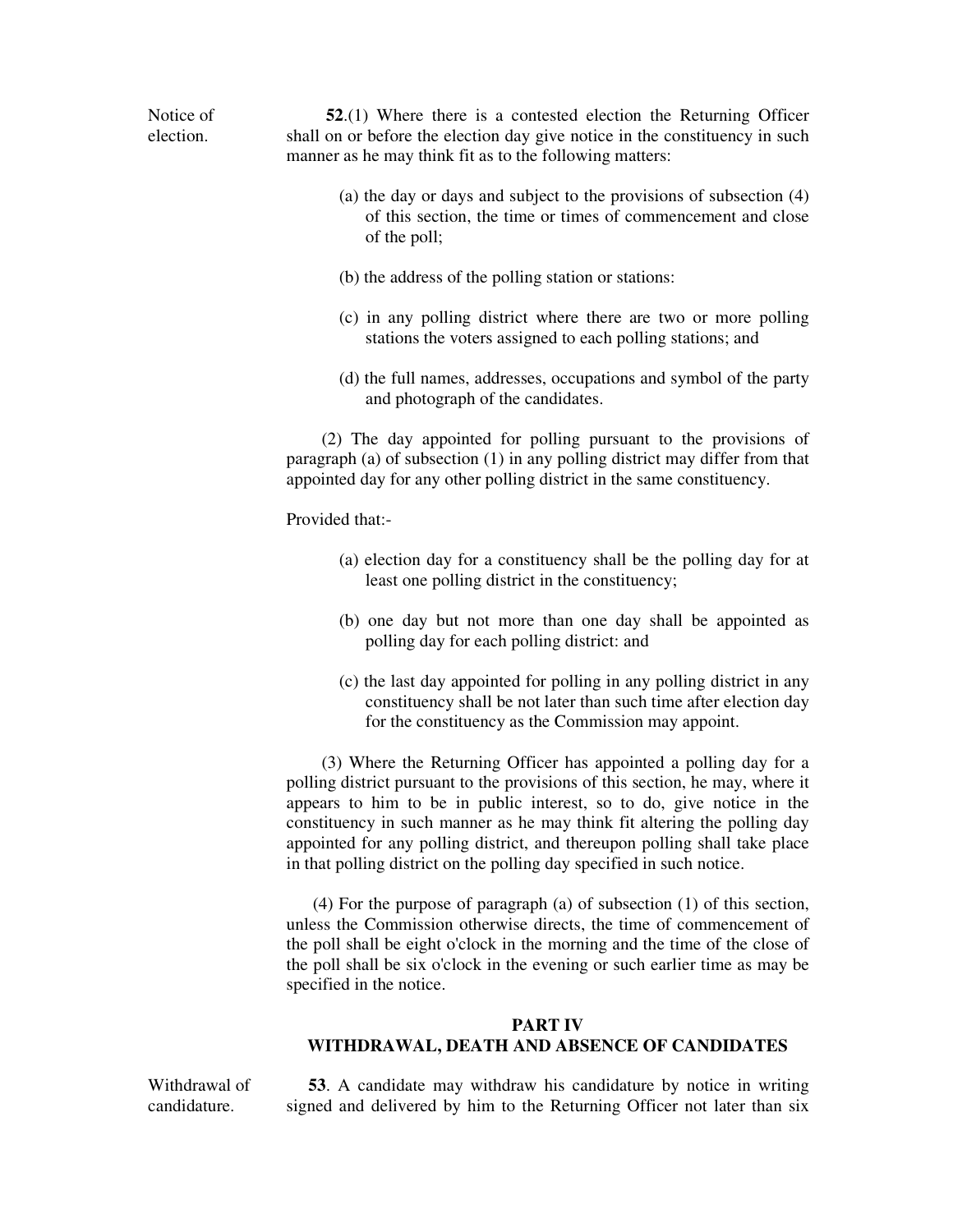Notice of election.

**52**.(1) Where there is a contested election the Returning Officer shall on or before the election day give notice in the constituency in such manner as he may think fit as to the following matters:

(a) the day or days and subject to the provisions of subsection (4) of this section, the time or times of commencement and close of the poll;

(b) the address of the polling station or stations:

(c) in any polling district where there are two or more polling stations the voters assigned to each polling stations; and

(d) the full names, addresses, occupations and symbol of the party and photograph of the candidates.

(2) The day appointed for polling pursuant to the provisions of paragraph (a) of subsection (1) in any polling district may differ from that appointed day for any other polling district in the same constituency.

Provided that:-

(a) election day for a constituency shall be the polling day for at least one polling district in the constituency;

(b) one day but not more than one day shall be appointed as polling day for each polling district: and

(c) the last day appointed for polling in any polling district in any constituency shall be not later than such time after election day for the constituency as the Commission may appoint.

(3) Where the Returning Officer has appointed a polling day for a polling district pursuant to the provisions of this section, he may, where it appears to him to be in public interest, so to do, give notice in the constituency in such manner as he may think fit altering the polling day appointed for any polling district, and thereupon polling shall take place in that polling district on the polling day specified in such notice.

(4) For the purpose of paragraph (a) of subsection (1) of this section, unless the Commission otherwise directs, the time of commencement of the poll shall be eight o'clock in the morning and the time of the close of the poll shall be six o'clock in the evening or such earlier time as may be specified in the notice.

## PART IV
## WITHDRAWAL, DEATH AND ABSENCE OF CANDIDATES

Withdrawal of candidature.

**53**. A candidate may withdraw his candidature by notice in writing signed and delivered by him to the Returning Officer not later than six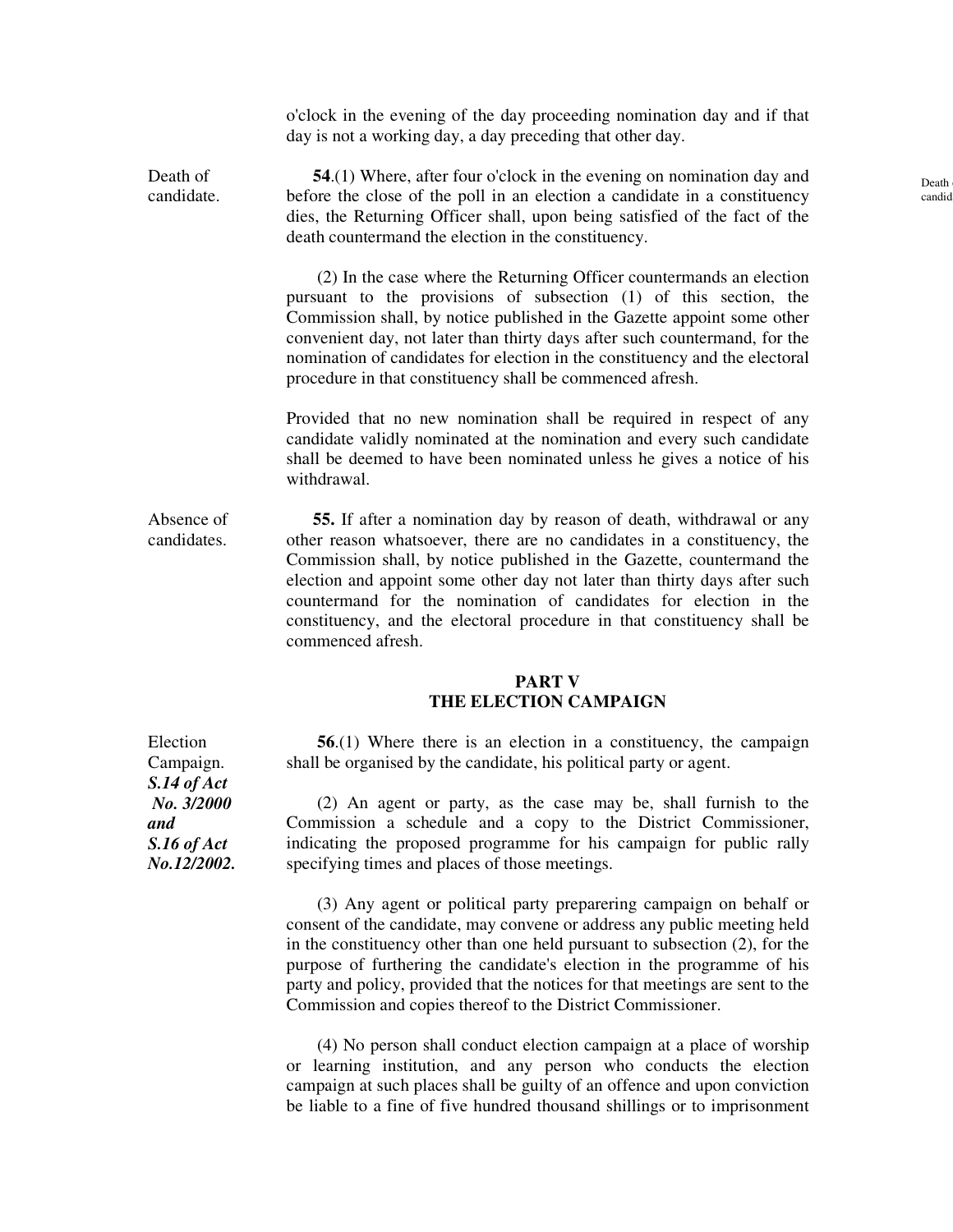o'clock in the evening of the day proceeding nomination day and if that day is not a working day, a day preceding that other day.

Death of candidate.

**54**.(1) Where, after four o'clock in the evening on nomination day and before the close of the poll in an election a candidate in a constituency dies, the Returning Officer shall, upon being satisfied of the fact of the death countermand the election in the constituency.

(2) In the case where the Returning Officer countermands an election pursuant to the provisions of subsection (1) of this section, the Commission shall, by notice published in the Gazette appoint some other convenient day, not later than thirty days after such countermand, for the nomination of candidates for election in the constituency and the electoral procedure in that constituency shall be commenced afresh.

Provided that no new nomination shall be required in respect of any candidate validly nominated at the nomination and every such candidate shall be deemed to have been nominated unless he gives a notice of his withdrawal.

Absence of candidates.

**55.** If after a nomination day by reason of death, withdrawal or any other reason whatsoever, there are no candidates in a constituency, the Commission shall, by notice published in the Gazette, countermand the election and appoint some other day not later than thirty days after such countermand for the nomination of candidates for election in the constituency, and the electoral procedure in that constituency shall be commenced afresh.

## PART V
## THE ELECTION CAMPAIGN

Election Campaign. ***S.14 of Act No. 3/2000 and S.16 of Act No.12/2002.***

**56**.(1) Where there is an election in a constituency, the campaign shall be organised by the candidate, his political party or agent.

(2) An agent or party, as the case may be, shall furnish to the Commission a schedule and a copy to the District Commissioner, indicating the proposed programme for his campaign for public rally specifying times and places of those meetings.

(3) Any agent or political party preparering campaign on behalf or consent of the candidate, may convene or address any public meeting held in the constituency other than one held pursuant to subsection (2), for the purpose of furthering the candidate's election in the programme of his party and policy, provided that the notices for that meetings are sent to the Commission and copies thereof to the District Commissioner.

(4) No person shall conduct election campaign at a place of worship or learning institution, and any person who conducts the election campaign at such places shall be guilty of an offence and upon conviction be liable to a fine of five hundred thousand shillings or to imprisonment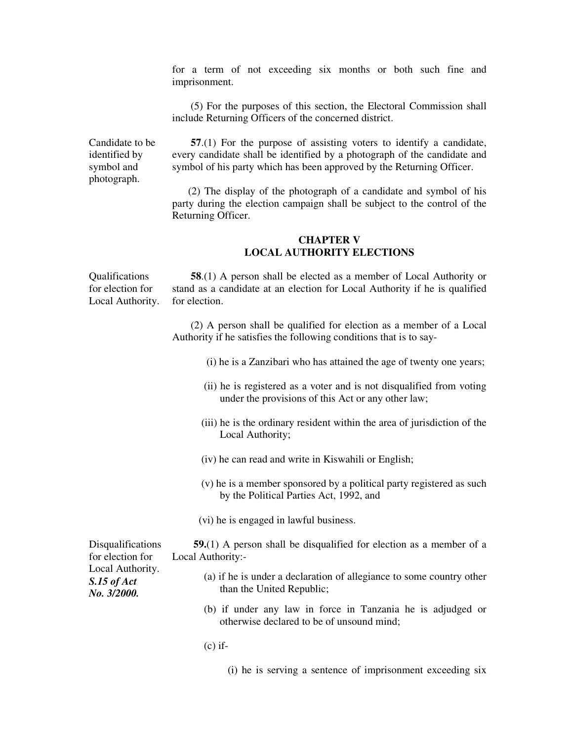for a term of not exceeding six months or both such fine and imprisonment.

(5) For the purposes of this section, the Electoral Commission shall include Returning Officers of the concerned district.

Candidate to be identified by symbol and photograph.

**57**.(1) For the purpose of assisting voters to identify a candidate, every candidate shall be identified by a photograph of the candidate and symbol of his party which has been approved by the Returning Officer.

(2) The display of the photograph of a candidate and symbol of his party during the election campaign shall be subject to the control of the Returning Officer.

## CHAPTER V
## LOCAL AUTHORITY ELECTIONS

Qualifications for election for Local Authority.

**58**.(1) A person shall be elected as a member of Local Authority or stand as a candidate at an election for Local Authority if he is qualified for election.

(2) A person shall be qualified for election as a member of a Local Authority if he satisfies the following conditions that is to say-

(i) he is a Zanzibari who has attained the age of twenty one years;

(ii) he is registered as a voter and is not disqualified from voting under the provisions of this Act or any other law;

(iii) he is the ordinary resident within the area of jurisdiction of the Local Authority;

(iv) he can read and write in Kiswahili or English;

(v) he is a member sponsored by a political party registered as such by the Political Parties Act, 1992, and

(vi) he is engaged in lawful business.

Disqualifications for election for Local Authority.
***S.15 of Act No. 3/2000.***

**59.**(1) A person shall be disqualified for election as a member of a Local Authority:-

(a) if he is under a declaration of allegiance to some country other than the United Republic;

(b) if under any law in force in Tanzania he is adjudged or otherwise declared to be of unsound mind;

(c) if-

(i) he is serving a sentence of imprisonment exceeding six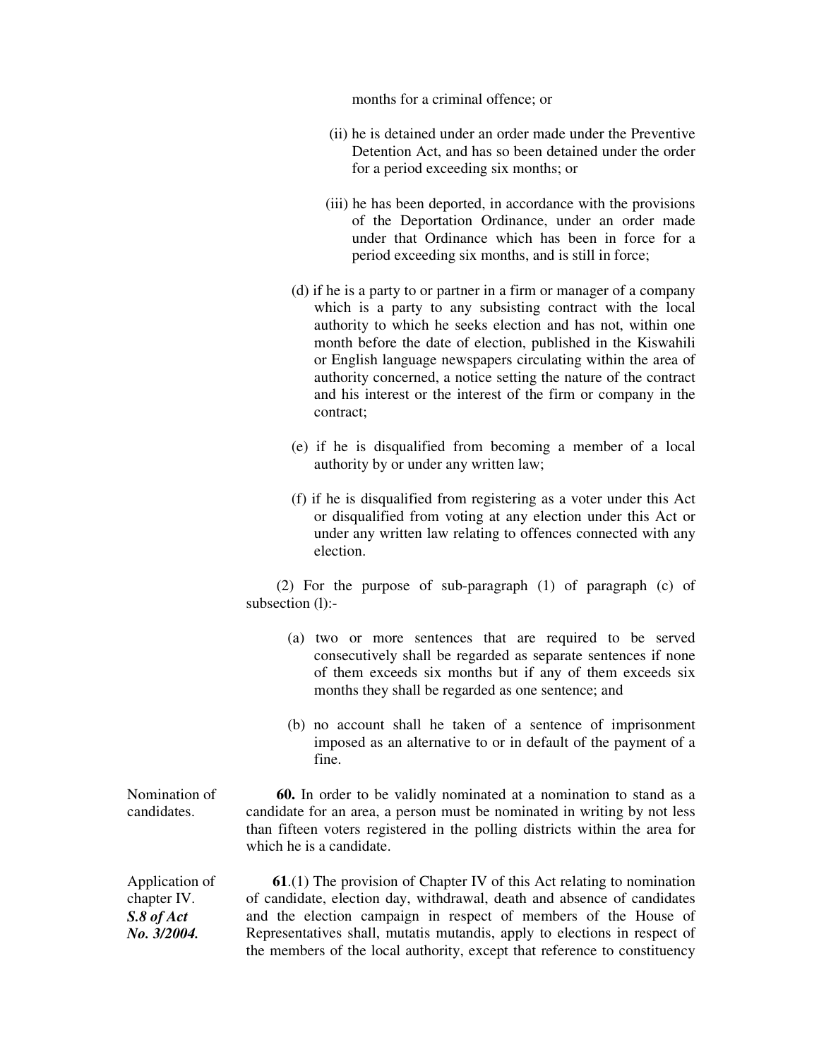months for a criminal offence; or

(ii) he is detained under an order made under the Preventive Detention Act, and has so been detained under the order for a period exceeding six months; or

(iii) he has been deported, in accordance with the provisions of the Deportation Ordinance, under an order made under that Ordinance which has been in force for a period exceeding six months, and is still in force;

(d) if he is a party to or partner in a firm or manager of a company which is a party to any subsisting contract with the local authority to which he seeks election and has not, within one month before the date of election, published in the Kiswahili or English language newspapers circulating within the area of authority concerned, a notice setting the nature of the contract and his interest or the interest of the firm or company in the contract;

(e) if he is disqualified from becoming a member of a local authority by or under any written law;

(f) if he is disqualified from registering as a voter under this Act or disqualified from voting at any election under this Act or under any written law relating to offences connected with any election.

(2) For the purpose of sub-paragraph (1) of paragraph (c) of subsection (l):-

(a) two or more sentences that are required to be served consecutively shall be regarded as separate sentences if none of them exceeds six months but if any of them exceeds six months they shall be regarded as one sentence; and

(b) no account shall he taken of a sentence of imprisonment imposed as an alternative to or in default of the payment of a fine.

Nomination of candidates.

**60.** In order to be validly nominated at a nomination to stand as a candidate for an area, a person must be nominated in writing by not less than fifteen voters registered in the polling districts within the area for which he is a candidate.

Application of chapter IV.
***S.8 of Act No. 3/2004.***

**61**.(1) The provision of Chapter IV of this Act relating to nomination of candidate, election day, withdrawal, death and absence of candidates and the election campaign in respect of members of the House of Representatives shall, mutatis mutandis, apply to elections in respect of the members of the local authority, except that reference to constituency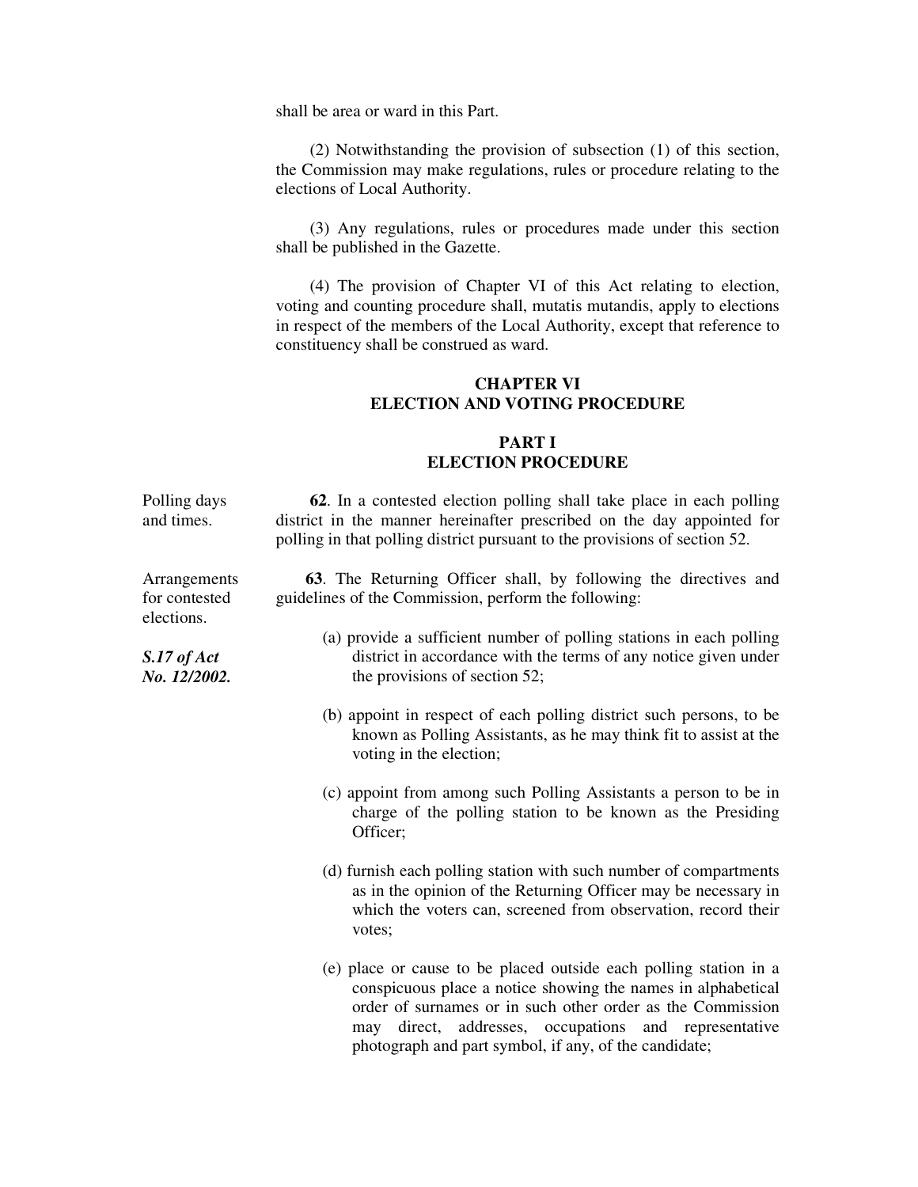shall be area or ward in this Part.

(2) Notwithstanding the provision of subsection (1) of this section, the Commission may make regulations, rules or procedure relating to the elections of Local Authority.

(3) Any regulations, rules or procedures made under this section shall be published in the Gazette.

(4) The provision of Chapter VI of this Act relating to election, voting and counting procedure shall, mutatis mutandis, apply to elections in respect of the members of the Local Authority, except that reference to constituency shall be construed as ward.

## CHAPTER VI
## ELECTION AND VOTING PROCEDURE

### PART I
### ELECTION PROCEDURE

Polling days and times.

**62**. In a contested election polling shall take place in each polling district in the manner hereinafter prescribed on the day appointed for polling in that polling district pursuant to the provisions of section 52.

Arrangements for contested elections.

*S.17 of Act No. 12/2002.*

**63**. The Returning Officer shall, by following the directives and guidelines of the Commission, perform the following:

(a) provide a sufficient number of polling stations in each polling district in accordance with the terms of any notice given under the provisions of section 52;

(b) appoint in respect of each polling district such persons, to be known as Polling Assistants, as he may think fit to assist at the voting in the election;

(c) appoint from among such Polling Assistants a person to be in charge of the polling station to be known as the Presiding Officer;

(d) furnish each polling station with such number of compartments as in the opinion of the Returning Officer may be necessary in which the voters can, screened from observation, record their votes;

(e) place or cause to be placed outside each polling station in a conspicuous place a notice showing the names in alphabetical order of surnames or in such other order as the Commission may direct, addresses, occupations and representative photograph and part symbol, if any, of the candidate;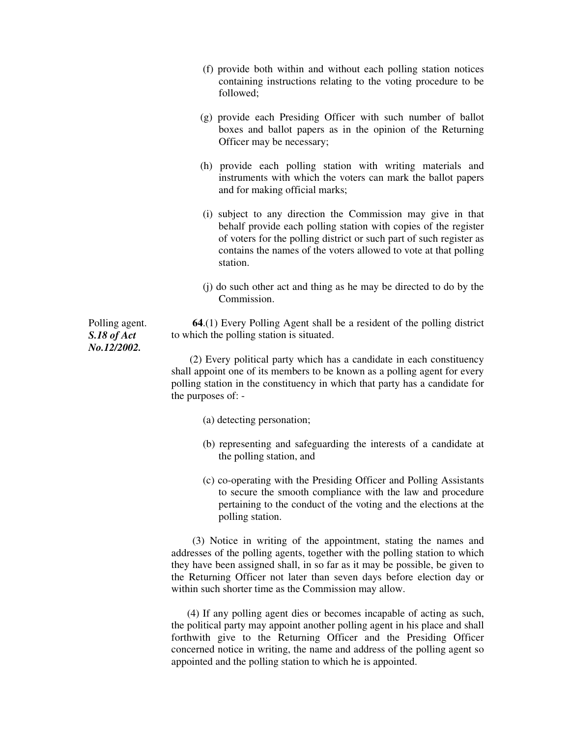(f) provide both within and without each polling station notices containing instructions relating to the voting procedure to be followed;

(g) provide each Presiding Officer with such number of ballot boxes and ballot papers as in the opinion of the Returning Officer may be necessary;

(h) provide each polling station with writing materials and instruments with which the voters can mark the ballot papers and for making official marks;

(i) subject to any direction the Commission may give in that behalf provide each polling station with copies of the register of voters for the polling district or such part of such register as contains the names of the voters allowed to vote at that polling station.

(j) do such other act and thing as he may be directed to do by the Commission.

Polling agent.
***S.18 of Act No.12/2002.***

**64**.(1) Every Polling Agent shall be a resident of the polling district to which the polling station is situated.

(2) Every political party which has a candidate in each constituency shall appoint one of its members to be known as a polling agent for every polling station in the constituency in which that party has a candidate for the purposes of: -

(a) detecting personation;

(b) representing and safeguarding the interests of a candidate at the polling station, and

(c) co-operating with the Presiding Officer and Polling Assistants to secure the smooth compliance with the law and procedure pertaining to the conduct of the voting and the elections at the polling station.

(3) Notice in writing of the appointment, stating the names and addresses of the polling agents, together with the polling station to which they have been assigned shall, in so far as it may be possible, be given to the Returning Officer not later than seven days before election day or within such shorter time as the Commission may allow.

(4) If any polling agent dies or becomes incapable of acting as such, the political party may appoint another polling agent in his place and shall forthwith give to the Returning Officer and the Presiding Officer concerned notice in writing, the name and address of the polling agent so appointed and the polling station to which he is appointed.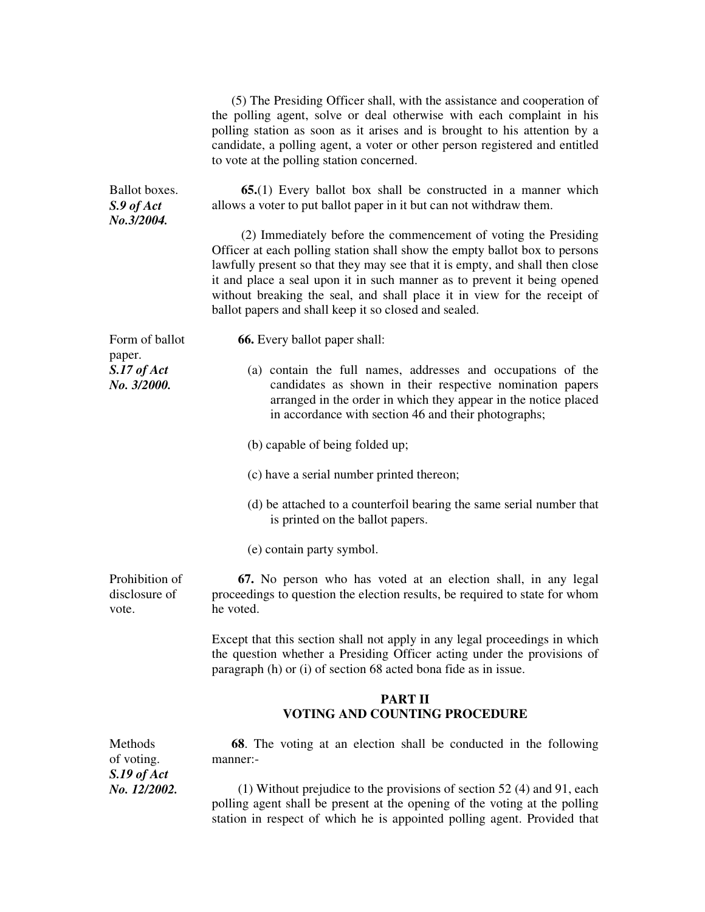(5) The Presiding Officer shall, with the assistance and cooperation of the polling agent, solve or deal otherwise with each complaint in his polling station as soon as it arises and is brought to his attention by a candidate, a polling agent, a voter or other person registered and entitled to vote at the polling station concerned.

Ballot boxes.
***S.9 of Act No.3/2004.***

**65.**(1) Every ballot box shall be constructed in a manner which allows a voter to put ballot paper in it but can not withdraw them.

(2) Immediately before the commencement of voting the Presiding Officer at each polling station shall show the empty ballot box to persons lawfully present so that they may see that it is empty, and shall then close it and place a seal upon it in such manner as to prevent it being opened without breaking the seal, and shall place it in view for the receipt of ballot papers and shall keep it so closed and sealed.

Form of ballot paper.
***S.17 of Act No. 3/2000.***

**66.** Every ballot paper shall:

(a) contain the full names, addresses and occupations of the candidates as shown in their respective nomination papers arranged in the order in which they appear in the notice placed in accordance with section 46 and their photographs;

(b) capable of being folded up;

(c) have a serial number printed thereon;

(d) be attached to a counterfoil bearing the same serial number that is printed on the ballot papers.

(e) contain party symbol.

Prohibition of disclosure of vote.

**67.** No person who has voted at an election shall, in any legal proceedings to question the election results, be required to state for whom he voted.

Except that this section shall not apply in any legal proceedings in which the question whether a Presiding Officer acting under the provisions of paragraph (h) or (i) of section 68 acted bona fide as in issue.

## PART II
## VOTING AND COUNTING PROCEDURE

Methods of voting.
***S.19 of Act No. 12/2002.***

**68**. The voting at an election shall be conducted in the following manner:-

(1) Without prejudice to the provisions of section 52 (4) and 91, each polling agent shall be present at the opening of the voting at the polling station in respect of which he is appointed polling agent. Provided that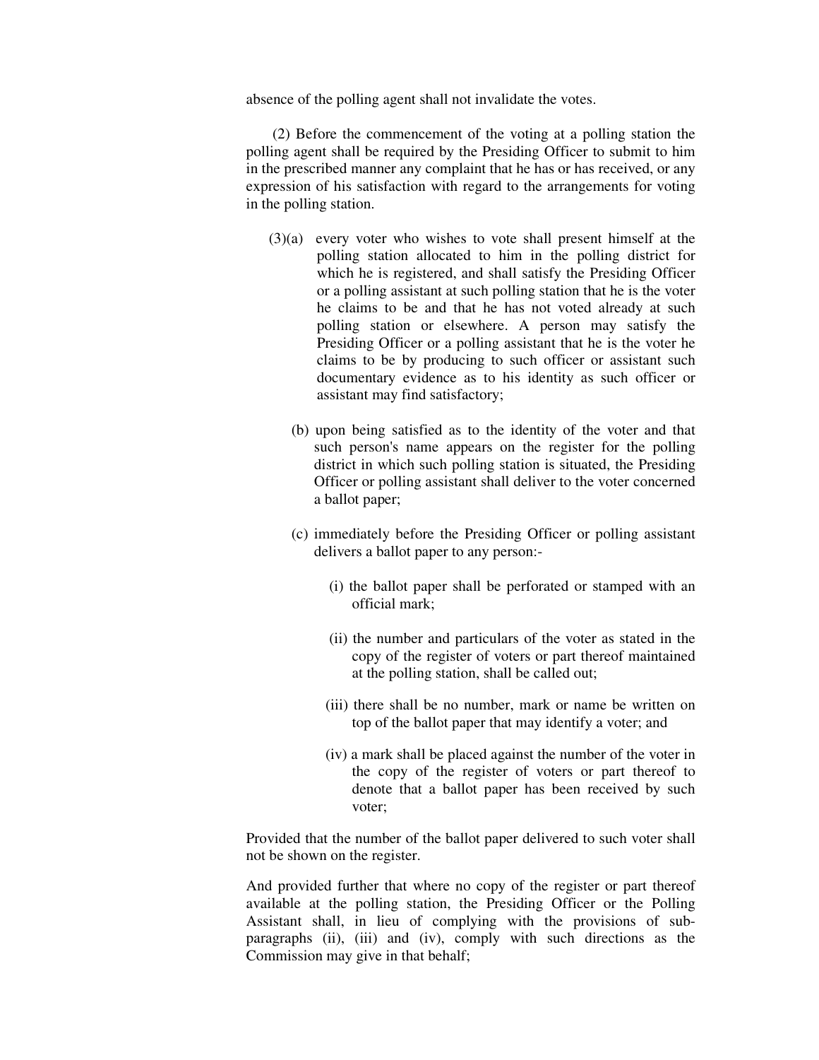absence of the polling agent shall not invalidate the votes.

(2) Before the commencement of the voting at a polling station the polling agent shall be required by the Presiding Officer to submit to him in the prescribed manner any complaint that he has or has received, or any expression of his satisfaction with regard to the arrangements for voting in the polling station.

(3)(a) every voter who wishes to vote shall present himself at the polling station allocated to him in the polling district for which he is registered, and shall satisfy the Presiding Officer or a polling assistant at such polling station that he is the voter he claims to be and that he has not voted already at such polling station or elsewhere. A person may satisfy the Presiding Officer or a polling assistant that he is the voter he claims to be by producing to such officer or assistant such documentary evidence as to his identity as such officer or assistant may find satisfactory;

(b) upon being satisfied as to the identity of the voter and that such person's name appears on the register for the polling district in which such polling station is situated, the Presiding Officer or polling assistant shall deliver to the voter concerned a ballot paper;

(c) immediately before the Presiding Officer or polling assistant delivers a ballot paper to any person:-

(i) the ballot paper shall be perforated or stamped with an official mark;

(ii) the number and particulars of the voter as stated in the copy of the register of voters or part thereof maintained at the polling station, shall be called out;

(iii) there shall be no number, mark or name be written on top of the ballot paper that may identify a voter; and

(iv) a mark shall be placed against the number of the voter in the copy of the register of voters or part thereof to denote that a ballot paper has been received by such voter;

Provided that the number of the ballot paper delivered to such voter shall not be shown on the register.

And provided further that where no copy of the register or part thereof available at the polling station, the Presiding Officer or the Polling Assistant shall, in lieu of complying with the provisions of sub-paragraphs (ii), (iii) and (iv), comply with such directions as the Commission may give in that behalf;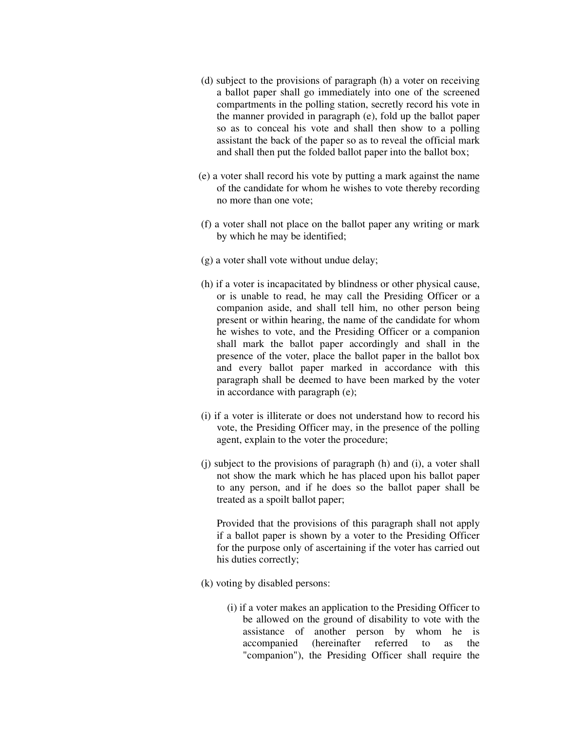(d) subject to the provisions of paragraph (h) a voter on receiving a ballot paper shall go immediately into one of the screened compartments in the polling station, secretly record his vote in the manner provided in paragraph (e), fold up the ballot paper so as to conceal his vote and shall then show to a polling assistant the back of the paper so as to reveal the official mark and shall then put the folded ballot paper into the ballot box;

(e) a voter shall record his vote by putting a mark against the name of the candidate for whom he wishes to vote thereby recording no more than one vote;

(f) a voter shall not place on the ballot paper any writing or mark by which he may be identified;

(g) a voter shall vote without undue delay;

(h) if a voter is incapacitated by blindness or other physical cause, or is unable to read, he may call the Presiding Officer or a companion aside, and shall tell him, no other person being present or within hearing, the name of the candidate for whom he wishes to vote, and the Presiding Officer or a companion shall mark the ballot paper accordingly and shall in the presence of the voter, place the ballot paper in the ballot box and every ballot paper marked in accordance with this paragraph shall be deemed to have been marked by the voter in accordance with paragraph (e);

(i) if a voter is illiterate or does not understand how to record his vote, the Presiding Officer may, in the presence of the polling agent, explain to the voter the procedure;

(j) subject to the provisions of paragraph (h) and (i), a voter shall not show the mark which he has placed upon his ballot paper to any person, and if he does so the ballot paper shall be treated as a spoilt ballot paper;

Provided that the provisions of this paragraph shall not apply if a ballot paper is shown by a voter to the Presiding Officer for the purpose only of ascertaining if the voter has carried out his duties correctly;

(k) voting by disabled persons:

(i) if a voter makes an application to the Presiding Officer to be allowed on the ground of disability to vote with the assistance of another person by whom he is accompanied (hereinafter referred to as the "companion"), the Presiding Officer shall require the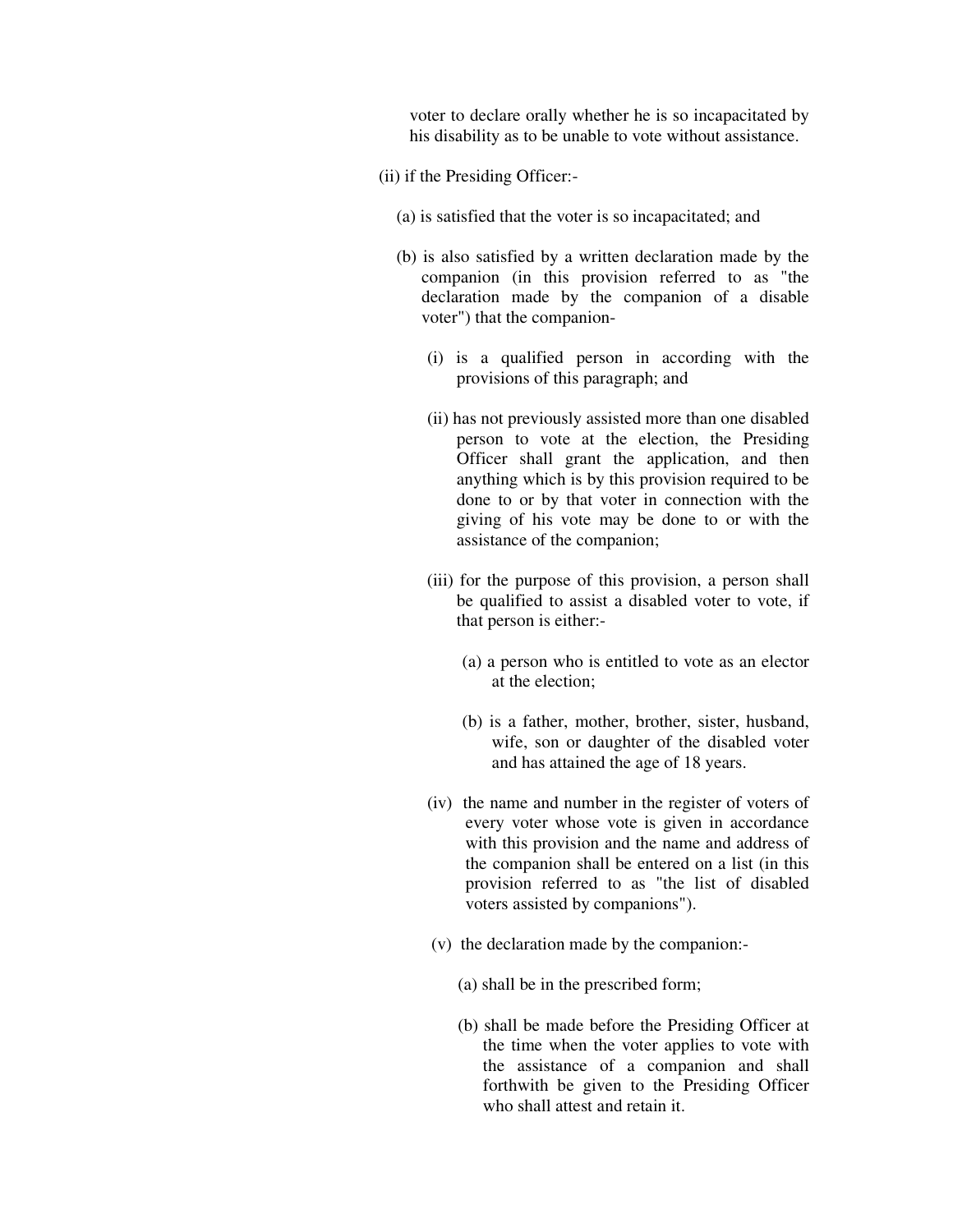voter to declare orally whether he is so incapacitated by his disability as to be unable to vote without assistance.

(ii) if the Presiding Officer:-

(a) is satisfied that the voter is so incapacitated; and

(b) is also satisfied by a written declaration made by the companion (in this provision referred to as "the declaration made by the companion of a disable voter") that the companion-

(i) is a qualified person in according with the provisions of this paragraph; and

(ii) has not previously assisted more than one disabled person to vote at the election, the Presiding Officer shall grant the application, and then anything which is by this provision required to be done to or by that voter in connection with the giving of his vote may be done to or with the assistance of the companion;

(iii) for the purpose of this provision, a person shall be qualified to assist a disabled voter to vote, if that person is either:-

(a) a person who is entitled to vote as an elector at the election;

(b) is a father, mother, brother, sister, husband, wife, son or daughter of the disabled voter and has attained the age of 18 years.

(iv) the name and number in the register of voters of every voter whose vote is given in accordance with this provision and the name and address of the companion shall be entered on a list (in this provision referred to as "the list of disabled voters assisted by companions").

(v) the declaration made by the companion:-

(a) shall be in the prescribed form;

(b) shall be made before the Presiding Officer at the time when the voter applies to vote with the assistance of a companion and shall forthwith be given to the Presiding Officer who shall attest and retain it.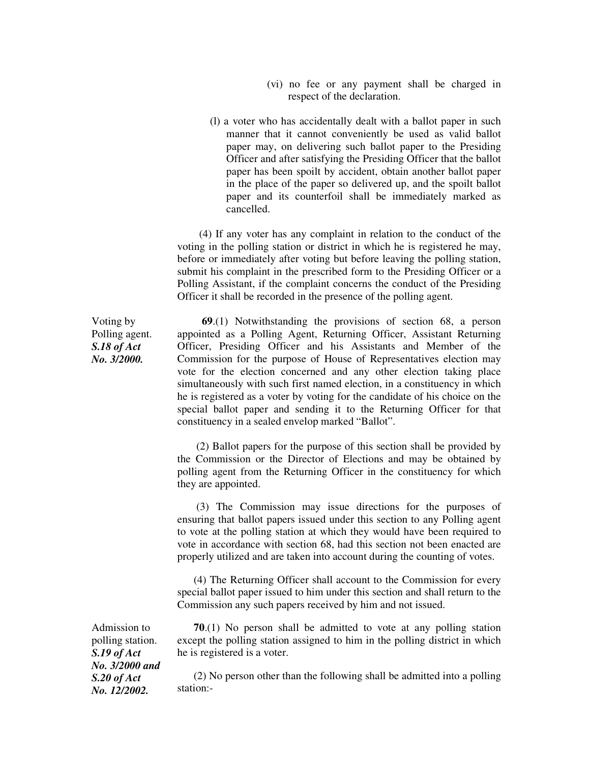(vi) no fee or any payment shall be charged in respect of the declaration.

(l) a voter who has accidentally dealt with a ballot paper in such manner that it cannot conveniently be used as valid ballot paper may, on delivering such ballot paper to the Presiding Officer and after satisfying the Presiding Officer that the ballot paper has been spoilt by accident, obtain another ballot paper in the place of the paper so delivered up, and the spoilt ballot paper and its counterfoil shall be immediately marked as cancelled.

(4) If any voter has any complaint in relation to the conduct of the voting in the polling station or district in which he is registered he may, before or immediately after voting but before leaving the polling station, submit his complaint in the prescribed form to the Presiding Officer or a Polling Assistant, if the complaint concerns the conduct of the Presiding Officer it shall be recorded in the presence of the polling agent.

Voting by Polling agent.
***S.18 of Act No. 3/2000.***

**69**.(1) Notwithstanding the provisions of section 68, a person appointed as a Polling Agent, Returning Officer, Assistant Returning Officer, Presiding Officer and his Assistants and Member of the Commission for the purpose of House of Representatives election may vote for the election concerned and any other election taking place simultaneously with such first named election, in a constituency in which he is registered as a voter by voting for the candidate of his choice on the special ballot paper and sending it to the Returning Officer for that constituency in a sealed envelop marked "Ballot".

(2) Ballot papers for the purpose of this section shall be provided by the Commission or the Director of Elections and may be obtained by polling agent from the Returning Officer in the constituency for which they are appointed.

(3) The Commission may issue directions for the purposes of ensuring that ballot papers issued under this section to any Polling agent to vote at the polling station at which they would have been required to vote in accordance with section 68, had this section not been enacted are properly utilized and are taken into account during the counting of votes.

(4) The Returning Officer shall account to the Commission for every special ballot paper issued to him under this section and shall return to the Commission any such papers received by him and not issued.

Admission to polling station.
***S.19 of Act No. 3/2000 and S.20 of Act No. 12/2002.***

**70**.(1) No person shall be admitted to vote at any polling station except the polling station assigned to him in the polling district in which he is registered is a voter.

(2) No person other than the following shall be admitted into a polling station:-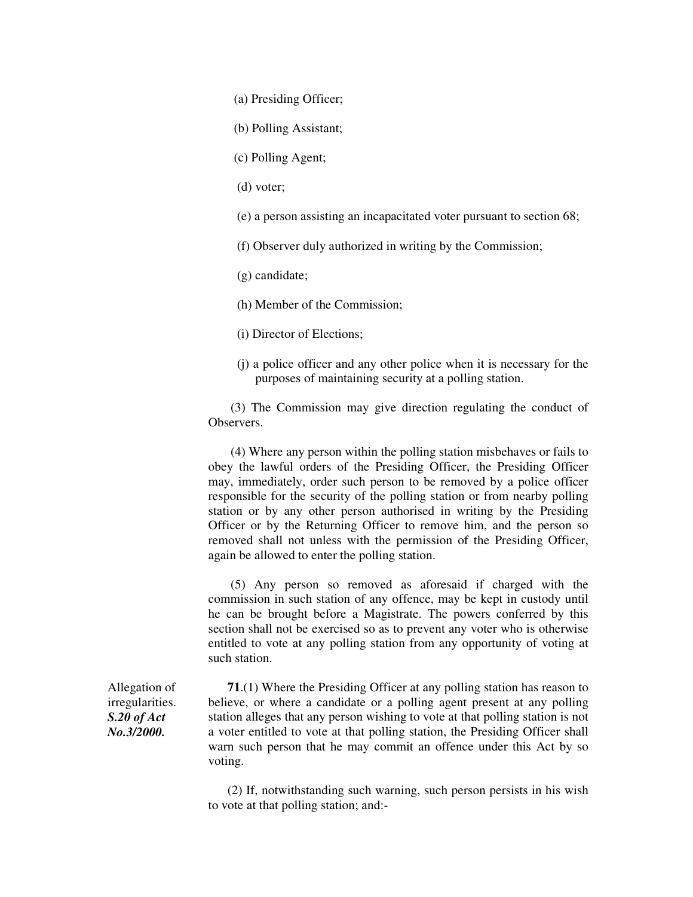(a) Presiding Officer;

(b) Polling Assistant;

(c) Polling Agent;

(d) voter;

(e) a person assisting an incapacitated voter pursuant to section 68;

(f) Observer duly authorized in writing by the Commission;

(g) candidate;

(h) Member of the Commission;

(i) Director of Elections;

(j) a police officer and any other police when it is necessary for the purposes of maintaining security at a polling station.

(3) The Commission may give direction regulating the conduct of Observers.

(4) Where any person within the polling station misbehaves or fails to obey the lawful orders of the Presiding Officer, the Presiding Officer may, immediately, order such person to be removed by a police officer responsible for the security of the polling station or from nearby polling station or by any other person authorised in writing by the Presiding Officer or by the Returning Officer to remove him, and the person so removed shall not unless with the permission of the Presiding Officer, again be allowed to enter the polling station.

(5) Any person so removed as aforesaid if charged with the commission in such station of any offence, may be kept in custody until he can be brought before a Magistrate. The powers conferred by this section shall not be exercised so as to prevent any voter who is otherwise entitled to vote at any polling station from any opportunity of voting at such station.

Allegation of irregularities.
***S.20 of Act No.3/2000.***

**71**.(1) Where the Presiding Officer at any polling station has reason to believe, or where a candidate or a polling agent present at any polling station alleges that any person wishing to vote at that polling station is not a voter entitled to vote at that polling station, the Presiding Officer shall warn such person that he may commit an offence under this Act by so voting.

(2) If, notwithstanding such warning, such person persists in his wish to vote at that polling station; and:-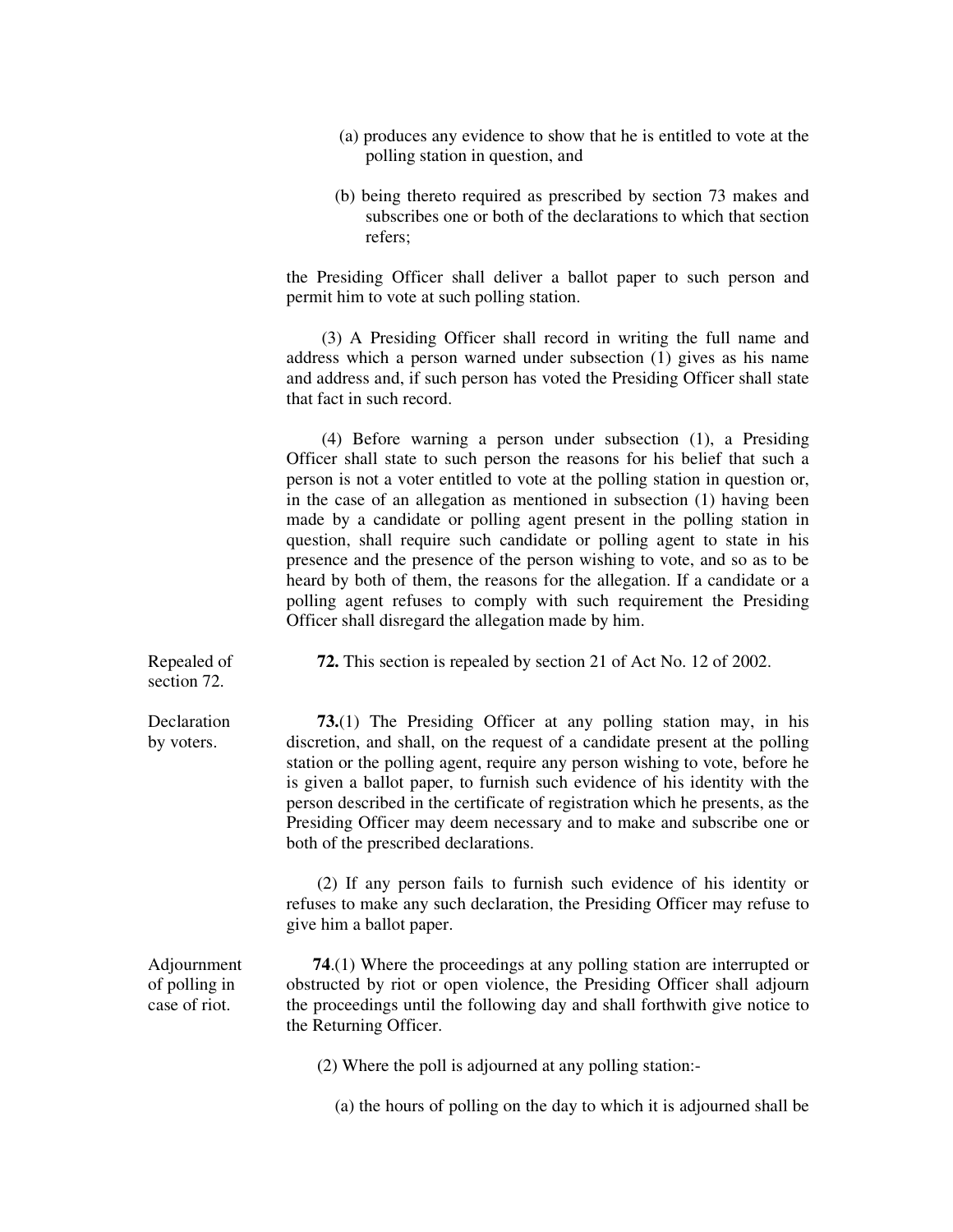(a) produces any evidence to show that he is entitled to vote at the polling station in question, and

(b) being thereto required as prescribed by section 73 makes and subscribes one or both of the declarations to which that section refers;

the Presiding Officer shall deliver a ballot paper to such person and permit him to vote at such polling station.

(3) A Presiding Officer shall record in writing the full name and address which a person warned under subsection (1) gives as his name and address and, if such person has voted the Presiding Officer shall state that fact in such record.

(4) Before warning a person under subsection (1), a Presiding Officer shall state to such person the reasons for his belief that such a person is not a voter entitled to vote at the polling station in question or, in the case of an allegation as mentioned in subsection (1) having been made by a candidate or polling agent present in the polling station in question, shall require such candidate or polling agent to state in his presence and the presence of the person wishing to vote, and so as to be heard by both of them, the reasons for the allegation. If a candidate or a polling agent refuses to comply with such requirement the Presiding Officer shall disregard the allegation made by him.

Repealed of section 72.

**72.** This section is repealed by section 21 of Act No. 12 of 2002.

Declaration by voters.

**73.**(1) The Presiding Officer at any polling station may, in his discretion, and shall, on the request of a candidate present at the polling station or the polling agent, require any person wishing to vote, before he is given a ballot paper, to furnish such evidence of his identity with the person described in the certificate of registration which he presents, as the Presiding Officer may deem necessary and to make and subscribe one or both of the prescribed declarations.

(2) If any person fails to furnish such evidence of his identity or refuses to make any such declaration, the Presiding Officer may refuse to give him a ballot paper.

Adjournment of polling in case of riot.

**74**.(1) Where the proceedings at any polling station are interrupted or obstructed by riot or open violence, the Presiding Officer shall adjourn the proceedings until the following day and shall forthwith give notice to the Returning Officer.

(2) Where the poll is adjourned at any polling station:-

(a) the hours of polling on the day to which it is adjourned shall be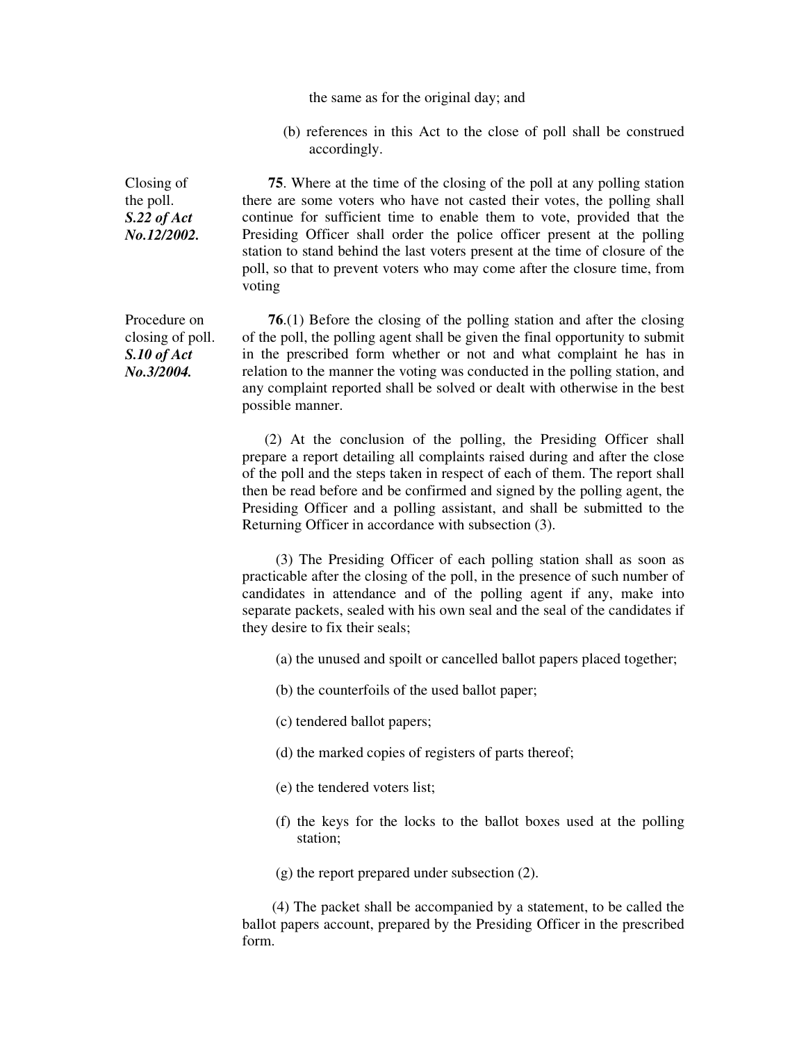the same as for the original day; and

(b) references in this Act to the close of poll shall be construed accordingly.

Closing of the poll. ***S.22 of Act No.12/2002.***

**75**. Where at the time of the closing of the poll at any polling station there are some voters who have not casted their votes, the polling shall continue for sufficient time to enable them to vote, provided that the Presiding Officer shall order the police officer present at the polling station to stand behind the last voters present at the time of closure of the poll, so that to prevent voters who may come after the closure time, from voting

Procedure on closing of poll. ***S.10 of Act No.3/2004.***

**76**.(1) Before the closing of the polling station and after the closing of the poll, the polling agent shall be given the final opportunity to submit in the prescribed form whether or not and what complaint he has in relation to the manner the voting was conducted in the polling station, and any complaint reported shall be solved or dealt with otherwise in the best possible manner.

(2) At the conclusion of the polling, the Presiding Officer shall prepare a report detailing all complaints raised during and after the close of the poll and the steps taken in respect of each of them. The report shall then be read before and be confirmed and signed by the polling agent, the Presiding Officer and a polling assistant, and shall be submitted to the Returning Officer in accordance with subsection (3).

(3) The Presiding Officer of each polling station shall as soon as practicable after the closing of the poll, in the presence of such number of candidates in attendance and of the polling agent if any, make into separate packets, sealed with his own seal and the seal of the candidates if they desire to fix their seals;

(a) the unused and spoilt or cancelled ballot papers placed together;

(b) the counterfoils of the used ballot paper;

(c) tendered ballot papers;

(d) the marked copies of registers of parts thereof;

(e) the tendered voters list;

(f) the keys for the locks to the ballot boxes used at the polling station;

(g) the report prepared under subsection (2).

(4) The packet shall be accompanied by a statement, to be called the ballot papers account, prepared by the Presiding Officer in the prescribed form.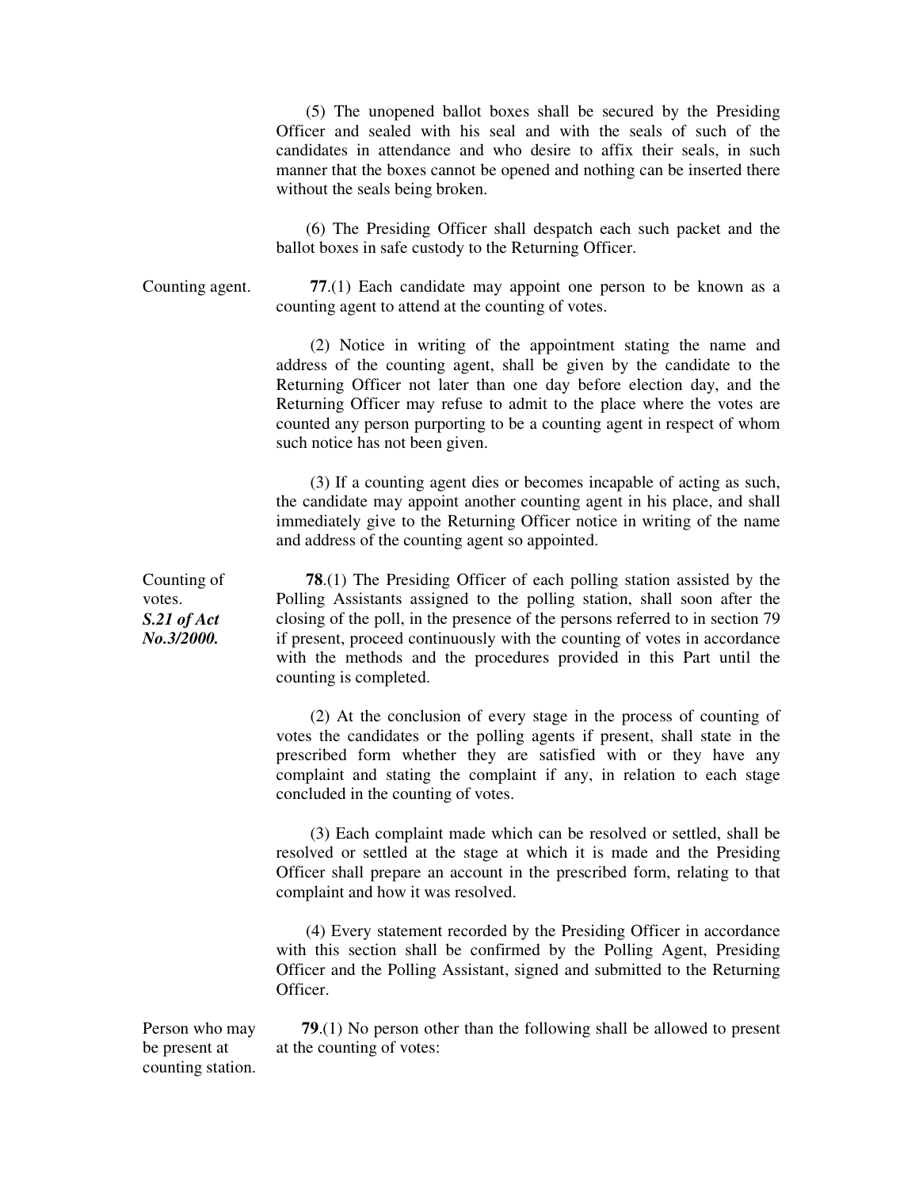(5) The unopened ballot boxes shall be secured by the Presiding Officer and sealed with his seal and with the seals of such of the candidates in attendance and who desire to affix their seals, in such manner that the boxes cannot be opened and nothing can be inserted there without the seals being broken.

(6) The Presiding Officer shall despatch each such packet and the ballot boxes in safe custody to the Returning Officer.

Counting agent.

**77**.(1) Each candidate may appoint one person to be known as a counting agent to attend at the counting of votes.

(2) Notice in writing of the appointment stating the name and address of the counting agent, shall be given by the candidate to the Returning Officer not later than one day before election day, and the Returning Officer may refuse to admit to the place where the votes are counted any person purporting to be a counting agent in respect of whom such notice has not been given.

(3) If a counting agent dies or becomes incapable of acting as such, the candidate may appoint another counting agent in his place, and shall immediately give to the Returning Officer notice in writing of the name and address of the counting agent so appointed.

Counting of votes.
***S.21 of Act No.3/2000.***

**78**.(1) The Presiding Officer of each polling station assisted by the Polling Assistants assigned to the polling station, shall soon after the closing of the poll, in the presence of the persons referred to in section 79 if present, proceed continuously with the counting of votes in accordance with the methods and the procedures provided in this Part until the counting is completed.

(2) At the conclusion of every stage in the process of counting of votes the candidates or the polling agents if present, shall state in the prescribed form whether they are satisfied with or they have any complaint and stating the complaint if any, in relation to each stage concluded in the counting of votes.

(3) Each complaint made which can be resolved or settled, shall be resolved or settled at the stage at which it is made and the Presiding Officer shall prepare an account in the prescribed form, relating to that complaint and how it was resolved.

(4) Every statement recorded by the Presiding Officer in accordance with this section shall be confirmed by the Polling Agent, Presiding Officer and the Polling Assistant, signed and submitted to the Returning Officer.

Person who may be present at counting station.

**79**.(1) No person other than the following shall be allowed to present at the counting of votes: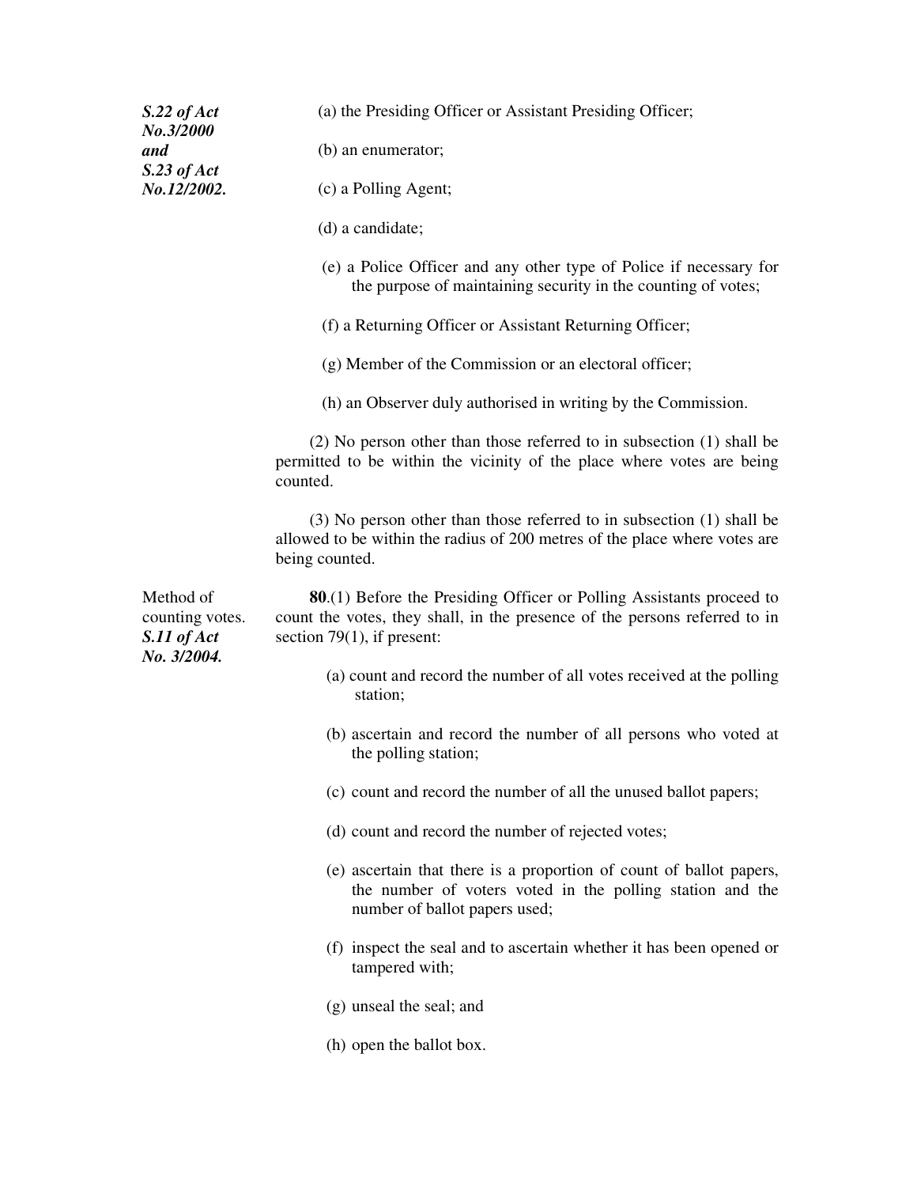*S.22 of Act No.3/2000 and S.23 of Act No.12/2002.*

(a) the Presiding Officer or Assistant Presiding Officer;

(b) an enumerator;

(c) a Polling Agent;

(d) a candidate;

(e) a Police Officer and any other type of Police if necessary for the purpose of maintaining security in the counting of votes;

(f) a Returning Officer or Assistant Returning Officer;

(g) Member of the Commission or an electoral officer;

(h) an Observer duly authorised in writing by the Commission.

(2) No person other than those referred to in subsection (1) shall be permitted to be within the vicinity of the place where votes are being counted.

(3) No person other than those referred to in subsection (1) shall be allowed to be within the radius of 200 metres of the place where votes are being counted.

Method of counting votes.
*S.11 of Act No. 3/2004.*

**80**.(1) Before the Presiding Officer or Polling Assistants proceed to count the votes, they shall, in the presence of the persons referred to in section 79(1), if present:

(a) count and record the number of all votes received at the polling station;

(b) ascertain and record the number of all persons who voted at the polling station;

(c) count and record the number of all the unused ballot papers;

(d) count and record the number of rejected votes;

(e) ascertain that there is a proportion of count of ballot papers, the number of voters voted in the polling station and the number of ballot papers used;

(f) inspect the seal and to ascertain whether it has been opened or tampered with;

(g) unseal the seal; and

(h) open the ballot box.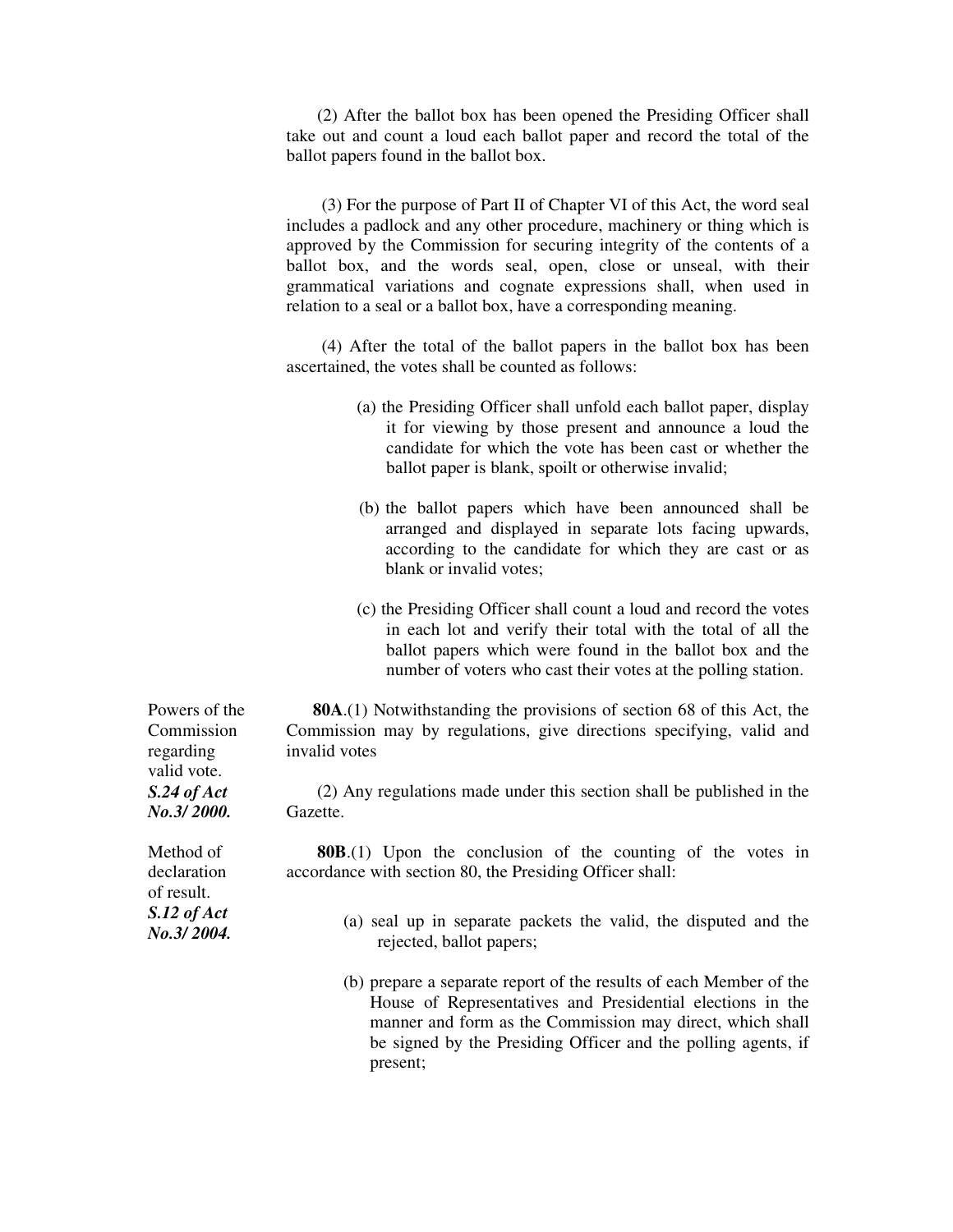(2) After the ballot box has been opened the Presiding Officer shall take out and count a loud each ballot paper and record the total of the ballot papers found in the ballot box.

(3) For the purpose of Part II of Chapter VI of this Act, the word seal includes a padlock and any other procedure, machinery or thing which is approved by the Commission for securing integrity of the contents of a ballot box, and the words seal, open, close or unseal, with their grammatical variations and cognate expressions shall, when used in relation to a seal or a ballot box, have a corresponding meaning.

(4) After the total of the ballot papers in the ballot box has been ascertained, the votes shall be counted as follows:

(a) the Presiding Officer shall unfold each ballot paper, display it for viewing by those present and announce a loud the candidate for which the vote has been cast or whether the ballot paper is blank, spoilt or otherwise invalid;

(b) the ballot papers which have been announced shall be arranged and displayed in separate lots facing upwards, according to the candidate for which they are cast or as blank or invalid votes;

(c) the Presiding Officer shall count a loud and record the votes in each lot and verify their total with the total of all the ballot papers which were found in the ballot box and the number of voters who cast their votes at the polling station.

Powers of the Commission regarding valid vote.
***S.24 of Act No.3/ 2000.***

**80A**.(1) Notwithstanding the provisions of section 68 of this Act, the Commission may by regulations, give directions specifying, valid and invalid votes

(2) Any regulations made under this section shall be published in the Gazette.

Method of declaration of result.
***S.12 of Act No.3/ 2004.***

**80B**.(1) Upon the conclusion of the counting of the votes in accordance with section 80, the Presiding Officer shall:

(a) seal up in separate packets the valid, the disputed and the rejected, ballot papers;

(b) prepare a separate report of the results of each Member of the House of Representatives and Presidential elections in the manner and form as the Commission may direct, which shall be signed by the Presiding Officer and the polling agents, if present;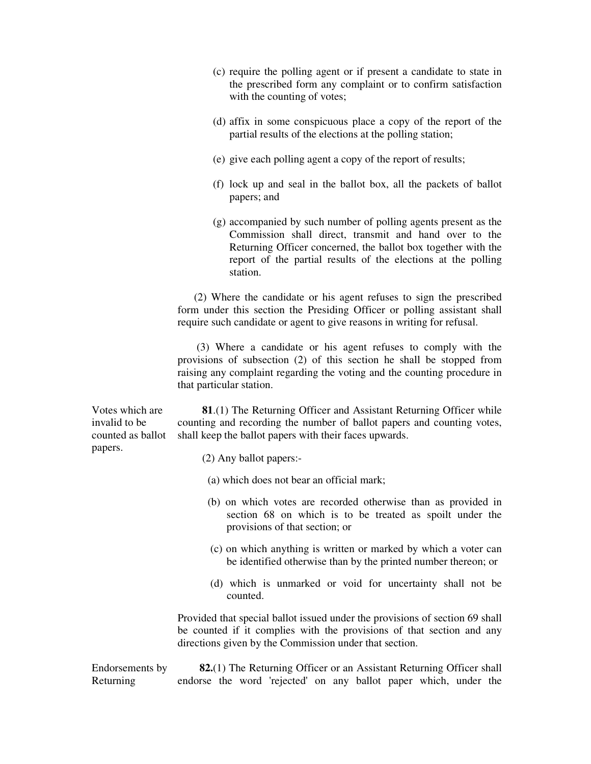(c) require the polling agent or if present a candidate to state in the prescribed form any complaint or to confirm satisfaction with the counting of votes;

(d) affix in some conspicuous place a copy of the report of the partial results of the elections at the polling station;

(e) give each polling agent a copy of the report of results;

(f) lock up and seal in the ballot box, all the packets of ballot papers; and

(g) accompanied by such number of polling agents present as the Commission shall direct, transmit and hand over to the Returning Officer concerned, the ballot box together with the report of the partial results of the elections at the polling station.

(2) Where the candidate or his agent refuses to sign the prescribed form under this section the Presiding Officer or polling assistant shall require such candidate or agent to give reasons in writing for refusal.

(3) Where a candidate or his agent refuses to comply with the provisions of subsection (2) of this section he shall be stopped from raising any complaint regarding the voting and the counting procedure in that particular station.

*Votes which are invalid to be counted as ballot papers.*

**81**.(1) The Returning Officer and Assistant Returning Officer while counting and recording the number of ballot papers and counting votes, shall keep the ballot papers with their faces upwards.

(2) Any ballot papers:-

(a) which does not bear an official mark;

(b) on which votes are recorded otherwise than as provided in section 68 on which is to be treated as spoilt under the provisions of that section; or

(c) on which anything is written or marked by which a voter can be identified otherwise than by the printed number thereon; or

(d) which is unmarked or void for uncertainty shall not be counted.

Provided that special ballot issued under the provisions of section 69 shall be counted if it complies with the provisions of that section and any directions given by the Commission under that section.

*Endorsements by Returning*

**82.**(1) The Returning Officer or an Assistant Returning Officer shall endorse the word 'rejected' on any ballot paper which, under the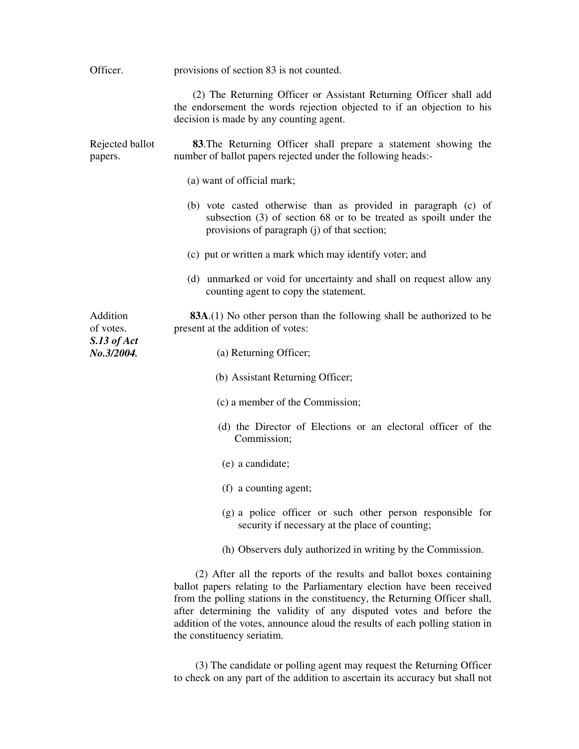Officer. provisions of section 83 is not counted.

(2) The Returning Officer or Assistant Returning Officer shall add the endorsement the words rejection objected to if an objection to his decision is made by any counting agent.

Rejected ballot papers.

**83**.The Returning Officer shall prepare a statement showing the number of ballot papers rejected under the following heads:-

(a) want of official mark;

(b) vote casted otherwise than as provided in paragraph (c) of subsection (3) of section 68 or to be treated as spoilt under the provisions of paragraph (j) of that section;

(c) put or written a mark which may identify voter; and

(d) unmarked or void for uncertainty and shall on request allow any counting agent to copy the statement.

Addition of votes.
***S.13 of Act No.3/2004.***

**83A**.(1) No other person than the following shall be authorized to be present at the addition of votes:

(a) Returning Officer;

(b) Assistant Returning Officer;

(c) a member of the Commission;

(d) the Director of Elections or an electoral officer of the Commission;

(e) a candidate;

(f) a counting agent;

(g) a police officer or such other person responsible for security if necessary at the place of counting;

(h) Observers duly authorized in writing by the Commission.

(2) After all the reports of the results and ballot boxes containing ballot papers relating to the Parliamentary election have been received from the polling stations in the constituency, the Returning Officer shall, after determining the validity of any disputed votes and before the addition of the votes, announce aloud the results of each polling station in the constituency seriatim.

(3) The candidate or polling agent may request the Returning Officer to check on any part of the addition to ascertain its accuracy but shall not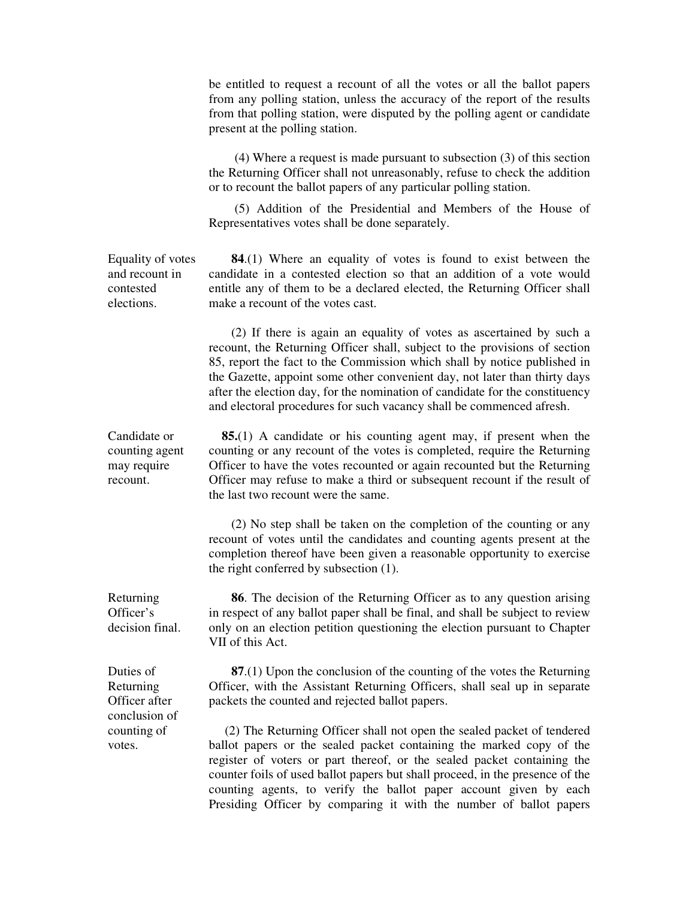be entitled to request a recount of all the votes or all the ballot papers from any polling station, unless the accuracy of the report of the results from that polling station, were disputed by the polling agent or candidate present at the polling station.

(4) Where a request is made pursuant to subsection (3) of this section the Returning Officer shall not unreasonably, refuse to check the addition or to recount the ballot papers of any particular polling station.

(5) Addition of the Presidential and Members of the House of Representatives votes shall be done separately.

*Equality of votes and recount in contested elections.*

**84**.(1) Where an equality of votes is found to exist between the candidate in a contested election so that an addition of a vote would entitle any of them to be a declared elected, the Returning Officer shall make a recount of the votes cast.

(2) If there is again an equality of votes as ascertained by such a recount, the Returning Officer shall, subject to the provisions of section 85, report the fact to the Commission which shall by notice published in the Gazette, appoint some other convenient day, not later than thirty days after the election day, for the nomination of candidate for the constituency and electoral procedures for such vacancy shall be commenced afresh.

*Candidate or counting agent may require recount.*

**85.**(1) A candidate or his counting agent may, if present when the counting or any recount of the votes is completed, require the Returning Officer to have the votes recounted or again recounted but the Returning Officer may refuse to make a third or subsequent recount if the result of the last two recount were the same.

(2) No step shall be taken on the completion of the counting or any recount of votes until the candidates and counting agents present at the completion thereof have been given a reasonable opportunity to exercise the right conferred by subsection (1).

*Returning Officer's decision final.*

**86**. The decision of the Returning Officer as to any question arising in respect of any ballot paper shall be final, and shall be subject to review only on an election petition questioning the election pursuant to Chapter VII of this Act.

*Duties of Returning Officer after conclusion of counting of votes.*

**87**.(1) Upon the conclusion of the counting of the votes the Returning Officer, with the Assistant Returning Officers, shall seal up in separate packets the counted and rejected ballot papers.

(2) The Returning Officer shall not open the sealed packet of tendered ballot papers or the sealed packet containing the marked copy of the register of voters or part thereof, or the sealed packet containing the counter foils of used ballot papers but shall proceed, in the presence of the counting agents, to verify the ballot paper account given by each Presiding Officer by comparing it with the number of ballot papers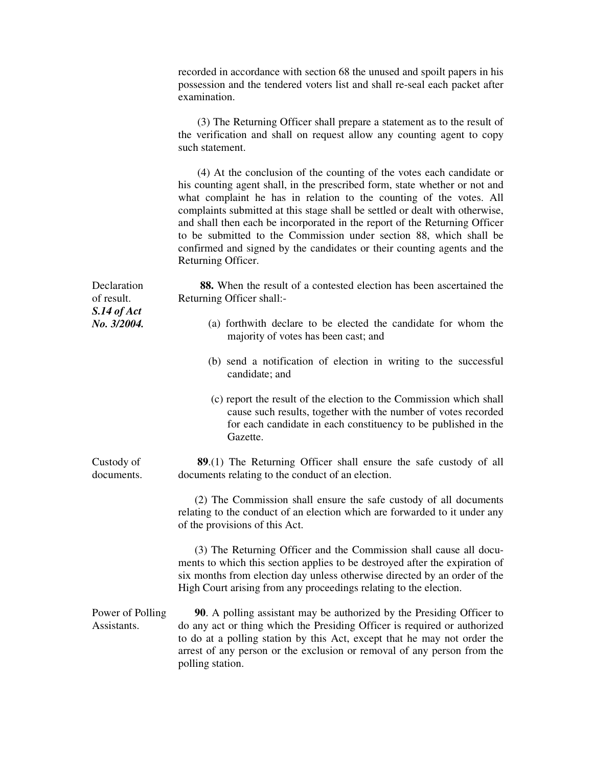recorded in accordance with section 68 the unused and spoilt papers in his possession and the tendered voters list and shall re-seal each packet after examination.

(3) The Returning Officer shall prepare a statement as to the result of the verification and shall on request allow any counting agent to copy such statement.

(4) At the conclusion of the counting of the votes each candidate or his counting agent shall, in the prescribed form, state whether or not and what complaint he has in relation to the counting of the votes. All complaints submitted at this stage shall be settled or dealt with otherwise, and shall then each be incorporated in the report of the Returning Officer to be submitted to the Commission under section 88, which shall be confirmed and signed by the candidates or their counting agents and the Returning Officer.

Declaration of result.
***S.14 of Act No. 3/2004.***

**88.** When the result of a contested election has been ascertained the Returning Officer shall:-

(a) forthwith declare to be elected the candidate for whom the majority of votes has been cast; and

(b) send a notification of election in writing to the successful candidate; and

(c) report the result of the election to the Commission which shall cause such results, together with the number of votes recorded for each candidate in each constituency to be published in the Gazette.

Custody of documents.

**89**.(1) The Returning Officer shall ensure the safe custody of all documents relating to the conduct of an election.

(2) The Commission shall ensure the safe custody of all documents relating to the conduct of an election which are forwarded to it under any of the provisions of this Act.

(3) The Returning Officer and the Commission shall cause all documents to which this section applies to be destroyed after the expiration of six months from election day unless otherwise directed by an order of the High Court arising from any proceedings relating to the election.

Power of Polling Assistants.

**90**. A polling assistant may be authorized by the Presiding Officer to do any act or thing which the Presiding Officer is required or authorized to do at a polling station by this Act, except that he may not order the arrest of any person or the exclusion or removal of any person from the polling station.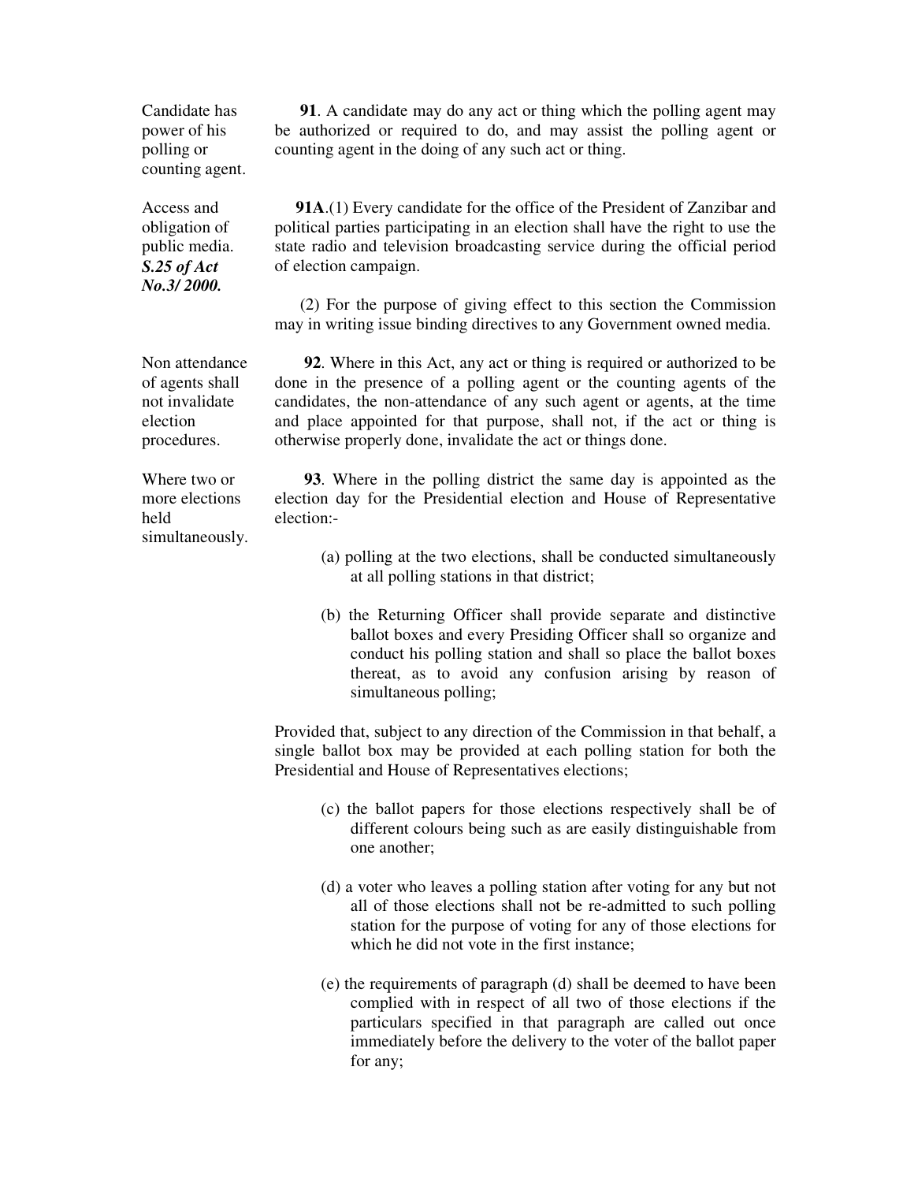Candidate has power of his polling or counting agent.

**91**. A candidate may do any act or thing which the polling agent may be authorized or required to do, and may assist the polling agent or counting agent in the doing of any such act or thing.

Access and obligation of public media.
***S.25 of Act No.3/ 2000.***

**91A**.(1) Every candidate for the office of the President of Zanzibar and political parties participating in an election shall have the right to use the state radio and television broadcasting service during the official period of election campaign.

(2) For the purpose of giving effect to this section the Commission may in writing issue binding directives to any Government owned media.

Non attendance of agents shall not invalidate election procedures.

**92**. Where in this Act, any act or thing is required or authorized to be done in the presence of a polling agent or the counting agents of the candidates, the non-attendance of any such agent or agents, at the time and place appointed for that purpose, shall not, if the act or thing is otherwise properly done, invalidate the act or things done.

Where two or more elections held simultaneously.

**93**. Where in the polling district the same day is appointed as the election day for the Presidential election and House of Representative election:-

(a) polling at the two elections, shall be conducted simultaneously at all polling stations in that district;

(b) the Returning Officer shall provide separate and distinctive ballot boxes and every Presiding Officer shall so organize and conduct his polling station and shall so place the ballot boxes thereat, as to avoid any confusion arising by reason of simultaneous polling;

Provided that, subject to any direction of the Commission in that behalf, a single ballot box may be provided at each polling station for both the Presidential and House of Representatives elections;

(c) the ballot papers for those elections respectively shall be of different colours being such as are easily distinguishable from one another;

(d) a voter who leaves a polling station after voting for any but not all of those elections shall not be re-admitted to such polling station for the purpose of voting for any of those elections for which he did not vote in the first instance;

(e) the requirements of paragraph (d) shall be deemed to have been complied with in respect of all two of those elections if the particulars specified in that paragraph are called out once immediately before the delivery to the voter of the ballot paper for any;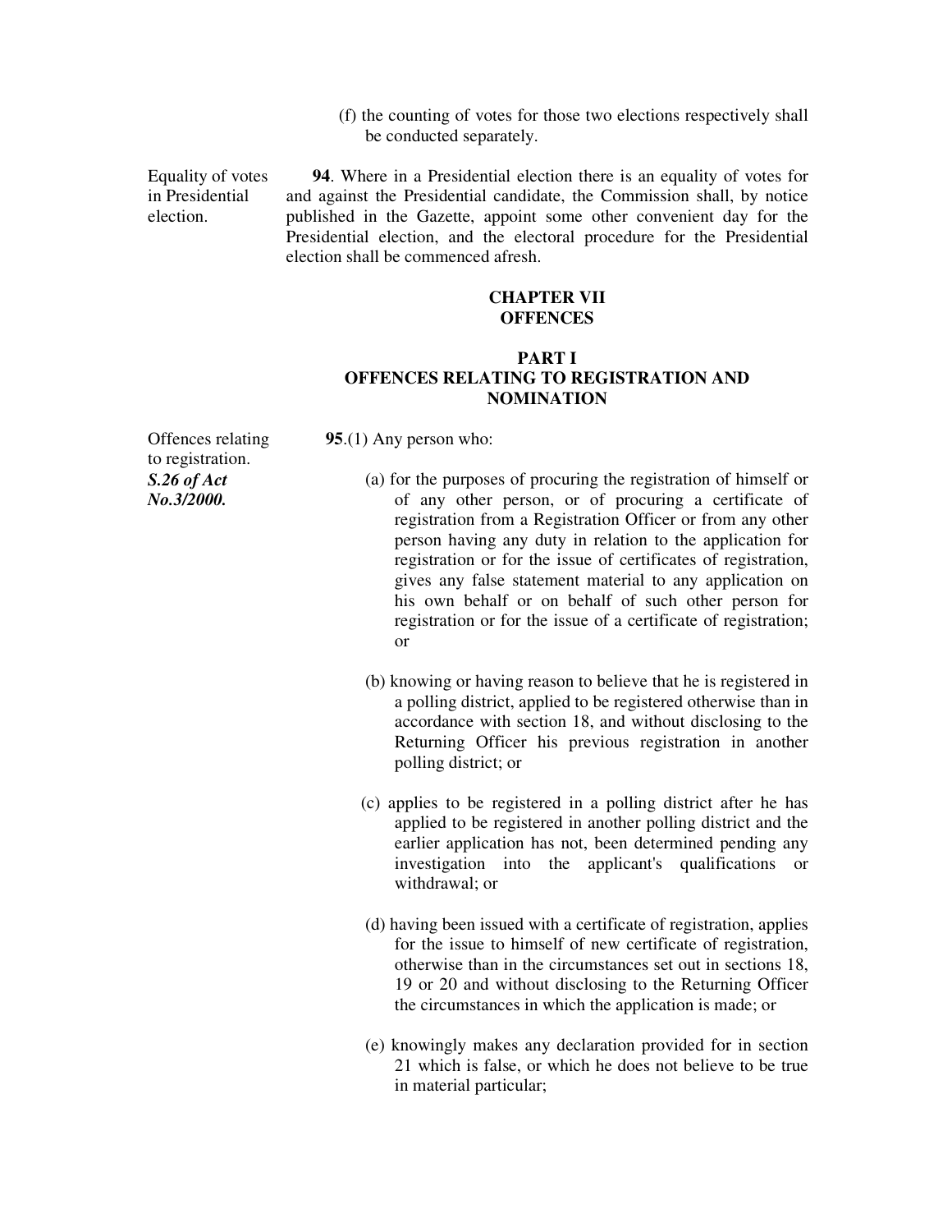(f) the counting of votes for those two elections respectively shall be conducted separately.

Equality of votes in Presidential election.

**94**. Where in a Presidential election there is an equality of votes for and against the Presidential candidate, the Commission shall, by notice published in the Gazette, appoint some other convenient day for the Presidential election, and the electoral procedure for the Presidential election shall be commenced afresh.

## CHAPTER VII
## OFFENCES

### PART I
### OFFENCES RELATING TO REGISTRATION AND NOMINATION

Offences relating to registration.
***S.26 of Act No.3/2000.***

**95**.(1) Any person who:

(a) for the purposes of procuring the registration of himself or of any other person, or of procuring a certificate of registration from a Registration Officer or from any other person having any duty in relation to the application for registration or for the issue of certificates of registration, gives any false statement material to any application on his own behalf or on behalf of such other person for registration or for the issue of a certificate of registration; or

(b) knowing or having reason to believe that he is registered in a polling district, applied to be registered otherwise than in accordance with section 18, and without disclosing to the Returning Officer his previous registration in another polling district; or

(c) applies to be registered in a polling district after he has applied to be registered in another polling district and the earlier application has not, been determined pending any investigation into the applicant's qualifications or withdrawal; or

(d) having been issued with a certificate of registration, applies for the issue to himself of new certificate of registration, otherwise than in the circumstances set out in sections 18, 19 or 20 and without disclosing to the Returning Officer the circumstances in which the application is made; or

(e) knowingly makes any declaration provided for in section 21 which is false, or which he does not believe to be true in material particular;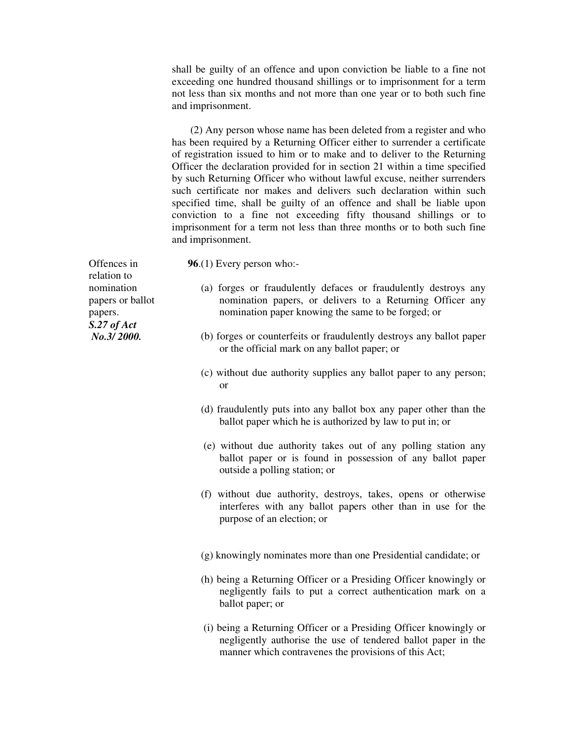shall be guilty of an offence and upon conviction be liable to a fine not exceeding one hundred thousand shillings or to imprisonment for a term not less than six months and not more than one year or to both such fine and imprisonment.

(2) Any person whose name has been deleted from a register and who has been required by a Returning Officer either to surrender a certificate of registration issued to him or to make and to deliver to the Returning Officer the declaration provided for in section 21 within a time specified by such Returning Officer who without lawful excuse, neither surrenders such certificate nor makes and delivers such declaration within such specified time, shall be guilty of an offence and shall be liable upon conviction to a fine not exceeding fifty thousand shillings or to imprisonment for a term not less than three months or to both such fine and imprisonment.

Offences in relation to nomination papers or ballot papers.
***S.27 of Act No.3/ 2000.***

**96**.(1) Every person who:-

(a) forges or fraudulently defaces or fraudulently destroys any nomination papers, or delivers to a Returning Officer any nomination paper knowing the same to be forged; or

(b) forges or counterfeits or fraudulently destroys any ballot paper or the official mark on any ballot paper; or

(c) without due authority supplies any ballot paper to any person; or

(d) fraudulently puts into any ballot box any paper other than the ballot paper which he is authorized by law to put in; or

(e) without due authority takes out of any polling station any ballot paper or is found in possession of any ballot paper outside a polling station; or

(f) without due authority, destroys, takes, opens or otherwise interferes with any ballot papers other than in use for the purpose of an election; or

(g) knowingly nominates more than one Presidential candidate; or

(h) being a Returning Officer or a Presiding Officer knowingly or negligently fails to put a correct authentication mark on a ballot paper; or

(i) being a Returning Officer or a Presiding Officer knowingly or negligently authorise the use of tendered ballot paper in the manner which contravenes the provisions of this Act;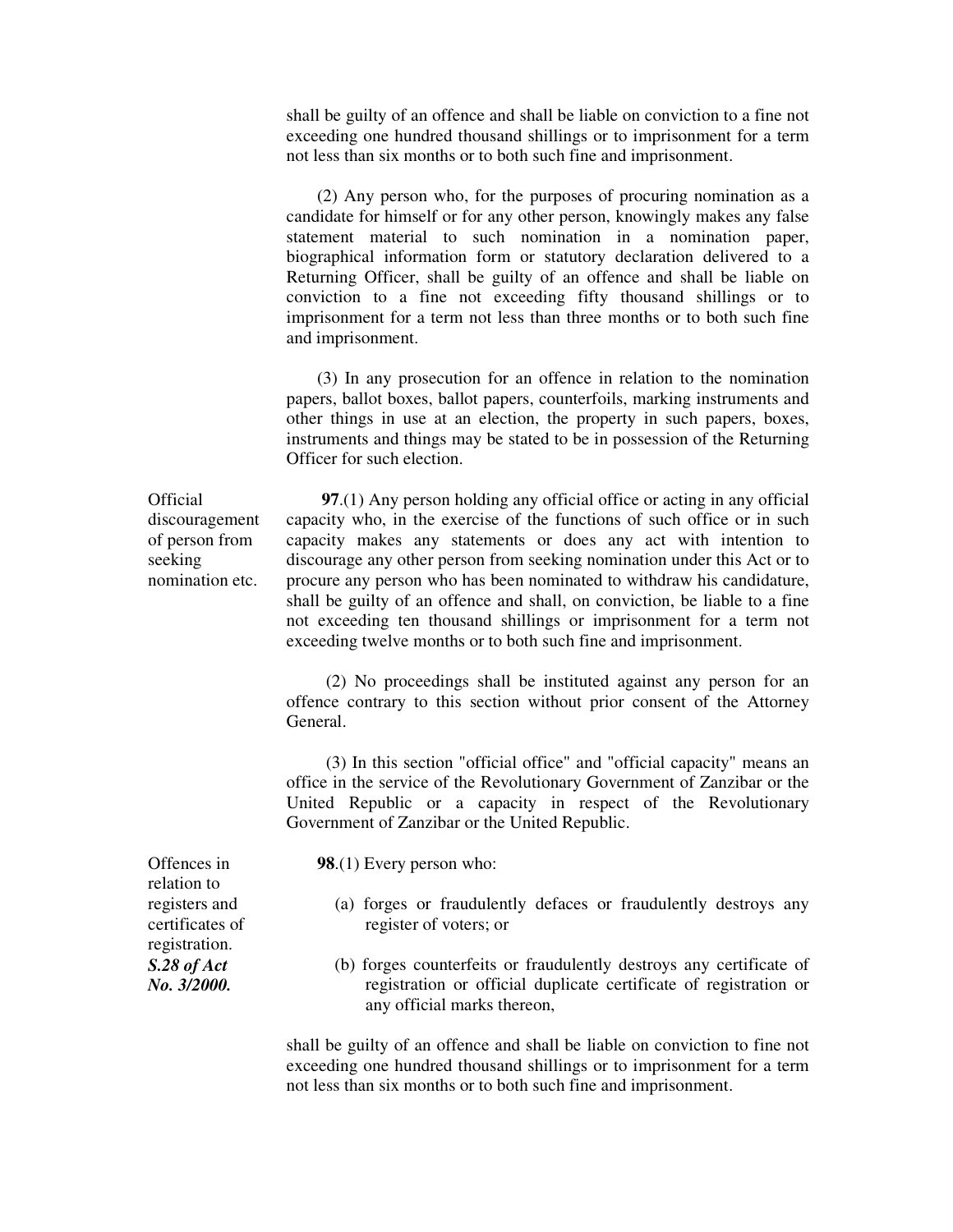shall be guilty of an offence and shall be liable on conviction to a fine not exceeding one hundred thousand shillings or to imprisonment for a term not less than six months or to both such fine and imprisonment.

(2) Any person who, for the purposes of procuring nomination as a candidate for himself or for any other person, knowingly makes any false statement material to such nomination in a nomination paper, biographical information form or statutory declaration delivered to a Returning Officer, shall be guilty of an offence and shall be liable on conviction to a fine not exceeding fifty thousand shillings or to imprisonment for a term not less than three months or to both such fine and imprisonment.

(3) In any prosecution for an offence in relation to the nomination papers, ballot boxes, ballot papers, counterfoils, marking instruments and other things in use at an election, the property in such papers, boxes, instruments and things may be stated to be in possession of the Returning Officer for such election.

*Official discouragement of person from seeking nomination etc.*

**97**.(1) Any person holding any official office or acting in any official capacity who, in the exercise of the functions of such office or in such capacity makes any statements or does any act with intention to discourage any other person from seeking nomination under this Act or to procure any person who has been nominated to withdraw his candidature, shall be guilty of an offence and shall, on conviction, be liable to a fine not exceeding ten thousand shillings or imprisonment for a term not exceeding twelve months or to both such fine and imprisonment.

(2) No proceedings shall be instituted against any person for an offence contrary to this section without prior consent of the Attorney General.

(3) In this section "official office" and "official capacity" means an office in the service of the Revolutionary Government of Zanzibar or the United Republic or a capacity in respect of the Revolutionary Government of Zanzibar or the United Republic.

*Offences in relation to registers and certificates of registration.*
***S.28 of Act No. 3/2000.***

**98**.(1) Every person who:

(a) forges or fraudulently defaces or fraudulently destroys any register of voters; or

(b) forges counterfeits or fraudulently destroys any certificate of registration or official duplicate certificate of registration or any official marks thereon,

shall be guilty of an offence and shall be liable on conviction to fine not exceeding one hundred thousand shillings or to imprisonment for a term not less than six months or to both such fine and imprisonment.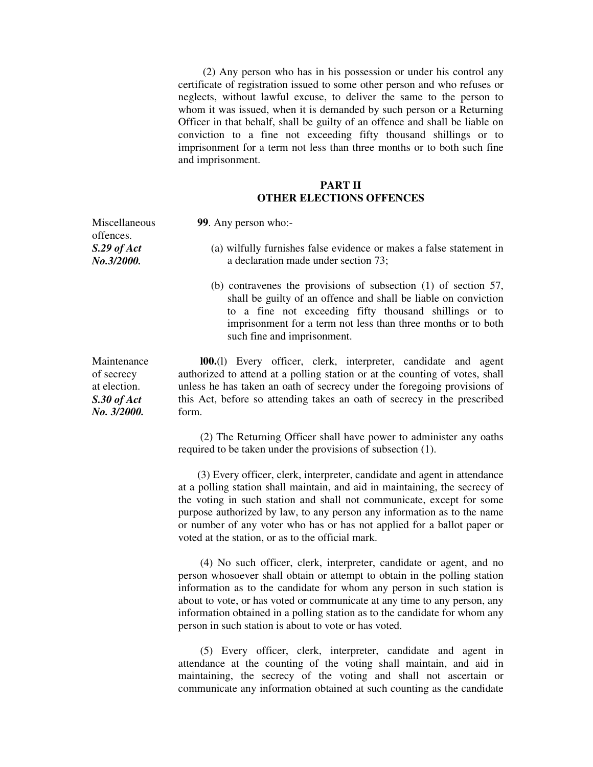(2) Any person who has in his possession or under his control any certificate of registration issued to some other person and who refuses or neglects, without lawful excuse, to deliver the same to the person to whom it was issued, when it is demanded by such person or a Returning Officer in that behalf, shall be guilty of an offence and shall be liable on conviction to a fine not exceeding fifty thousand shillings or to imprisonment for a term not less than three months or to both such fine and imprisonment.

## PART II
## OTHER ELECTIONS OFFENCES

Miscellaneous offences.
***S.29 of Act No.3/2000.***

**99**. Any person who:-

(a) wilfully furnishes false evidence or makes a false statement in a declaration made under section 73;

(b) contravenes the provisions of subsection (1) of section 57, shall be guilty of an offence and shall be liable on conviction to a fine not exceeding fifty thousand shillings or to imprisonment for a term not less than three months or to both such fine and imprisonment.

Maintenance of secrecy at election.
***S.30 of Act No. 3/2000.***

**l00.**(l) Every officer, clerk, interpreter, candidate and agent authorized to attend at a polling station or at the counting of votes, shall unless he has taken an oath of secrecy under the foregoing provisions of this Act, before so attending takes an oath of secrecy in the prescribed form.

(2) The Returning Officer shall have power to administer any oaths required to be taken under the provisions of subsection (1).

(3) Every officer, clerk, interpreter, candidate and agent in attendance at a polling station shall maintain, and aid in maintaining, the secrecy of the voting in such station and shall not communicate, except for some purpose authorized by law, to any person any information as to the name or number of any voter who has or has not applied for a ballot paper or voted at the station, or as to the official mark.

(4) No such officer, clerk, interpreter, candidate or agent, and no person whosoever shall obtain or attempt to obtain in the polling station information as to the candidate for whom any person in such station is about to vote, or has voted or communicate at any time to any person, any information obtained in a polling station as to the candidate for whom any person in such station is about to vote or has voted.

(5) Every officer, clerk, interpreter, candidate and agent in attendance at the counting of the voting shall maintain, and aid in maintaining, the secrecy of the voting and shall not ascertain or communicate any information obtained at such counting as the candidate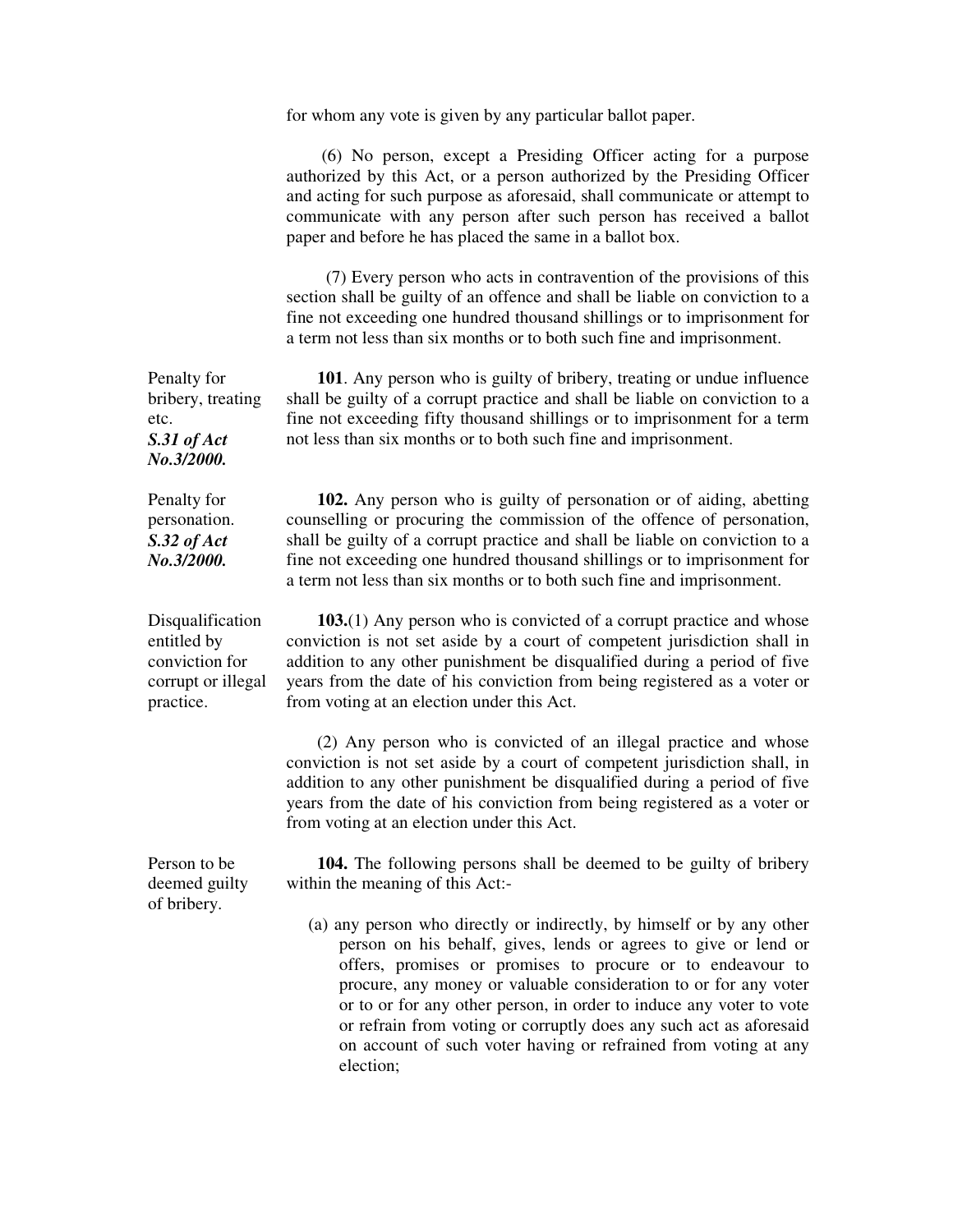for whom any vote is given by any particular ballot paper.

(6) No person, except a Presiding Officer acting for a purpose authorized by this Act, or a person authorized by the Presiding Officer and acting for such purpose as aforesaid, shall communicate or attempt to communicate with any person after such person has received a ballot paper and before he has placed the same in a ballot box.

(7) Every person who acts in contravention of the provisions of this section shall be guilty of an offence and shall be liable on conviction to a fine not exceeding one hundred thousand shillings or to imprisonment for a term not less than six months or to both such fine and imprisonment.

Penalty for bribery, treating etc.
***S.31 of Act No.3/2000.***

**101**. Any person who is guilty of bribery, treating or undue influence shall be guilty of a corrupt practice and shall be liable on conviction to a fine not exceeding fifty thousand shillings or to imprisonment for a term not less than six months or to both such fine and imprisonment.

Penalty for personation.
***S.32 of Act No.3/2000.***

**102.** Any person who is guilty of personation or of aiding, abetting counselling or procuring the commission of the offence of personation, shall be guilty of a corrupt practice and shall be liable on conviction to a fine not exceeding one hundred thousand shillings or to imprisonment for a term not less than six months or to both such fine and imprisonment.

Disqualification entitled by conviction for corrupt or illegal practice.

**103.**(1) Any person who is convicted of a corrupt practice and whose conviction is not set aside by a court of competent jurisdiction shall in addition to any other punishment be disqualified during a period of five years from the date of his conviction from being registered as a voter or from voting at an election under this Act.

(2) Any person who is convicted of an illegal practice and whose conviction is not set aside by a court of competent jurisdiction shall, in addition to any other punishment be disqualified during a period of five years from the date of his conviction from being registered as a voter or from voting at an election under this Act.

Person to be deemed guilty of bribery.

**104.** The following persons shall be deemed to be guilty of bribery within the meaning of this Act:-

(a) any person who directly or indirectly, by himself or by any other person on his behalf, gives, lends or agrees to give or lend or offers, promises or promises to procure or to endeavour to procure, any money or valuable consideration to or for any voter or to or for any other person, in order to induce any voter to vote or refrain from voting or corruptly does any such act as aforesaid on account of such voter having or refrained from voting at any election;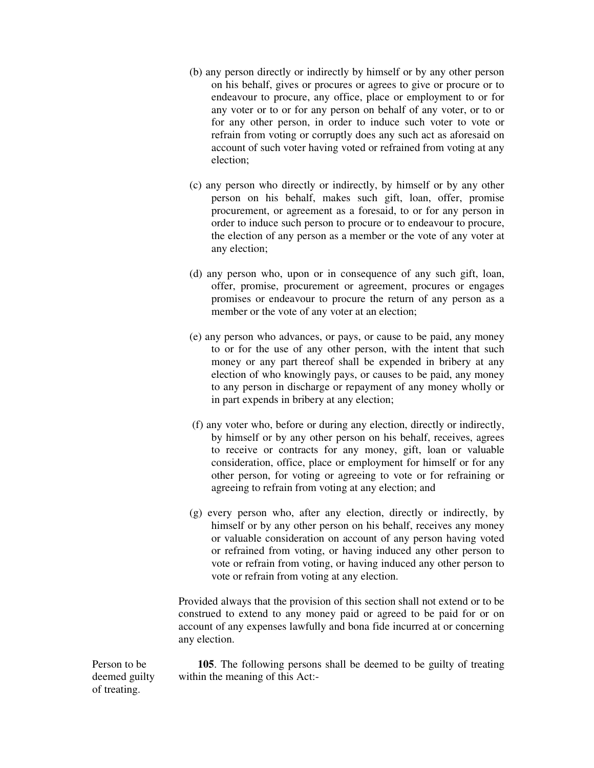(b) any person directly or indirectly by himself or by any other person on his behalf, gives or procures or agrees to give or procure or to endeavour to procure, any office, place or employment to or for any voter or to or for any person on behalf of any voter, or to or for any other person, in order to induce such voter to vote or refrain from voting or corruptly does any such act as aforesaid on account of such voter having voted or refrained from voting at any election;

(c) any person who directly or indirectly, by himself or by any other person on his behalf, makes such gift, loan, offer, promise procurement, or agreement as a foresaid, to or for any person in order to induce such person to procure or to endeavour to procure, the election of any person as a member or the vote of any voter at any election;

(d) any person who, upon or in consequence of any such gift, loan, offer, promise, procurement or agreement, procures or engages promises or endeavour to procure the return of any person as a member or the vote of any voter at an election;

(e) any person who advances, or pays, or cause to be paid, any money to or for the use of any other person, with the intent that such money or any part thereof shall be expended in bribery at any election of who knowingly pays, or causes to be paid, any money to any person in discharge or repayment of any money wholly or in part expends in bribery at any election;

(f) any voter who, before or during any election, directly or indirectly, by himself or by any other person on his behalf, receives, agrees to receive or contracts for any money, gift, loan or valuable consideration, office, place or employment for himself or for any other person, for voting or agreeing to vote or for refraining or agreeing to refrain from voting at any election; and

(g) every person who, after any election, directly or indirectly, by himself or by any other person on his behalf, receives any money or valuable consideration on account of any person having voted or refrained from voting, or having induced any other person to vote or refrain from voting, or having induced any other person to vote or refrain from voting at any election.

Provided always that the provision of this section shall not extend or to be construed to extend to any money paid or agreed to be paid for or on account of any expenses lawfully and bona fide incurred at or concerning any election.

Person to be deemed guilty of treating.

**105**. The following persons shall be deemed to be guilty of treating within the meaning of this Act:-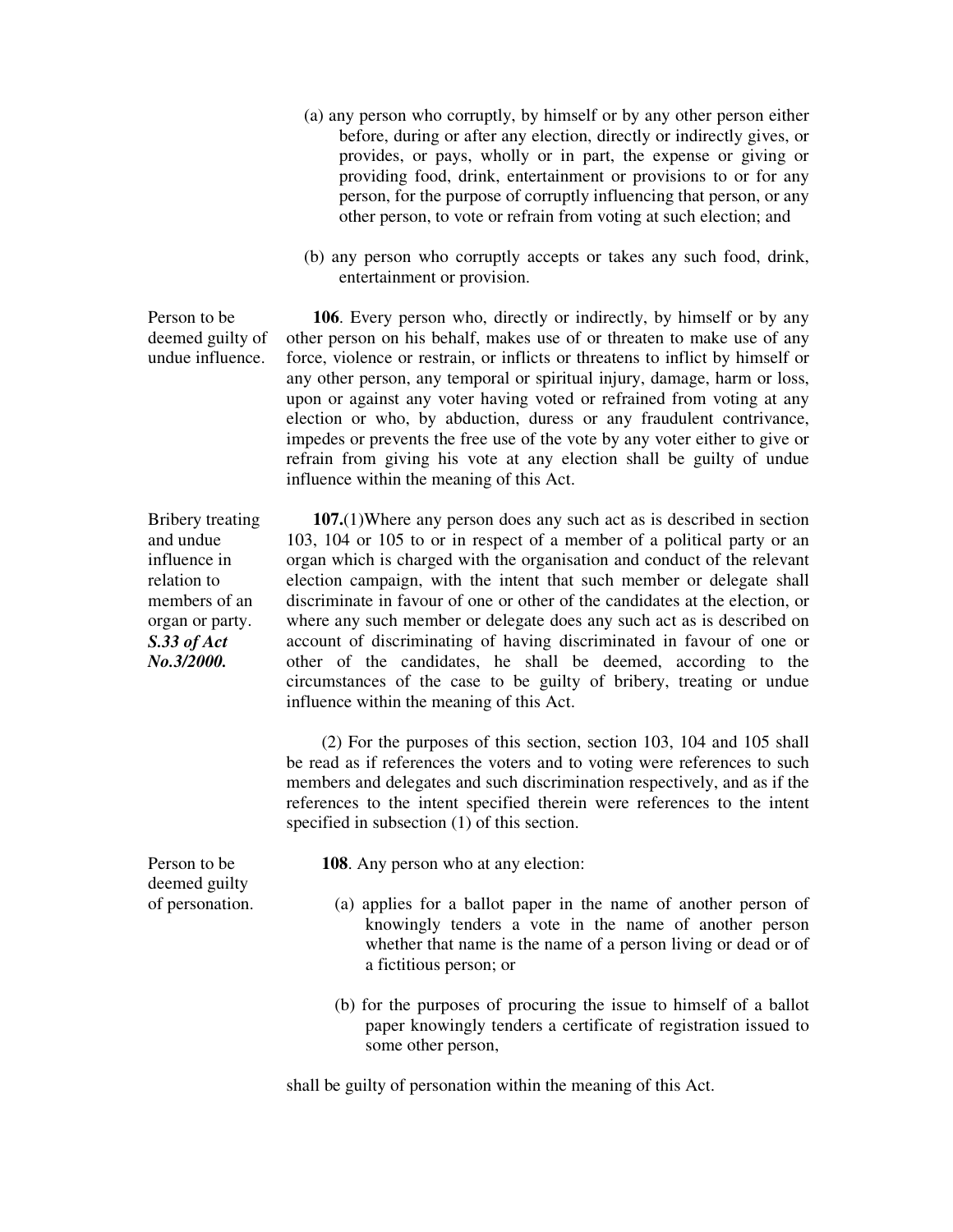(a) any person who corruptly, by himself or by any other person either before, during or after any election, directly or indirectly gives, or provides, or pays, wholly or in part, the expense or giving or providing food, drink, entertainment or provisions to or for any person, for the purpose of corruptly influencing that person, or any other person, to vote or refrain from voting at such election; and

(b) any person who corruptly accepts or takes any such food, drink, entertainment or provision.

Person to be deemed guilty of undue influence.

**106**. Every person who, directly or indirectly, by himself or by any other person on his behalf, makes use of or threaten to make use of any force, violence or restrain, or inflicts or threatens to inflict by himself or any other person, any temporal or spiritual injury, damage, harm or loss, upon or against any voter having voted or refrained from voting at any election or who, by abduction, duress or any fraudulent contrivance, impedes or prevents the free use of the vote by any voter either to give or refrain from giving his vote at any election shall be guilty of undue influence within the meaning of this Act.

Bribery treating and undue influence in relation to members of an organ or party. ***S.33 of Act No.3/2000.***

**107.**(1)Where any person does any such act as is described in section 103, 104 or 105 to or in respect of a member of a political party or an organ which is charged with the organisation and conduct of the relevant election campaign, with the intent that such member or delegate shall discriminate in favour of one or other of the candidates at the election, or where any such member or delegate does any such act as is described on account of discriminating of having discriminated in favour of one or other of the candidates, he shall be deemed, according to the circumstances of the case to be guilty of bribery, treating or undue influence within the meaning of this Act.

(2) For the purposes of this section, section 103, 104 and 105 shall be read as if references the voters and to voting were references to such members and delegates and such discrimination respectively, and as if the references to the intent specified therein were references to the intent specified in subsection (1) of this section.

Person to be deemed guilty of personation.

**108**. Any person who at any election:

(a) applies for a ballot paper in the name of another person of knowingly tenders a vote in the name of another person whether that name is the name of a person living or dead or of a fictitious person; or

(b) for the purposes of procuring the issue to himself of a ballot paper knowingly tenders a certificate of registration issued to some other person,

shall be guilty of personation within the meaning of this Act.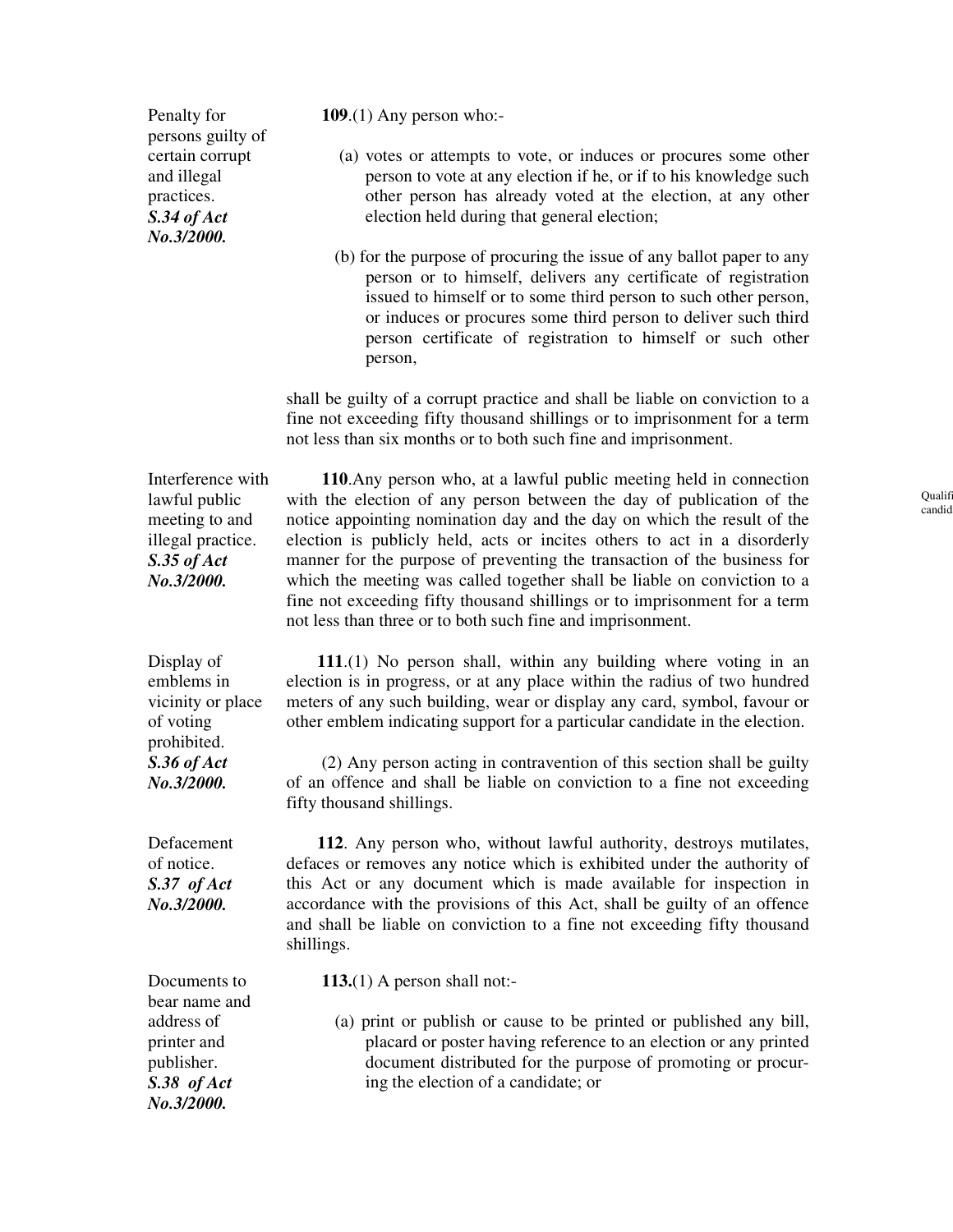Penalty for persons guilty of certain corrupt and illegal practices.
***S.34 of Act No.3/2000.***

**109**.(1) Any person who:-

(a) votes or attempts to vote, or induces or procures some other person to vote at any election if he, or if to his knowledge such other person has already voted at the election, at any other election held during that general election;

(b) for the purpose of procuring the issue of any ballot paper to any person or to himself, delivers any certificate of registration issued to himself or to some third person to such other person, or induces or procures some third person to deliver such third person certificate of registration to himself or such other person,

shall be guilty of a corrupt practice and shall be liable on conviction to a fine not exceeding fifty thousand shillings or to imprisonment for a term not less than six months or to both such fine and imprisonment.

Interference with lawful public meeting to and illegal practice.
***S.35 of Act No.3/2000.***

**110**.Any person who, at a lawful public meeting held in connection with the election of any person between the day of publication of the notice appointing nomination day and the day on which the result of the election is publicly held, acts or incites others to act in a disorderly manner for the purpose of preventing the transaction of the business for which the meeting was called together shall be liable on conviction to a fine not exceeding fifty thousand shillings or to imprisonment for a term not less than three or to both such fine and imprisonment.

Display of emblems in vicinity or place of voting prohibited.
***S.36 of Act No.3/2000.***

**111**.(1) No person shall, within any building where voting in an election is in progress, or at any place within the radius of two hundred meters of any such building, wear or display any card, symbol, favour or other emblem indicating support for a particular candidate in the election.

(2) Any person acting in contravention of this section shall be guilty of an offence and shall be liable on conviction to a fine not exceeding fifty thousand shillings.

Defacement of notice.
***S.37 of Act No.3/2000.***

**112**. Any person who, without lawful authority, destroys mutilates, defaces or removes any notice which is exhibited under the authority of this Act or any document which is made available for inspection in accordance with the provisions of this Act, shall be guilty of an offence and shall be liable on conviction to a fine not exceeding fifty thousand shillings.

Documents to bear name and address of printer and publisher.
***S.38 of Act No.3/2000.***

**113.**(1) A person shall not:-

(a) print or publish or cause to be printed or published any bill, placard or poster having reference to an election or any printed document distributed for the purpose of promoting or procuring the election of a candidate; or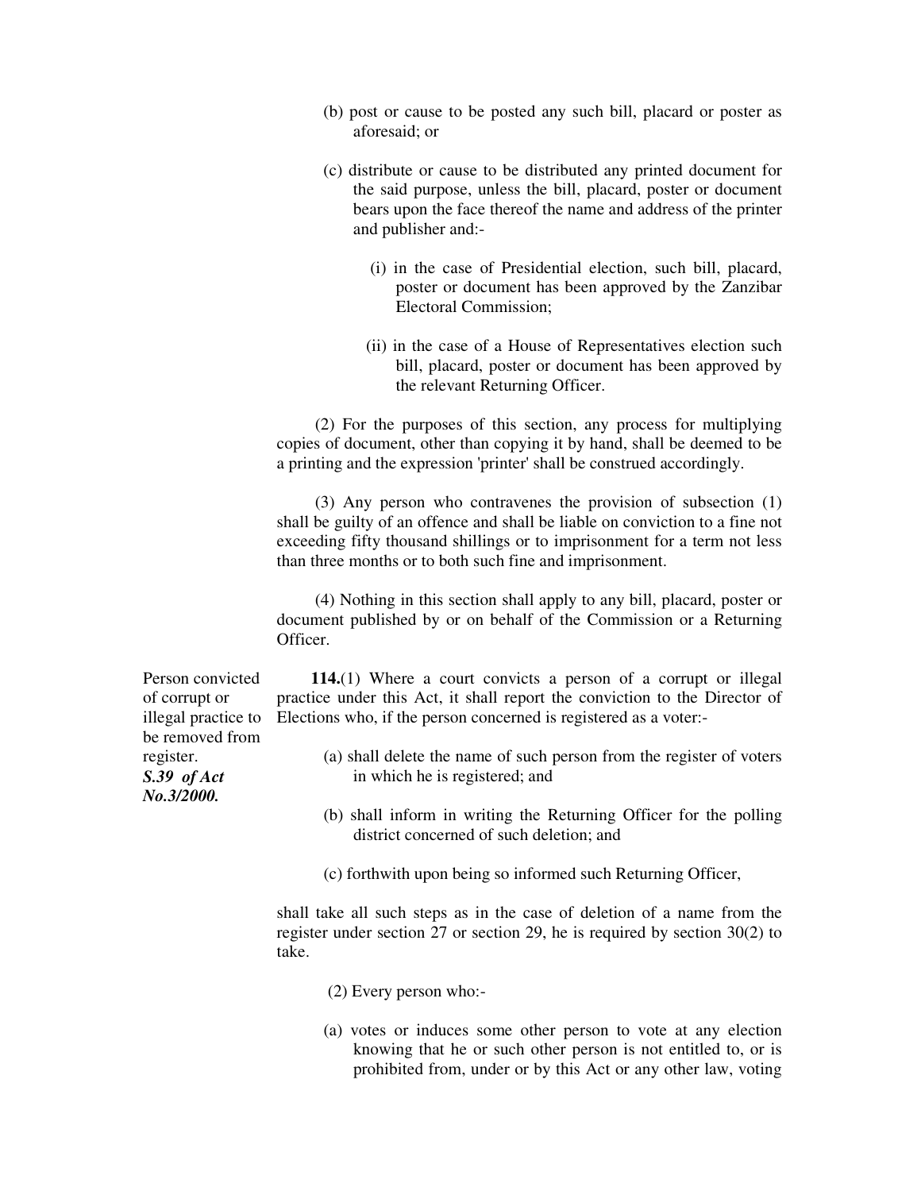(b) post or cause to be posted any such bill, placard or poster as aforesaid; or

(c) distribute or cause to be distributed any printed document for the said purpose, unless the bill, placard, poster or document bears upon the face thereof the name and address of the printer and publisher and:-

(i) in the case of Presidential election, such bill, placard, poster or document has been approved by the Zanzibar Electoral Commission;

(ii) in the case of a House of Representatives election such bill, placard, poster or document has been approved by the relevant Returning Officer.

(2) For the purposes of this section, any process for multiplying copies of document, other than copying it by hand, shall be deemed to be a printing and the expression 'printer' shall be construed accordingly.

(3) Any person who contravenes the provision of subsection (1) shall be guilty of an offence and shall be liable on conviction to a fine not exceeding fifty thousand shillings or to imprisonment for a term not less than three months or to both such fine and imprisonment.

(4) Nothing in this section shall apply to any bill, placard, poster or document published by or on behalf of the Commission or a Returning Officer.

Person convicted of corrupt or illegal practice to be removed from register.
***S.39 of Act No.3/2000.***

**114.**(1) Where a court convicts a person of a corrupt or illegal practice under this Act, it shall report the conviction to the Director of Elections who, if the person concerned is registered as a voter:-

(a) shall delete the name of such person from the register of voters in which he is registered; and

(b) shall inform in writing the Returning Officer for the polling district concerned of such deletion; and

(c) forthwith upon being so informed such Returning Officer,

shall take all such steps as in the case of deletion of a name from the register under section 27 or section 29, he is required by section 30(2) to take.

(2) Every person who:-

(a) votes or induces some other person to vote at any election knowing that he or such other person is not entitled to, or is prohibited from, under or by this Act or any other law, voting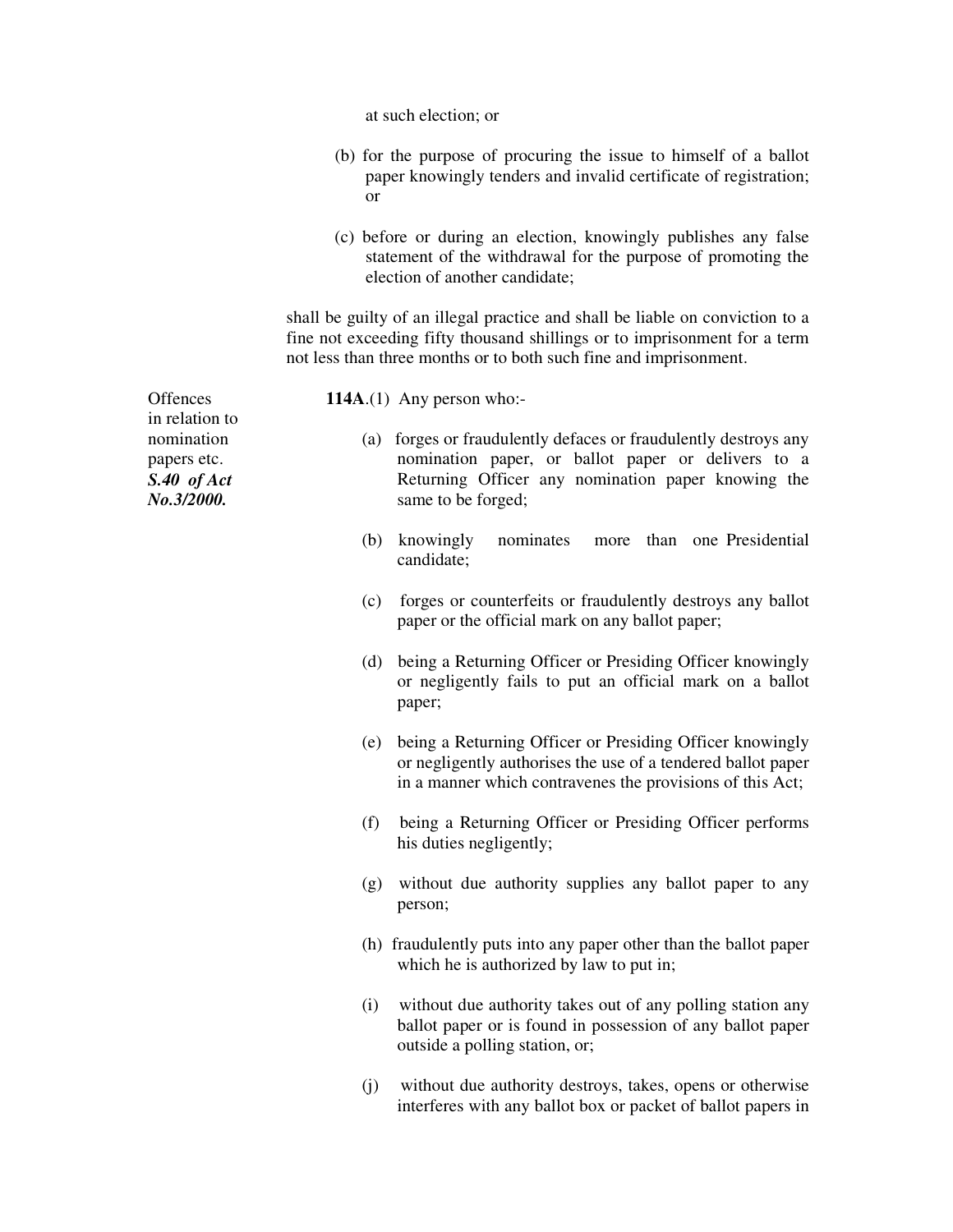at such election; or

(b) for the purpose of procuring the issue to himself of a ballot paper knowingly tenders and invalid certificate of registration; or

(c) before or during an election, knowingly publishes any false statement of the withdrawal for the purpose of promoting the election of another candidate;

shall be guilty of an illegal practice and shall be liable on conviction to a fine not exceeding fifty thousand shillings or to imprisonment for a term not less than three months or to both such fine and imprisonment.

Offences in relation to nomination papers etc. ***S.40 of Act No.3/2000.***

**114A**.(1) Any person who:-

(a) forges or fraudulently defaces or fraudulently destroys any nomination paper, or ballot paper or delivers to a Returning Officer any nomination paper knowing the same to be forged;

(b) knowingly nominates more than one Presidential candidate;

(c) forges or counterfeits or fraudulently destroys any ballot paper or the official mark on any ballot paper;

(d) being a Returning Officer or Presiding Officer knowingly or negligently fails to put an official mark on a ballot paper;

(e) being a Returning Officer or Presiding Officer knowingly or negligently authorises the use of a tendered ballot paper in a manner which contravenes the provisions of this Act;

(f) being a Returning Officer or Presiding Officer performs his duties negligently;

(g) without due authority supplies any ballot paper to any person;

(h) fraudulently puts into any paper other than the ballot paper which he is authorized by law to put in;

(i) without due authority takes out of any polling station any ballot paper or is found in possession of any ballot paper outside a polling station, or;

(j) without due authority destroys, takes, opens or otherwise interferes with any ballot box or packet of ballot papers in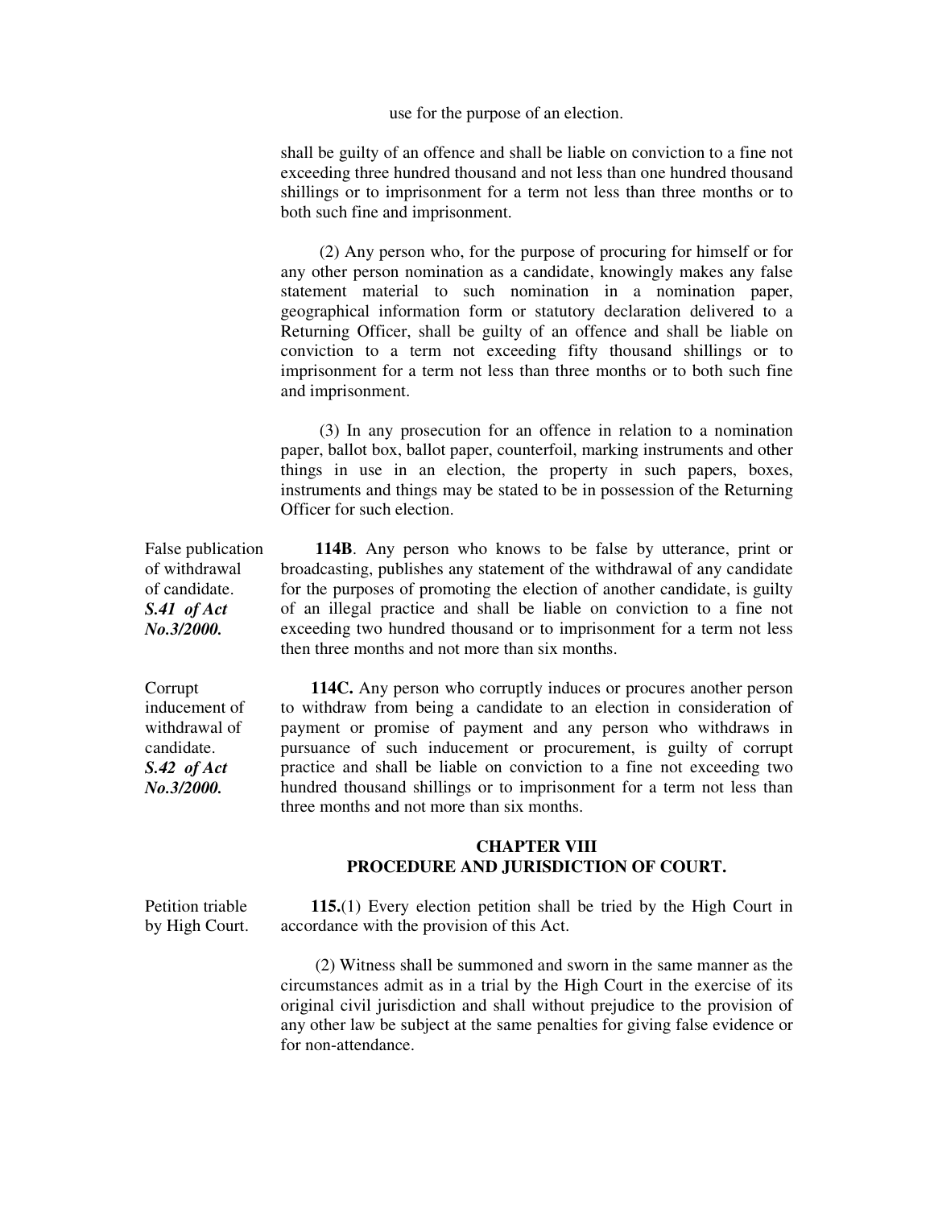use for the purpose of an election.

shall be guilty of an offence and shall be liable on conviction to a fine not exceeding three hundred thousand and not less than one hundred thousand shillings or to imprisonment for a term not less than three months or to both such fine and imprisonment.

(2) Any person who, for the purpose of procuring for himself or for any other person nomination as a candidate, knowingly makes any false statement material to such nomination in a nomination paper, geographical information form or statutory declaration delivered to a Returning Officer, shall be guilty of an offence and shall be liable on conviction to a term not exceeding fifty thousand shillings or to imprisonment for a term not less than three months or to both such fine and imprisonment.

(3) In any prosecution for an offence in relation to a nomination paper, ballot box, ballot paper, counterfoil, marking instruments and other things in use in an election, the property in such papers, boxes, instruments and things may be stated to be in possession of the Returning Officer for such election.

False publication of withdrawal of candidate. ***S.41 of Act No.3/2000.***

**114B**. Any person who knows to be false by utterance, print or broadcasting, publishes any statement of the withdrawal of any candidate for the purposes of promoting the election of another candidate, is guilty of an illegal practice and shall be liable on conviction to a fine not exceeding two hundred thousand or to imprisonment for a term not less then three months and not more than six months.

Corrupt inducement of withdrawal of candidate. ***S.42 of Act No.3/2000.***

**114C.** Any person who corruptly induces or procures another person to withdraw from being a candidate to an election in consideration of payment or promise of payment and any person who withdraws in pursuance of such inducement or procurement, is guilty of corrupt practice and shall be liable on conviction to a fine not exceeding two hundred thousand shillings or to imprisonment for a term not less than three months and not more than six months.

## CHAPTER VIII
## PROCEDURE AND JURISDICTION OF COURT.

Petition triable by High Court.

**115.**(1) Every election petition shall be tried by the High Court in accordance with the provision of this Act.

(2) Witness shall be summoned and sworn in the same manner as the circumstances admit as in a trial by the High Court in the exercise of its original civil jurisdiction and shall without prejudice to the provision of any other law be subject at the same penalties for giving false evidence or for non-attendance.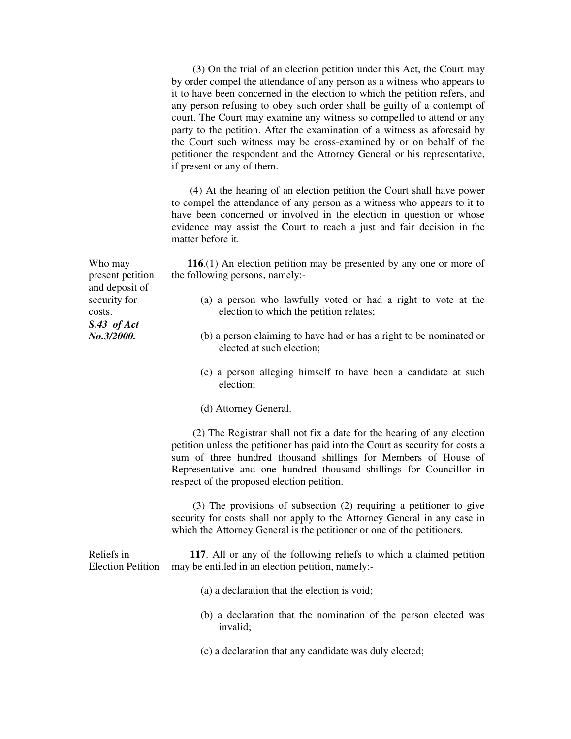(3) On the trial of an election petition under this Act, the Court may by order compel the attendance of any person as a witness who appears to it to have been concerned in the election to which the petition refers, and any person refusing to obey such order shall be guilty of a contempt of court. The Court may examine any witness so compelled to attend or any party to the petition. After the examination of a witness as aforesaid by the Court such witness may be cross-examined by or on behalf of the petitioner the respondent and the Attorney General or his representative, if present or any of them.

(4) At the hearing of an election petition the Court shall have power to compel the attendance of any person as a witness who appears to it to have been concerned or involved in the election in question or whose evidence may assist the Court to reach a just and fair decision in the matter before it.

Who may present petition and deposit of security for costs.
***S.43 of Act No.3/2000.***

**116**.(1) An election petition may be presented by any one or more of the following persons, namely:-

(a) a person who lawfully voted or had a right to vote at the election to which the petition relates;

(b) a person claiming to have had or has a right to be nominated or elected at such election;

(c) a person alleging himself to have been a candidate at such election;

(d) Attorney General.

(2) The Registrar shall not fix a date for the hearing of any election petition unless the petitioner has paid into the Court as security for costs a sum of three hundred thousand shillings for Members of House of Representative and one hundred thousand shillings for Councillor in respect of the proposed election petition.

(3) The provisions of subsection (2) requiring a petitioner to give security for costs shall not apply to the Attorney General in any case in which the Attorney General is the petitioner or one of the petitioners.

Reliefs in Election Petition

**117**. All or any of the following reliefs to which a claimed petition may be entitled in an election petition, namely:-

(a) a declaration that the election is void;

(b) a declaration that the nomination of the person elected was invalid;

(c) a declaration that any candidate was duly elected;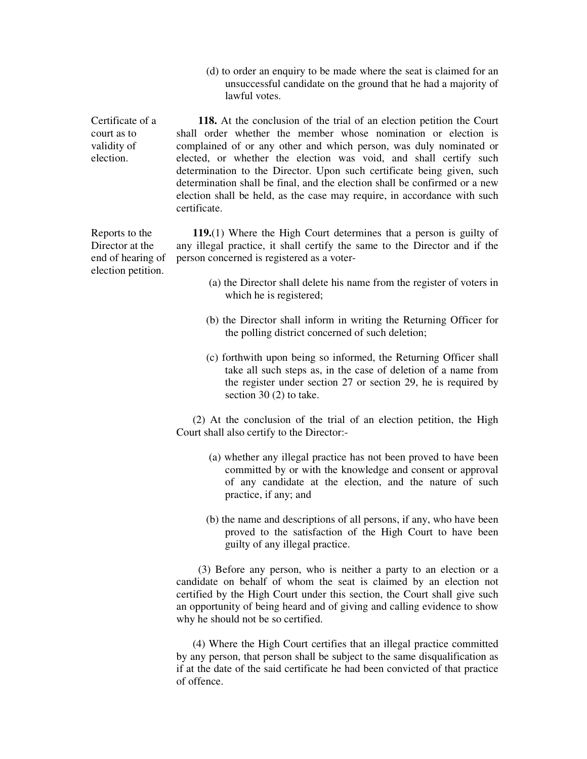(d) to order an enquiry to be made where the seat is claimed for an unsuccessful candidate on the ground that he had a majority of lawful votes.

Certificate of a court as to validity of election.

**118.** At the conclusion of the trial of an election petition the Court shall order whether the member whose nomination or election is complained of or any other and which person, was duly nominated or elected, or whether the election was void, and shall certify such determination to the Director. Upon such certificate being given, such determination shall be final, and the election shall be confirmed or a new election shall be held, as the case may require, in accordance with such certificate.

Reports to the Director at the end of hearing of election petition.

**119.**(1) Where the High Court determines that a person is guilty of any illegal practice, it shall certify the same to the Director and if the person concerned is registered as a voter-

(a) the Director shall delete his name from the register of voters in which he is registered;

(b) the Director shall inform in writing the Returning Officer for the polling district concerned of such deletion;

(c) forthwith upon being so informed, the Returning Officer shall take all such steps as, in the case of deletion of a name from the register under section 27 or section 29, he is required by section 30 (2) to take.

(2) At the conclusion of the trial of an election petition, the High Court shall also certify to the Director:-

(a) whether any illegal practice has not been proved to have been committed by or with the knowledge and consent or approval of any candidate at the election, and the nature of such practice, if any; and

(b) the name and descriptions of all persons, if any, who have been proved to the satisfaction of the High Court to have been guilty of any illegal practice.

(3) Before any person, who is neither a party to an election or a candidate on behalf of whom the seat is claimed by an election not certified by the High Court under this section, the Court shall give such an opportunity of being heard and of giving and calling evidence to show why he should not be so certified.

(4) Where the High Court certifies that an illegal practice committed by any person, that person shall be subject to the same disqualification as if at the date of the said certificate he had been convicted of that practice of offence.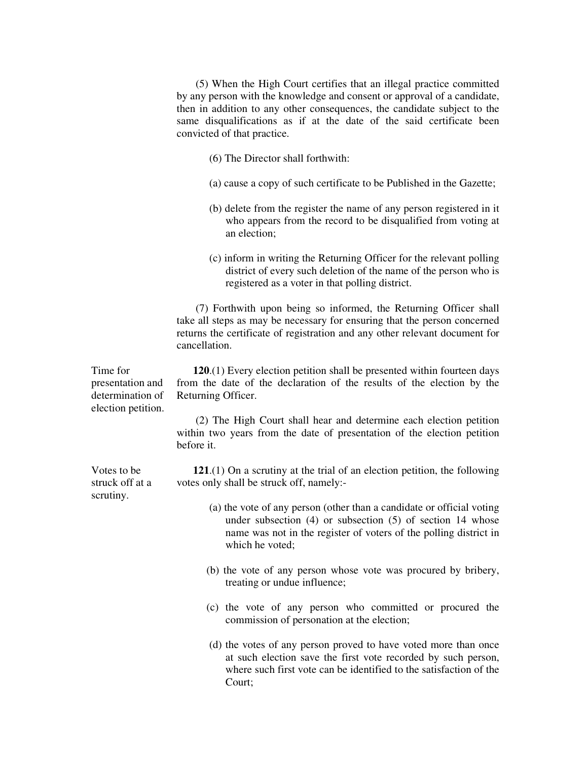(5) When the High Court certifies that an illegal practice committed by any person with the knowledge and consent or approval of a candidate, then in addition to any other consequences, the candidate subject to the same disqualifications as if at the date of the said certificate been convicted of that practice.

(6) The Director shall forthwith:

(a) cause a copy of such certificate to be Published in the Gazette;

(b) delete from the register the name of any person registered in it who appears from the record to be disqualified from voting at an election;

(c) inform in writing the Returning Officer for the relevant polling district of every such deletion of the name of the person who is registered as a voter in that polling district.

(7) Forthwith upon being so informed, the Returning Officer shall take all steps as may be necessary for ensuring that the person concerned returns the certificate of registration and any other relevant document for cancellation.

*Time for presentation and determination of election petition.*

**120**.(1) Every election petition shall be presented within fourteen days from the date of the declaration of the results of the election by the Returning Officer.

(2) The High Court shall hear and determine each election petition within two years from the date of presentation of the election petition before it.

*Votes to be struck off at a scrutiny.*

**121**.(1) On a scrutiny at the trial of an election petition, the following votes only shall be struck off, namely:-

(a) the vote of any person (other than a candidate or official voting under subsection (4) or subsection (5) of section 14 whose name was not in the register of voters of the polling district in which he voted;

(b) the vote of any person whose vote was procured by bribery, treating or undue influence;

(c) the vote of any person who committed or procured the commission of personation at the election;

(d) the votes of any person proved to have voted more than once at such election save the first vote recorded by such person, where such first vote can be identified to the satisfaction of the Court;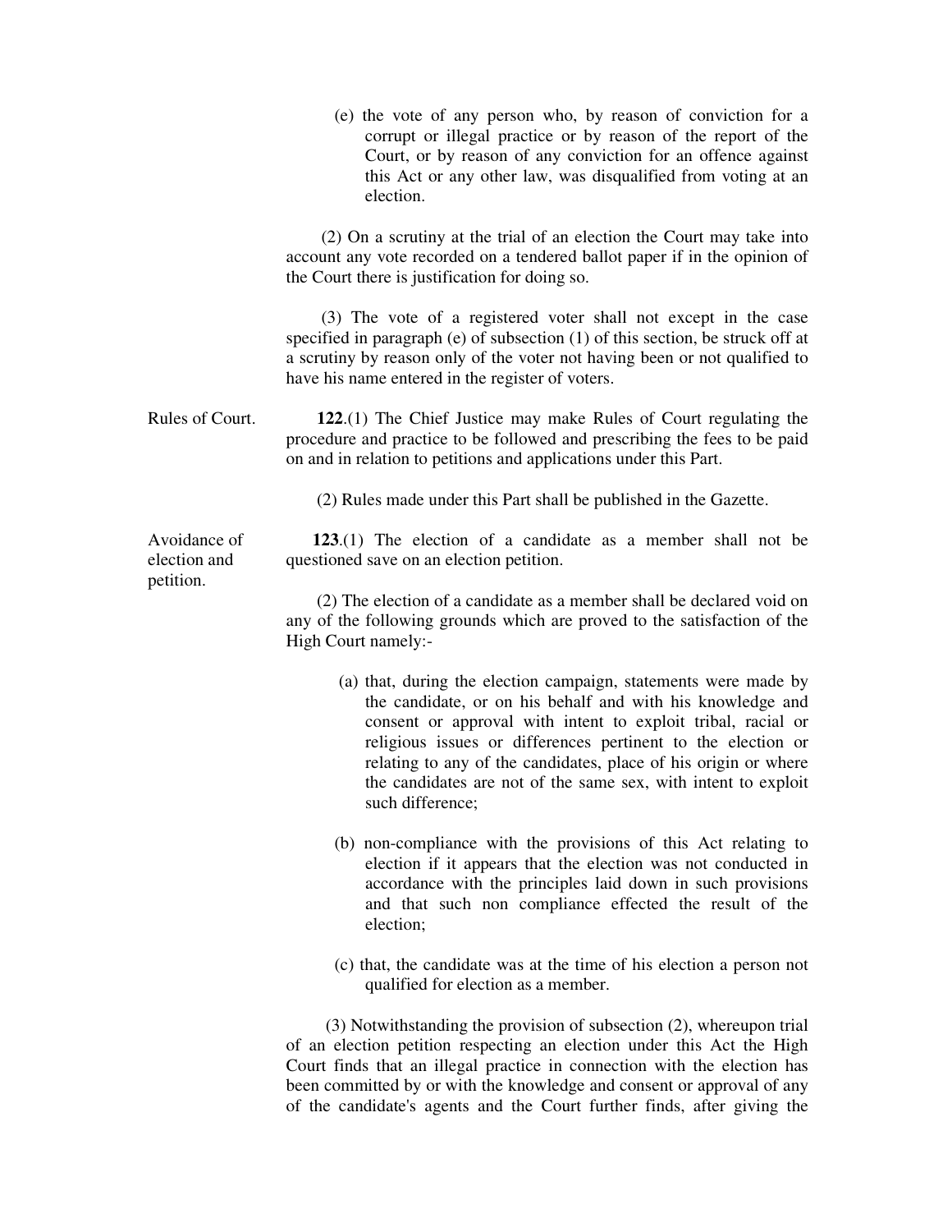(e) the vote of any person who, by reason of conviction for a corrupt or illegal practice or by reason of the report of the Court, or by reason of any conviction for an offence against this Act or any other law, was disqualified from voting at an election.

(2) On a scrutiny at the trial of an election the Court may take into account any vote recorded on a tendered ballot paper if in the opinion of the Court there is justification for doing so.

(3) The vote of a registered voter shall not except in the case specified in paragraph (e) of subsection (1) of this section, be struck off at a scrutiny by reason only of the voter not having been or not qualified to have his name entered in the register of voters.

Rules of Court.

**122**.(1) The Chief Justice may make Rules of Court regulating the procedure and practice to be followed and prescribing the fees to be paid on and in relation to petitions and applications under this Part.

(2) Rules made under this Part shall be published in the Gazette.

Avoidance of election and petition.

**123**.(1) The election of a candidate as a member shall not be questioned save on an election petition.

(2) The election of a candidate as a member shall be declared void on any of the following grounds which are proved to the satisfaction of the High Court namely:-

(a) that, during the election campaign, statements were made by the candidate, or on his behalf and with his knowledge and consent or approval with intent to exploit tribal, racial or religious issues or differences pertinent to the election or relating to any of the candidates, place of his origin or where the candidates are not of the same sex, with intent to exploit such difference;

(b) non-compliance with the provisions of this Act relating to election if it appears that the election was not conducted in accordance with the principles laid down in such provisions and that such non compliance effected the result of the election;

(c) that, the candidate was at the time of his election a person not qualified for election as a member.

(3) Notwithstanding the provision of subsection (2), whereupon trial of an election petition respecting an election under this Act the High Court finds that an illegal practice in connection with the election has been committed by or with the knowledge and consent or approval of any of the candidate's agents and the Court further finds, after giving the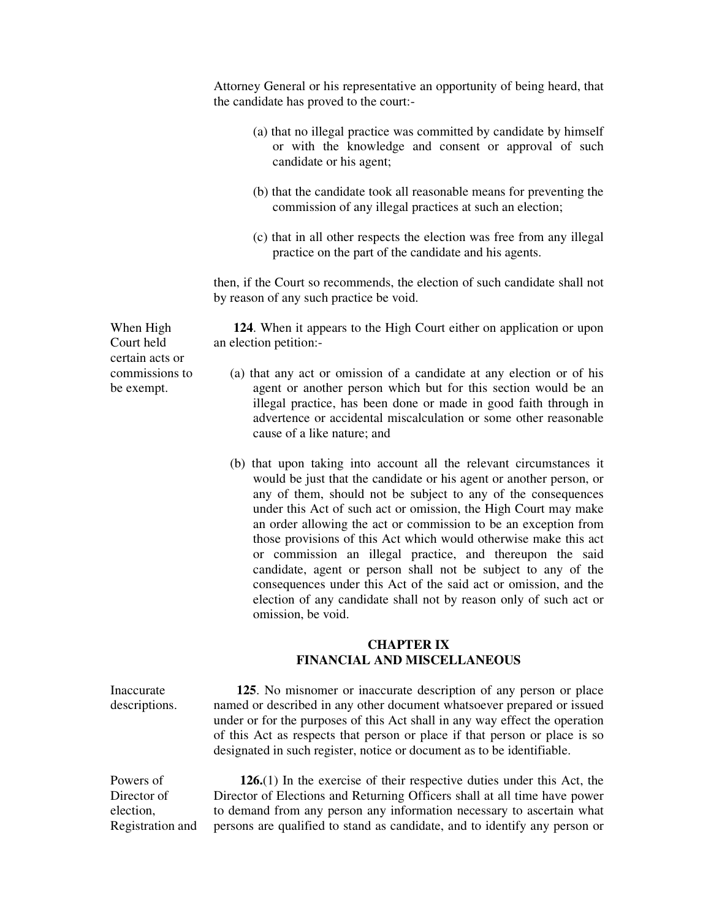Attorney General or his representative an opportunity of being heard, that the candidate has proved to the court:-

(a) that no illegal practice was committed by candidate by himself or with the knowledge and consent or approval of such candidate or his agent;

(b) that the candidate took all reasonable means for preventing the commission of any illegal practices at such an election;

(c) that in all other respects the election was free from any illegal practice on the part of the candidate and his agents.

then, if the Court so recommends, the election of such candidate shall not by reason of any such practice be void.

When High Court held certain acts or commissions to be exempt.

**124**. When it appears to the High Court either on application or upon an election petition:-

(a) that any act or omission of a candidate at any election or of his agent or another person which but for this section would be an illegal practice, has been done or made in good faith through in advertence or accidental miscalculation or some other reasonable cause of a like nature; and

(b) that upon taking into account all the relevant circumstances it would be just that the candidate or his agent or another person, or any of them, should not be subject to any of the consequences under this Act of such act or omission, the High Court may make an order allowing the act or commission to be an exception from those provisions of this Act which would otherwise make this act or commission an illegal practice, and thereupon the said candidate, agent or person shall not be subject to any of the consequences under this Act of the said act or omission, and the election of any candidate shall not by reason only of such act or omission, be void.

## CHAPTER IX
## FINANCIAL AND MISCELLANEOUS

Inaccurate descriptions.

**125**. No misnomer or inaccurate description of any person or place named or described in any other document whatsoever prepared or issued under or for the purposes of this Act shall in any way effect the operation of this Act as respects that person or place if that person or place is so designated in such register, notice or document as to be identifiable.

Powers of Director of election, Registration and

**126.**(1) In the exercise of their respective duties under this Act, the Director of Elections and Returning Officers shall at all time have power to demand from any person any information necessary to ascertain what persons are qualified to stand as candidate, and to identify any person or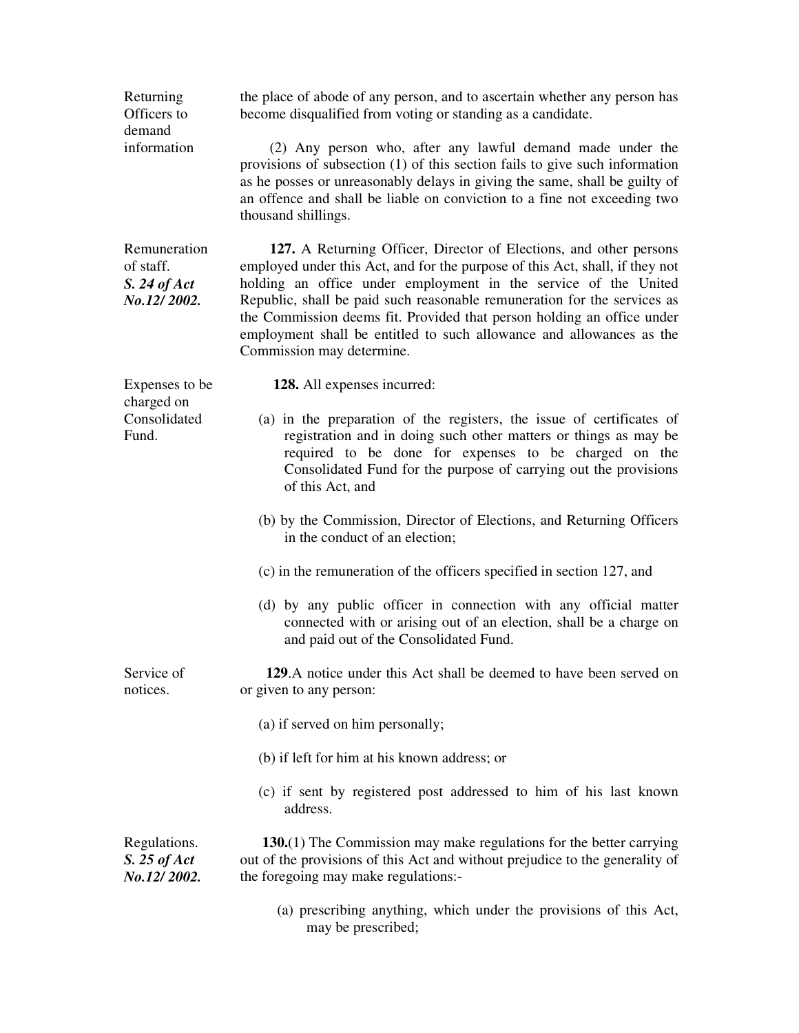Returning Officers to demand information

the place of abode of any person, and to ascertain whether any person has become disqualified from voting or standing as a candidate.

(2) Any person who, after any lawful demand made under the provisions of subsection (1) of this section fails to give such information as he posses or unreasonably delays in giving the same, shall be guilty of an offence and shall be liable on conviction to a fine not exceeding two thousand shillings.

Remuneration of staff.
*S. 24 of Act No.12/ 2002.*

**127.** A Returning Officer, Director of Elections, and other persons employed under this Act, and for the purpose of this Act, shall, if they not holding an office under employment in the service of the United Republic, shall be paid such reasonable remuneration for the services as the Commission deems fit. Provided that person holding an office under employment shall be entitled to such allowance and allowances as the Commission may determine.

Expenses to be charged on Consolidated Fund.

**128.** All expenses incurred:

(a) in the preparation of the registers, the issue of certificates of registration and in doing such other matters or things as may be required to be done for expenses to be charged on the Consolidated Fund for the purpose of carrying out the provisions of this Act, and

(b) by the Commission, Director of Elections, and Returning Officers in the conduct of an election;

(c) in the remuneration of the officers specified in section 127, and

(d) by any public officer in connection with any official matter connected with or arising out of an election, shall be a charge on and paid out of the Consolidated Fund.

Service of notices.

**129**.A notice under this Act shall be deemed to have been served on or given to any person:

(a) if served on him personally;

(b) if left for him at his known address; or

(c) if sent by registered post addressed to him of his last known address.

Regulations.
*S. 25 of Act No.12/ 2002.*

**130.**(1) The Commission may make regulations for the better carrying out of the provisions of this Act and without prejudice to the generality of the foregoing may make regulations:-

(a) prescribing anything, which under the provisions of this Act, may be prescribed;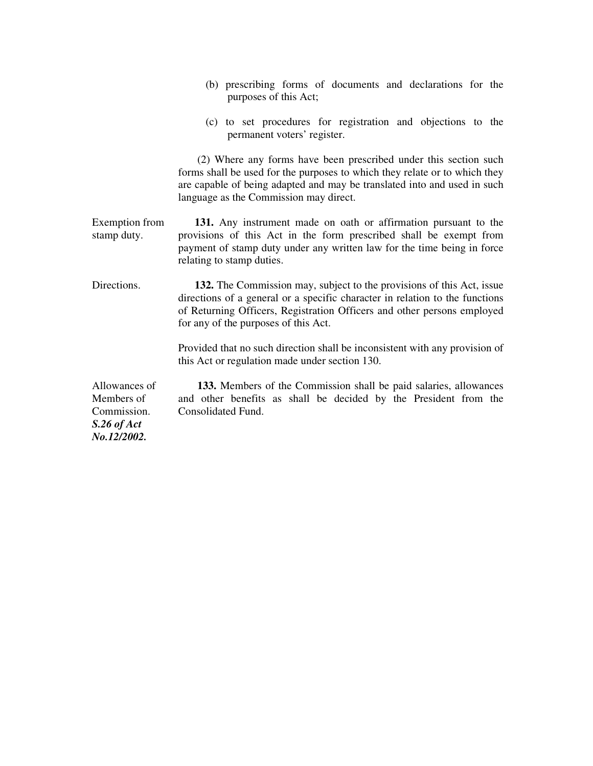(b) prescribing forms of documents and declarations for the purposes of this Act;

(c) to set procedures for registration and objections to the permanent voters' register.

(2) Where any forms have been prescribed under this section such forms shall be used for the purposes to which they relate or to which they are capable of being adapted and may be translated into and used in such language as the Commission may direct.

Exemption from stamp duty.

**131.** Any instrument made on oath or affirmation pursuant to the provisions of this Act in the form prescribed shall be exempt from payment of stamp duty under any written law for the time being in force relating to stamp duties.

Directions.

**132.** The Commission may, subject to the provisions of this Act, issue directions of a general or a specific character in relation to the functions of Returning Officers, Registration Officers and other persons employed for any of the purposes of this Act.

Provided that no such direction shall be inconsistent with any provision of this Act or regulation made under section 130.

Allowances of Members of Commission.
***S.26 of Act No.12/2002.***

**133.** Members of the Commission shall be paid salaries, allowances and other benefits as shall be decided by the President from the Consolidated Fund.